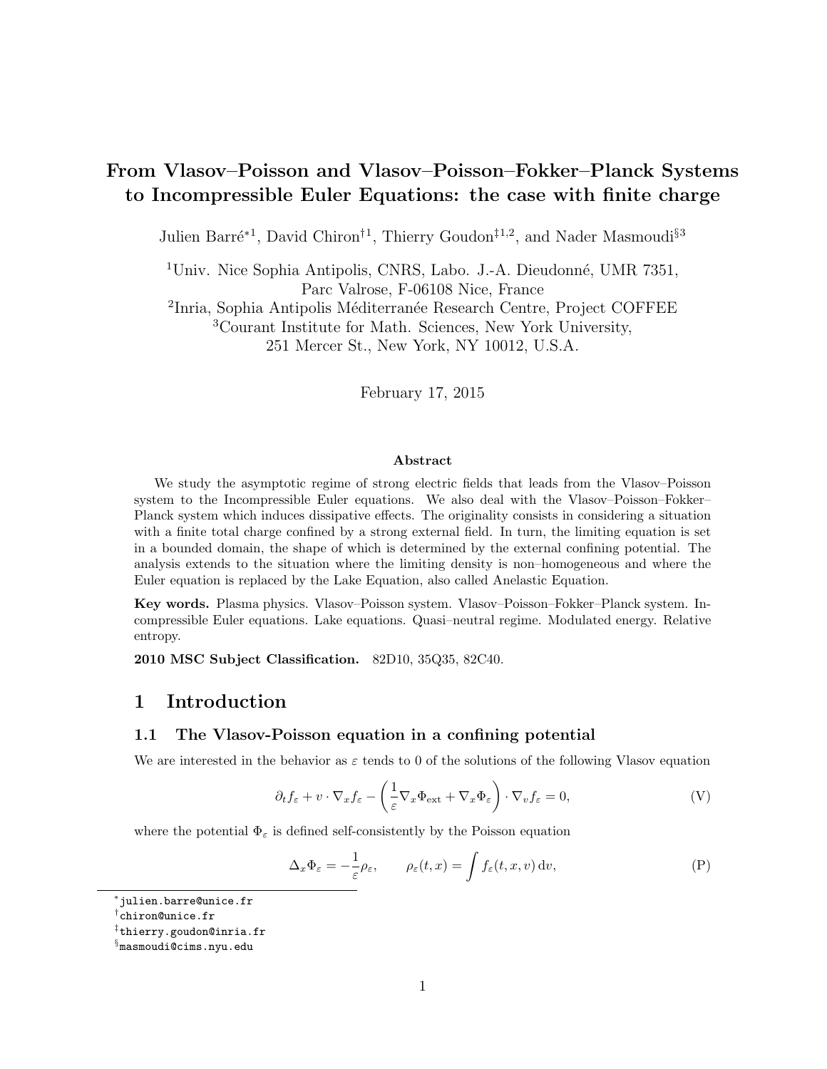# From Vlasov–Poisson and Vlasov–Poisson–Fokker–Planck Systems to Incompressible Euler Equations: the case with finite charge

Julien Barré*[1], David Chiron†[1], Thierry Goudon‡[1,2], and Nader Masmoudi§[3]

[1]Univ. Nice Sophia Antipolis, CNRS, Labo. J.-A. Dieudonné, UMR 7351, Parc Valrose, F-06108 Nice, France

[2]Inria, Sophia Antipolis Méditerranée Research Centre, Project COFFEE

[3]Courant Institute for Math. Sciences, New York University, 251 Mercer St., New York, NY 10012, U.S.A.

February 17, 2015

**Abstract**

We study the asymptotic regime of strong electric fields that leads from the Vlasov–Poisson system to the Incompressible Euler equations. We also deal with the Vlasov–Poisson–Fokker–Planck system which induces dissipative effects. The originality consists in considering a situation with a finite total charge confined by a strong external field. In turn, the limiting equation is set in a bounded domain, the shape of which is determined by the external confining potential. The analysis extends to the situation where the limiting density is non–homogeneous and where the Euler equation is replaced by the Lake Equation, also called Anelastic Equation.

**Key words.** Plasma physics. Vlasov–Poisson system. Vlasov–Poisson–Fokker–Planck system. Incompressible Euler equations. Lake equations. Quasi–neutral regime. Modulated energy. Relative entropy.

**2010 MSC Subject Classification.** 82D10, 35Q35, 82C40.

## 1 Introduction

### 1.1 The Vlasov-Poisson equation in a confining potential

We are interested in the behavior as $\varepsilon$ tends to 0 of the solutions of the following Vlasov equation

$$\partial_t f_\varepsilon + v \cdot \nabla_x f_\varepsilon - \left(\frac{1}{\varepsilon}\nabla_x \Phi_{\text{ext}} + \nabla_x \Phi_\varepsilon\right) \cdot \nabla_v f_\varepsilon = 0, \tag{V}$$

where the potential $\Phi_\varepsilon$ is defined self-consistently by the Poisson equation

$$\Delta_x \Phi_\varepsilon = -\frac{1}{\varepsilon}\rho_\varepsilon, \qquad \rho_\varepsilon(t,x) = \int f_\varepsilon(t,x,v)\,\mathrm{d}v, \tag{P}$$

*julien.barre@unice.fr

†chiron@unice.fr

‡thierry.goudon@inria.fr

§masmoudi@cims.nyu.edu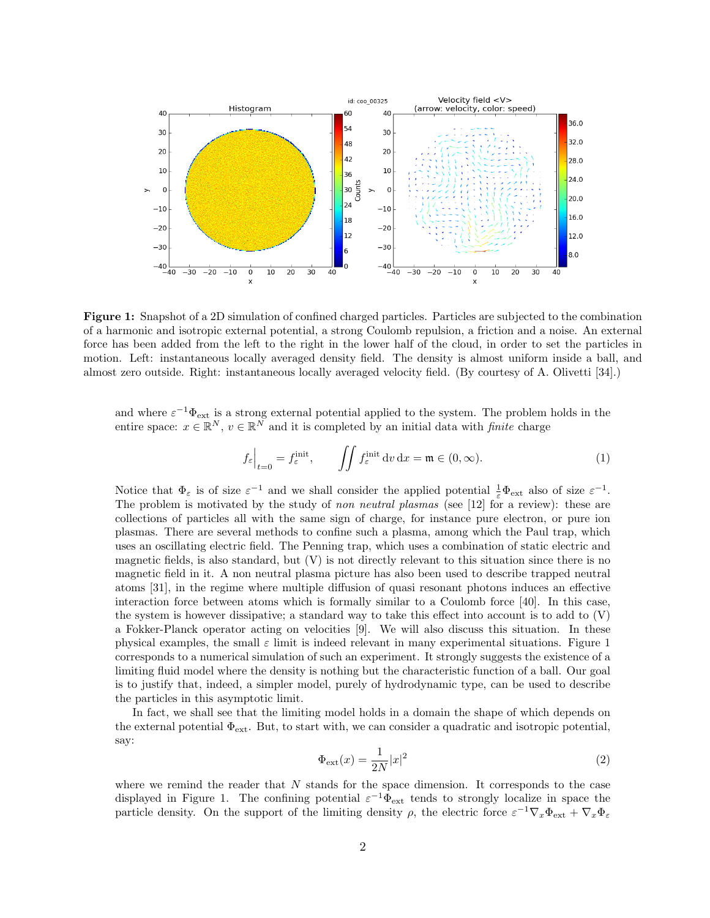**Figure 1:** Snapshot of a 2D simulation of confined charged particles. Particles are subjected to the combination of a harmonic and isotropic external potential, a strong Coulomb repulsion, a friction and a noise. An external force has been added from the left to the right in the lower half of the cloud, in order to set the particles in motion. Left: instantaneous locally averaged density field. The density is almost uniform inside a ball, and almost zero outside. Right: instantaneous locally averaged velocity field. (By courtesy of A. Olivetti [34].)

and where $\varepsilon^{-1}\Phi_{\text{ext}}$ is a strong external potential applied to the system. The problem holds in the entire space: $x \in \mathbb{R}^N$, $v \in \mathbb{R}^N$ and it is completed by an initial data with *finite* charge

$$f_\varepsilon\Big|_{t=0} = f_\varepsilon^{\text{init}}, \qquad \iint f_\varepsilon^{\text{init}}\,\mathrm{d}v\,\mathrm{d}x = \mathfrak{m} \in (0,\infty). \tag{1}$$

Notice that $\Phi_\varepsilon$ is of size $\varepsilon^{-1}$ and we shall consider the applied potential $\frac{1}{\varepsilon}\Phi_{\text{ext}}$ also of size $\varepsilon^{-1}$. The problem is motivated by the study of *non neutral plasmas* (see [12] for a review): these are collections of particles all with the same sign of charge, for instance pure electron, or pure ion plasmas. There are several methods to confine such a plasma, among which the Paul trap, which uses an oscillating electric field. The Penning trap, which uses a combination of static electric and magnetic fields, is also standard, but (V) is not directly relevant to this situation since there is no magnetic field in it. A non neutral plasma picture has also been used to describe trapped neutral atoms [31], in the regime where multiple diffusion of quasi resonant photons induces an effective interaction force between atoms which is formally similar to a Coulomb force [40]. In this case, the system is however dissipative; a standard way to take this effect into account is to add to (V) a Fokker-Planck operator acting on velocities [9]. We will also discuss this situation. In these physical examples, the small $\varepsilon$ limit is indeed relevant in many experimental situations. Figure 1 corresponds to a numerical simulation of such an experiment. It strongly suggests the existence of a limiting fluid model where the density is nothing but the characteristic function of a ball. Our goal is to justify that, indeed, a simpler model, purely of hydrodynamic type, can be used to describe the particles in this asymptotic limit.

In fact, we shall see that the limiting model holds in a domain the shape of which depends on the external potential $\Phi_{\text{ext}}$. But, to start with, we can consider a quadratic and isotropic potential, say:

$$\Phi_{\text{ext}}(x) = \frac{1}{2N}|x|^2 \tag{2}$$

where we remind the reader that $N$ stands for the space dimension. It corresponds to the case displayed in Figure 1. The confining potential $\varepsilon^{-1}\Phi_{\text{ext}}$ tends to strongly localize in space the particle density. On the support of the limiting density $\rho$, the electric force $\varepsilon^{-1}\nabla_x\Phi_{\text{ext}} + \nabla_x\Phi_\varepsilon$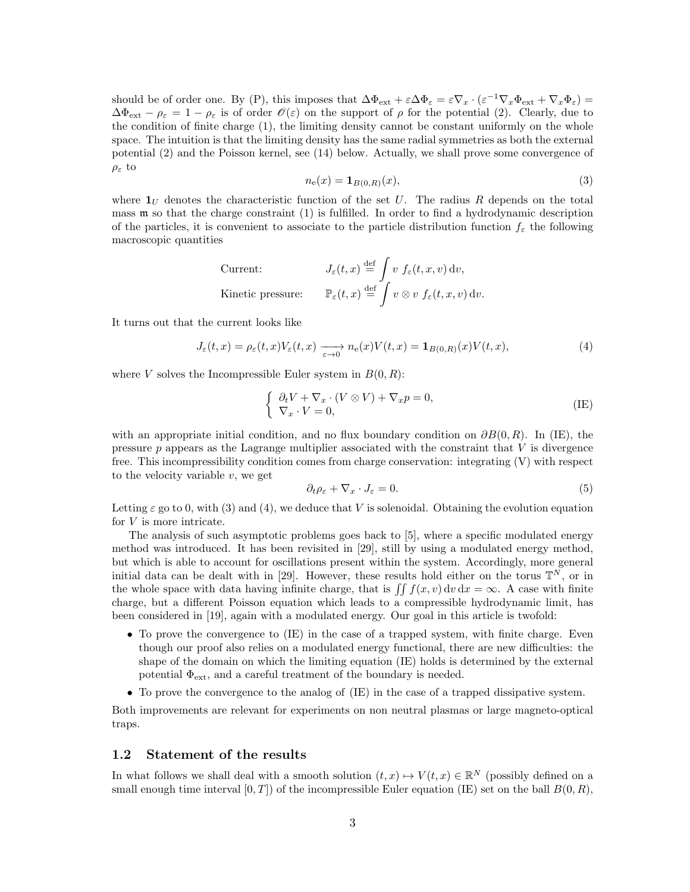should be of order one. By (P), this imposes that $\Delta\Phi_{\rm ext} + \varepsilon\Delta\Phi_\varepsilon = \varepsilon\nabla_x\cdot(\varepsilon^{-1}\nabla_x\Phi_{\rm ext} + \nabla_x\Phi_\varepsilon) = \Delta\Phi_{\rm ext} - \rho_\varepsilon = 1 - \rho_\varepsilon$ is of order $\mathscr{O}(\varepsilon)$ on the support of $\rho$ for the potential (2). Clearly, due to the condition of finite charge (1), the limiting density cannot be constant uniformly on the whole space. The intuition is that the limiting density has the same radial symmetries as both the external potential (2) and the Poisson kernel, see (14) below. Actually, we shall prove some convergence of $\rho_\varepsilon$ to

$$n_{\rm e}(x) = \mathbf{1}_{B(0,R)}(x), \tag{3}$$

where $\mathbf{1}_U$ denotes the characteristic function of the set $U$. The radius $R$ depends on the total mass $\mathfrak{m}$ so that the charge constraint (1) is fulfilled. In order to find a hydrodynamic description of the particles, it is convenient to associate to the particle distribution function $f_\varepsilon$ the following macroscopic quantities

$$\text{Current:} \qquad J_\varepsilon(t,x) \stackrel{\rm def}{=} \int v\ f_\varepsilon(t,x,v)\,\mathrm{d}v,$$

$$\text{Kinetic pressure:} \qquad \mathbb{P}_\varepsilon(t,x) \stackrel{\rm def}{=} \int v\otimes v\ f_\varepsilon(t,x,v)\,\mathrm{d}v.$$

It turns out that the current looks like

$$J_\varepsilon(t,x) = \rho_\varepsilon(t,x)V_\varepsilon(t,x) \xrightarrow[\varepsilon\to 0]{} n_{\rm e}(x)V(t,x) = \mathbf{1}_{B(0,R)}(x)V(t,x), \tag{4}$$

where $V$ solves the Incompressible Euler system in $B(0,R)$:

$$\left\{\begin{array}{l} \partial_t V + \nabla_x\cdot(V\otimes V) + \nabla_x p = 0, \\ \nabla_x\cdot V = 0, \end{array}\right. \tag{IE}$$

with an appropriate initial condition, and no flux boundary condition on $\partial B(0,R)$. In (IE), the pressure $p$ appears as the Lagrange multiplier associated with the constraint that $V$ is divergence free. This incompressibility condition comes from charge conservation: integrating (V) with respect to the velocity variable $v$, we get

$$\partial_t\rho_\varepsilon + \nabla_x\cdot J_\varepsilon = 0. \tag{5}$$

Letting $\varepsilon$ go to 0, with (3) and (4), we deduce that $V$ is solenoidal. Obtaining the evolution equation for $V$ is more intricate.

The analysis of such asymptotic problems goes back to [5], where a specific modulated energy method was introduced. It has been revisited in [29], still by using a modulated energy method, but which is able to account for oscillations present within the system. Accordingly, more general initial data can be dealt with in [29]. However, these results hold either on the torus $\mathbb{T}^N$, or in the whole space with data having infinite charge, that is $\iint f(x,v)\,\mathrm{d}v\,\mathrm{d}x = \infty$. A case with finite charge, but a different Poisson equation which leads to a compressible hydrodynamic limit, has been considered in [19], again with a modulated energy. Our goal in this article is twofold:

- To prove the convergence to (IE) in the case of a trapped system, with finite charge. Even though our proof also relies on a modulated energy functional, there are new difficulties: the shape of the domain on which the limiting equation (IE) holds is determined by the external potential $\Phi_{\rm ext}$, and a careful treatment of the boundary is needed.
- To prove the convergence to the analog of (IE) in the case of a trapped dissipative system.

Both improvements are relevant for experiments on non neutral plasmas or large magneto-optical traps.

## 1.2 Statement of the results

In what follows we shall deal with a smooth solution $(t,x)\mapsto V(t,x)\in\mathbb{R}^N$ (possibly defined on a small enough time interval $[0,T]$) of the incompressible Euler equation (IE) set on the ball $B(0,R)$,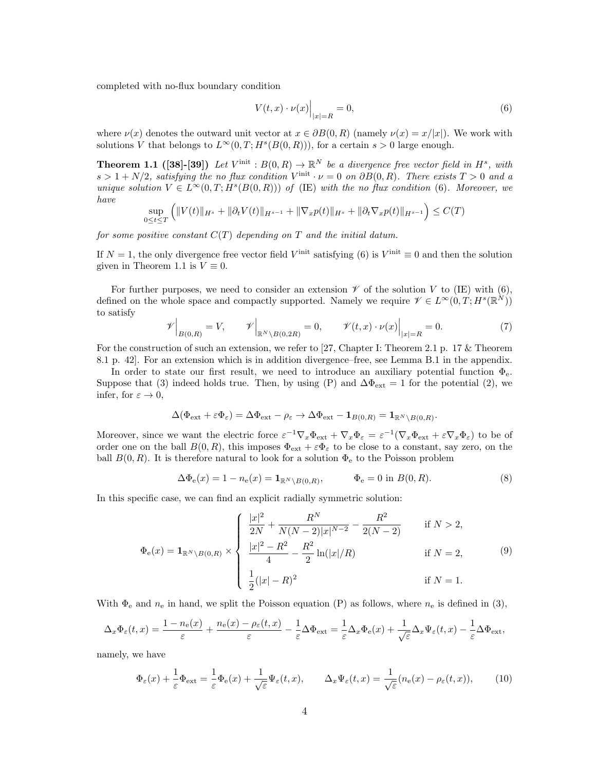completed with no-flux boundary condition

$$V(t,x)\cdot\nu(x)\Big|_{|x|=R}=0, \tag{6}$$

where $\nu(x)$ denotes the outward unit vector at $x\in\partial B(0,R)$ (namely $\nu(x)=x/|x|$). We work with solutions $V$ that belongs to $L^\infty(0,T;H^s(B(0,R)))$, for a certain $s>0$ large enough.

**Theorem 1.1 ([38]-[39])** *Let $V^{\text{init}}:B(0,R)\to\mathbb{R}^N$ be a divergence free vector field in $H^s$, with $s>1+N/2$, satisfying the no flux condition $V^{\text{init}}\cdot\nu=0$ on $\partial B(0,R)$. There exists $T>0$ and a unique solution $V\in L^\infty(0,T;H^s(B(0,R)))$ of* (IE) *with the no flux condition* (6)*. Moreover, we have*

$$\sup_{0\le t\le T}\Big(\|V(t)\|_{H^s}+\|\partial_t V(t)\|_{H^{s-1}}+\|\nabla_x p(t)\|_{H^s}+\|\partial_t\nabla_x p(t)\|_{H^{s-1}}\Big)\le C(T)$$

*for some positive constant $C(T)$ depending on $T$ and the initial datum.*

If $N=1$, the only divergence free vector field $V^{\text{init}}$ satisfying (6) is $V^{\text{init}}\equiv 0$ and then the solution given in Theorem 1.1 is $V\equiv 0$.

For further purposes, we need to consider an extension $\mathscr{V}$ of the solution $V$ to (IE) with (6), defined on the whole space and compactly supported. Namely we require $\mathscr{V}\in L^\infty(0,T;H^s(\mathbb{R}^N))$ to satisfy

$$\mathscr{V}\Big|_{B(0,R)}=V,\qquad \mathscr{V}\Big|_{\mathbb{R}^N\setminus B(0,2R)}=0,\qquad \mathscr{V}(t,x)\cdot\nu(x)\Big|_{|x|=R}=0. \tag{7}$$

For the construction of such an extension, we refer to [27, Chapter I: Theorem 2.1 p. 17 & Theorem 8.1 p. 42]. For an extension which is in addition divergence–free, see Lemma B.1 in the appendix.

In order to state our first result, we need to introduce an auxiliary potential function $\Phi_{\text{e}}$. Suppose that (3) indeed holds true. Then, by using (P) and $\Delta\Phi_{\text{ext}}=1$ for the potential (2), we infer, for $\varepsilon\to 0$,

$$\Delta(\Phi_{\text{ext}}+\varepsilon\Phi_\varepsilon)=\Delta\Phi_{\text{ext}}-\rho_\varepsilon\to\Delta\Phi_{\text{ext}}-\mathbf{1}_{B(0,R)}=\mathbf{1}_{\mathbb{R}^N\setminus B(0,R)}.$$

Moreover, since we want the electric force $\varepsilon^{-1}\nabla_x\Phi_{\text{ext}}+\nabla_x\Phi_\varepsilon=\varepsilon^{-1}(\nabla_x\Phi_{\text{ext}}+\varepsilon\nabla_x\Phi_\varepsilon)$ to be of order one on the ball $B(0,R)$, this imposes $\Phi_{\text{ext}}+\varepsilon\Phi_\varepsilon$ to be close to a constant, say zero, on the ball $B(0,R)$. It is therefore natural to look for a solution $\Phi_{\text{e}}$ to the Poisson problem

$$\Delta\Phi_{\text{e}}(x)=1-n_{\text{e}}(x)=\mathbf{1}_{\mathbb{R}^N\setminus B(0,R)},\qquad \Phi_{\text{e}}=0\text{ in }B(0,R). \tag{8}$$

In this specific case, we can find an explicit radially symmetric solution:

$$\Phi_{\text{e}}(x)=\mathbf{1}_{\mathbb{R}^N\setminus B(0,R)}\times\begin{cases}\dfrac{|x|^2}{2N}+\dfrac{R^N}{N(N-2)|x|^{N-2}}-\dfrac{R^2}{2(N-2)} & \text{if } N>2,\\[2mm] \dfrac{|x|^2-R^2}{4}-\dfrac{R^2}{2}\ln(|x|/R) & \text{if } N=2,\\[2mm] \dfrac{1}{2}(|x|-R)^2 & \text{if } N=1.\end{cases} \tag{9}$$

With $\Phi_{\text{e}}$ and $n_{\text{e}}$ in hand, we split the Poisson equation (P) as follows, where $n_{\text{e}}$ is defined in (3),

$$\Delta_x\Phi_\varepsilon(t,x)=\frac{1-n_{\text{e}}(x)}{\varepsilon}+\frac{n_{\text{e}}(x)-\rho_\varepsilon(t,x)}{\varepsilon}-\frac{1}{\varepsilon}\Delta\Phi_{\text{ext}}=\frac{1}{\varepsilon}\Delta_x\Phi_{\text{e}}(x)+\frac{1}{\sqrt{\varepsilon}}\Delta_x\Psi_\varepsilon(t,x)-\frac{1}{\varepsilon}\Delta\Phi_{\text{ext}},$$

namely, we have

$$\Phi_\varepsilon(x)+\frac{1}{\varepsilon}\Phi_{\text{ext}}=\frac{1}{\varepsilon}\Phi_{\text{e}}(x)+\frac{1}{\sqrt{\varepsilon}}\Psi_\varepsilon(t,x),\qquad \Delta_x\Psi_\varepsilon(t,x)=\frac{1}{\sqrt{\varepsilon}}(n_{\text{e}}(x)-\rho_\varepsilon(t,x)), \tag{10}$$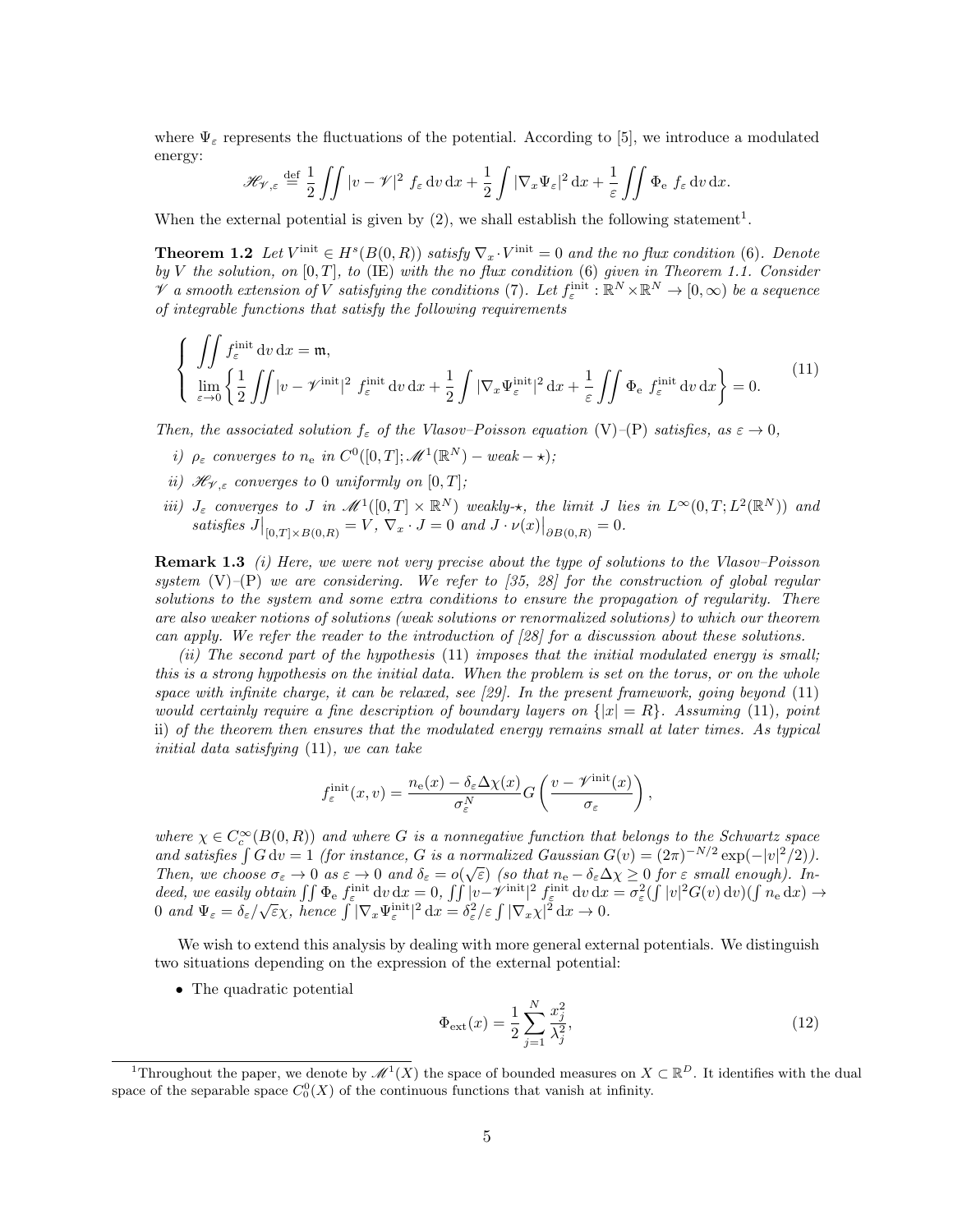where $\Psi_\varepsilon$ represents the fluctuations of the potential. According to [5], we introduce a modulated energy:

$$\mathscr{H}_{\mathscr{V},\varepsilon} \stackrel{\text{def}}{=} \frac{1}{2}\iint |v-\mathscr{V}|^2\ f_\varepsilon \,\mathrm{d}v\,\mathrm{d}x + \frac{1}{2}\int |\nabla_x \Psi_\varepsilon|^2\,\mathrm{d}x + \frac{1}{\varepsilon}\iint \Phi_\mathrm{e}\ f_\varepsilon \,\mathrm{d}v\,\mathrm{d}x.$$

When the external potential is given by (2), we shall establish the following statement[1].

**Theorem 1.2** *Let $V^{\text{init}} \in H^s(B(0,R))$ satisfy $\nabla_x \cdot V^{\text{init}} = 0$ and the no flux condition (6). Denote by $V$ the solution, on $[0,T]$, to* (IE) *with the no flux condition (6) given in Theorem 1.1. Consider $\mathscr{V}$ a smooth extension of $V$ satisfying the conditions (7). Let $f_\varepsilon^{\text{init}} : \mathbb{R}^N \times \mathbb{R}^N \to [0,\infty)$ be a sequence of integrable functions that satisfy the following requirements*

$$\left\{\begin{array}{l} \displaystyle\iint f_\varepsilon^{\text{init}}\,\mathrm{d}v\,\mathrm{d}x = \mathfrak{m}, \\ \displaystyle\lim_{\varepsilon\to 0}\left\{\frac{1}{2}\iint |v-\mathscr{V}^{\text{init}}|^2\ f_\varepsilon^{\text{init}}\,\mathrm{d}v\,\mathrm{d}x + \frac{1}{2}\int |\nabla_x \Psi_\varepsilon^{\text{init}}|^2\,\mathrm{d}x + \frac{1}{\varepsilon}\iint \Phi_\mathrm{e}\ f_\varepsilon^{\text{init}}\,\mathrm{d}v\,\mathrm{d}x\right\} = 0. \end{array}\right. \tag{11}$$

*Then, the associated solution $f_\varepsilon$ of the Vlasov–Poisson equation* (V)–(P) *satisfies, as $\varepsilon \to 0$,*

- *i) $\rho_\varepsilon$ converges to $n_\mathrm{e}$ in $C^0([0,T];\mathscr{M}^1(\mathbb{R}^N) - weak - \star)$;*
- *ii) $\mathscr{H}_{\mathscr{V},\varepsilon}$ converges to 0 uniformly on $[0,T]$;*
- *iii) $J_\varepsilon$ converges to $J$ in $\mathscr{M}^1([0,T]\times\mathbb{R}^N)$ weakly-$\star$, the limit $J$ lies in $L^\infty(0,T;L^2(\mathbb{R}^N))$ and satisfies $J\big|_{[0,T]\times B(0,R)} = V$, $\nabla_x \cdot J = 0$ and $J\cdot\nu(x)\big|_{\partial B(0,R)} = 0$.*

**Remark 1.3** *(i) Here, we were not very precise about the type of solutions to the Vlasov–Poisson system* (V)–(P) *we are considering. We refer to [35, 28] for the construction of global regular solutions to the system and some extra conditions to ensure the propagation of regularity. There are also weaker notions of solutions (weak solutions or renormalized solutions) to which our theorem can apply. We refer the reader to the introduction of [28] for a discussion about these solutions.*

*(ii) The second part of the hypothesis* (11) *imposes that the initial modulated energy is small; this is a strong hypothesis on the initial data. When the problem is set on the torus, or on the whole space with infinite charge, it can be relaxed, see [29]. In the present framework, going beyond* (11) *would certainly require a fine description of boundary layers on $\{|x| = R\}$. Assuming* (11)*, point* ii) *of the theorem then ensures that the modulated energy remains small at later times. As typical initial data satisfying* (11)*, we can take*

$$f_\varepsilon^{\text{init}}(x,v) = \frac{n_\mathrm{e}(x) - \delta_\varepsilon\Delta\chi(x)}{\sigma_\varepsilon^N} G\left(\frac{v-\mathscr{V}^{\text{init}}(x)}{\sigma_\varepsilon}\right),$$

*where $\chi \in C_c^\infty(B(0,R))$ and where $G$ is a nonnegative function that belongs to the Schwartz space and satisfies $\int G\,\mathrm{d}v = 1$ (for instance, $G$ is a normalized Gaussian $G(v) = (2\pi)^{-N/2}\exp(-|v|^2/2)$). Then, we choose $\sigma_\varepsilon \to 0$ as $\varepsilon \to 0$ and $\delta_\varepsilon = o(\sqrt{\varepsilon})$ (so that $n_\mathrm{e} - \delta_\varepsilon\Delta\chi \geq 0$ for $\varepsilon$ small enough). Indeed, we easily obtain $\iint \Phi_\mathrm{e}\ f_\varepsilon^{\text{init}}\,\mathrm{d}v\,\mathrm{d}x = 0$, $\iint |v-\mathscr{V}^{\text{init}}|^2\ f_\varepsilon^{\text{init}}\,\mathrm{d}v\,\mathrm{d}x = \sigma_\varepsilon^2(\int |v|^2 G(v)\,\mathrm{d}v)(\int n_\mathrm{e}\,\mathrm{d}x) \to 0$ and $\Psi_\varepsilon = \delta_\varepsilon/\sqrt{\varepsilon}\chi$, hence $\int |\nabla_x \Psi_\varepsilon^{\text{init}}|^2\,\mathrm{d}x = \delta_\varepsilon^2/\varepsilon \int |\nabla_x \chi|^2\,\mathrm{d}x \to 0$.*

We wish to extend this analysis by dealing with more general external potentials. We distinguish two situations depending on the expression of the external potential:

- The quadratic potential

$$\Phi_{\text{ext}}(x) = \frac{1}{2}\sum_{j=1}^{N}\frac{x_j^2}{\lambda_j^2}, \tag{12}$$

[1] Throughout the paper, we denote by $\mathscr{M}^1(X)$ the space of bounded measures on $X \subset \mathbb{R}^D$. It identifies with the dual space of the separable space $C_0^0(X)$ of the continuous functions that vanish at infinity.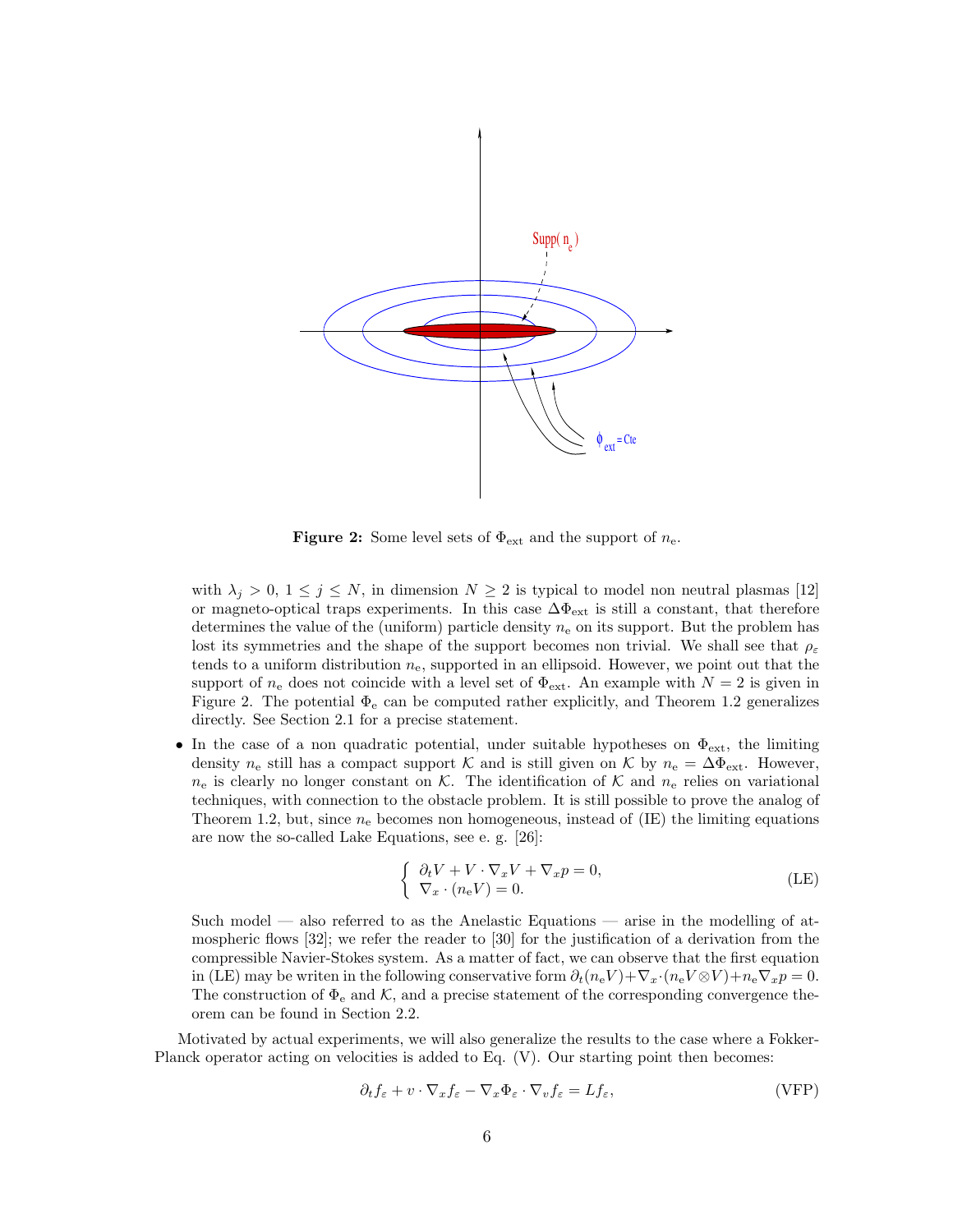**Figure 2:** Some level sets of $\Phi_{\text{ext}}$ and the support of $n_{\text{e}}$.

with $\lambda_j > 0$, $1 \leq j \leq N$, in dimension $N \geq 2$ is typical to model non neutral plasmas [12] or magneto-optical traps experiments. In this case $\Delta\Phi_{\text{ext}}$ is still a constant, that therefore determines the value of the (uniform) particle density $n_{\text{e}}$ on its support. But the problem has lost its symmetries and the shape of the support becomes non trivial. We shall see that $\rho_\varepsilon$ tends to a uniform distribution $n_{\text{e}}$, supported in an ellipsoid. However, we point out that the support of $n_{\text{e}}$ does not coincide with a level set of $\Phi_{\text{ext}}$. An example with $N = 2$ is given in Figure 2. The potential $\Phi_{\text{e}}$ can be computed rather explicitly, and Theorem 1.2 generalizes directly. See Section 2.1 for a precise statement.

- In the case of a non quadratic potential, under suitable hypotheses on $\Phi_{\text{ext}}$, the limiting density $n_{\text{e}}$ still has a compact support $\mathcal{K}$ and is still given on $\mathcal{K}$ by $n_{\text{e}} = \Delta\Phi_{\text{ext}}$. However, $n_{\text{e}}$ is clearly no longer constant on $\mathcal{K}$. The identification of $\mathcal{K}$ and $n_{\text{e}}$ relies on variational techniques, with connection to the obstacle problem. It is still possible to prove the analog of Theorem 1.2, but, since $n_{\text{e}}$ becomes non homogeneous, instead of (IE) the limiting equations are now the so-called Lake Equations, see e. g. [26]:

$$\begin{cases} \partial_t V + V \cdot \nabla_x V + \nabla_x p = 0, \\ \nabla_x \cdot (n_{\text{e}} V) = 0. \end{cases} \tag{LE}$$

  Such model — also referred to as the Anelastic Equations — arise in the modelling of atmospheric flows [32]; we refer the reader to [30] for the justification of a derivation from the compressible Navier-Stokes system. As a matter of fact, we can observe that the first equation in (LE) may be writen in the following conservative form $\partial_t(n_{\text{e}}V) + \nabla_x \cdot (n_{\text{e}} V \otimes V) + n_{\text{e}} \nabla_x p = 0$. The construction of $\Phi_{\text{e}}$ and $\mathcal{K}$, and a precise statement of the corresponding convergence theorem can be found in Section 2.2.

Motivated by actual experiments, we will also generalize the results to the case where a Fokker-Planck operator acting on velocities is added to Eq. (V). Our starting point then becomes:

$$\partial_t f_\varepsilon + v \cdot \nabla_x f_\varepsilon - \nabla_x \Phi_\varepsilon \cdot \nabla_v f_\varepsilon = L f_\varepsilon, \tag{VFP}$$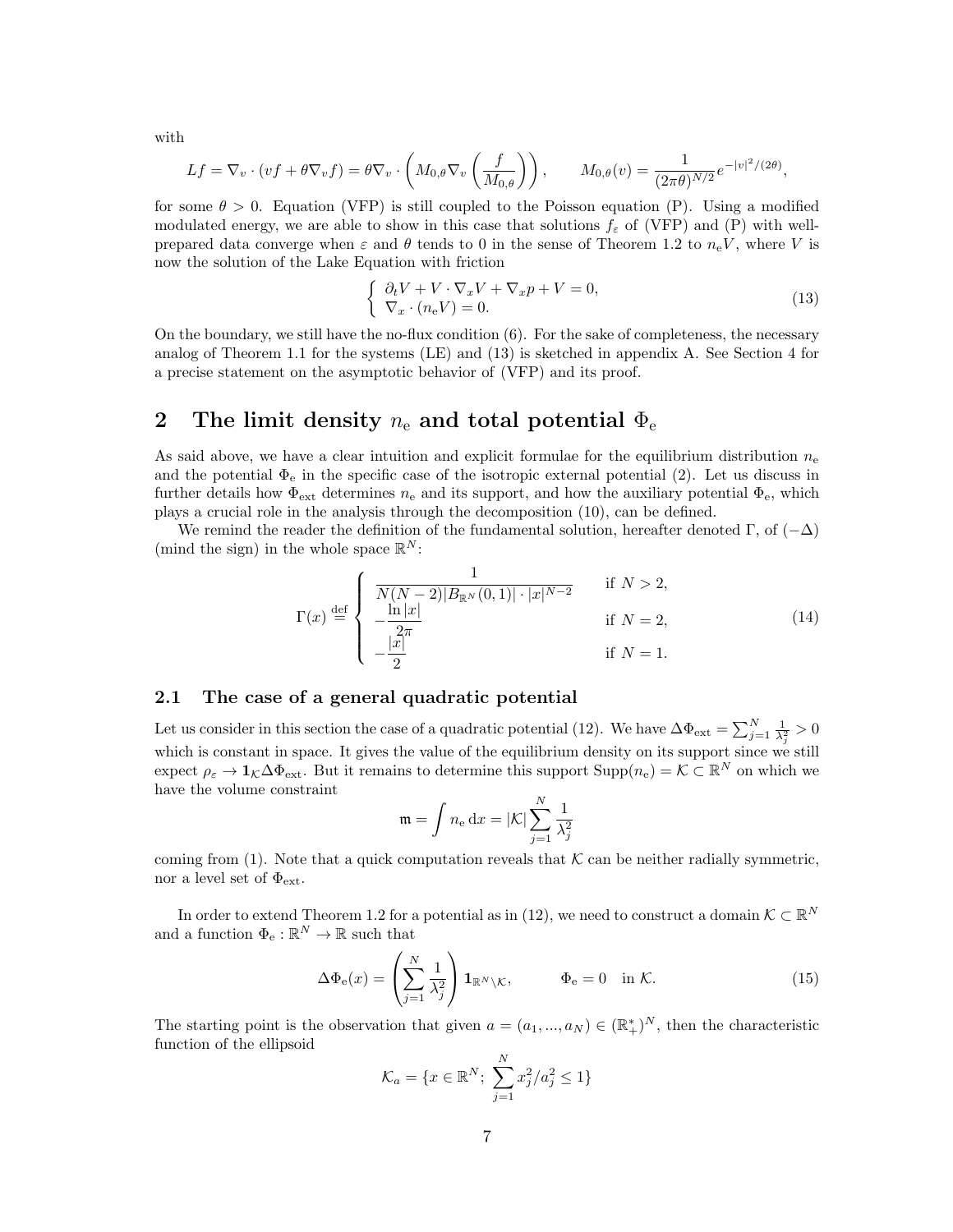with

$$Lf = \nabla_v \cdot (vf + \theta \nabla_v f) = \theta \nabla_v \cdot \left( M_{0,\theta} \nabla_v \left( \frac{f}{M_{0,\theta}} \right) \right), \qquad M_{0,\theta}(v) = \frac{1}{(2\pi\theta)^{N/2}} e^{-|v|^2/(2\theta)},$$

for some $\theta > 0$. Equation (VFP) is still coupled to the Poisson equation (P). Using a modified modulated energy, we are able to show in this case that solutions $f_\varepsilon$ of (VFP) and (P) with well-prepared data converge when $\varepsilon$ and $\theta$ tends to 0 in the sense of Theorem 1.2 to $n_\mathrm{e} V$, where $V$ is now the solution of the Lake Equation with friction

$$\left\{ \begin{array}{l} \partial_t V + V \cdot \nabla_x V + \nabla_x p + V = 0, \\ \nabla_x \cdot (n_\mathrm{e} V) = 0. \end{array} \right. \tag{13}$$

On the boundary, we still have the no-flux condition (6). For the sake of completeness, the necessary analog of Theorem 1.1 for the systems (LE) and (13) is sketched in appendix A. See Section 4 for a precise statement on the asymptotic behavior of (VFP) and its proof.

## 2 The limit density $n_\mathrm{e}$ and total potential $\Phi_\mathrm{e}$

As said above, we have a clear intuition and explicit formulae for the equilibrium distribution $n_\mathrm{e}$ and the potential $\Phi_\mathrm{e}$ in the specific case of the isotropic external potential (2). Let us discuss in further details how $\Phi_\mathrm{ext}$ determines $n_\mathrm{e}$ and its support, and how the auxiliary potential $\Phi_\mathrm{e}$, which plays a crucial role in the analysis through the decomposition (10), can be defined.

We remind the reader the definition of the fundamental solution, hereafter denoted $\Gamma$, of $(-\Delta)$ (mind the sign) in the whole space $\mathbb{R}^N$:

$$\Gamma(x) \stackrel{\text{def}}{=} \left\{ \begin{array}{ll} \dfrac{1}{N(N-2)|B_{\mathbb{R}^N}(0,1)| \cdot |x|^{N-2}} & \text{if } N > 2, \\ -\dfrac{\ln |x|}{2\pi} & \text{if } N = 2, \\ -\dfrac{|x|}{2} & \text{if } N = 1. \end{array} \right. \tag{14}$$

### 2.1 The case of a general quadratic potential

Let us consider in this section the case of a quadratic potential (12). We have $\Delta \Phi_\mathrm{ext} = \sum_{j=1}^N \frac{1}{\lambda_j^2} > 0$ which is constant in space. It gives the value of the equilibrium density on its support since we still expect $\rho_\varepsilon \to \mathbf{1}_\mathcal{K} \Delta \Phi_\mathrm{ext}$. But it remains to determine this support $\mathrm{Supp}(n_\mathrm{e}) = \mathcal{K} \subset \mathbb{R}^N$ on which we have the volume constraint

$$\mathfrak{m} = \int n_\mathrm{e} \, \mathrm{d}x = |\mathcal{K}| \sum_{j=1}^N \frac{1}{\lambda_j^2}$$

coming from (1). Note that a quick computation reveals that $\mathcal{K}$ can be neither radially symmetric, nor a level set of $\Phi_\mathrm{ext}$.

In order to extend Theorem 1.2 for a potential as in (12), we need to construct a domain $\mathcal{K} \subset \mathbb{R}^N$ and a function $\Phi_\mathrm{e} : \mathbb{R}^N \to \mathbb{R}$ such that

$$\Delta \Phi_\mathrm{e}(x) = \left( \sum_{j=1}^N \frac{1}{\lambda_j^2} \right) \mathbf{1}_{\mathbb{R}^N \setminus \mathcal{K}}, \qquad \Phi_\mathrm{e} = 0 \quad \text{in } \mathcal{K}. \tag{15}$$

The starting point is the observation that given $a = (a_1, ..., a_N) \in (\mathbb{R}_+^*)^N$, then the characteristic function of the ellipsoid

$$\mathcal{K}_a = \{ x \in \mathbb{R}^N ; \ \sum_{j=1}^N x_j^2 / a_j^2 \leq 1 \}$$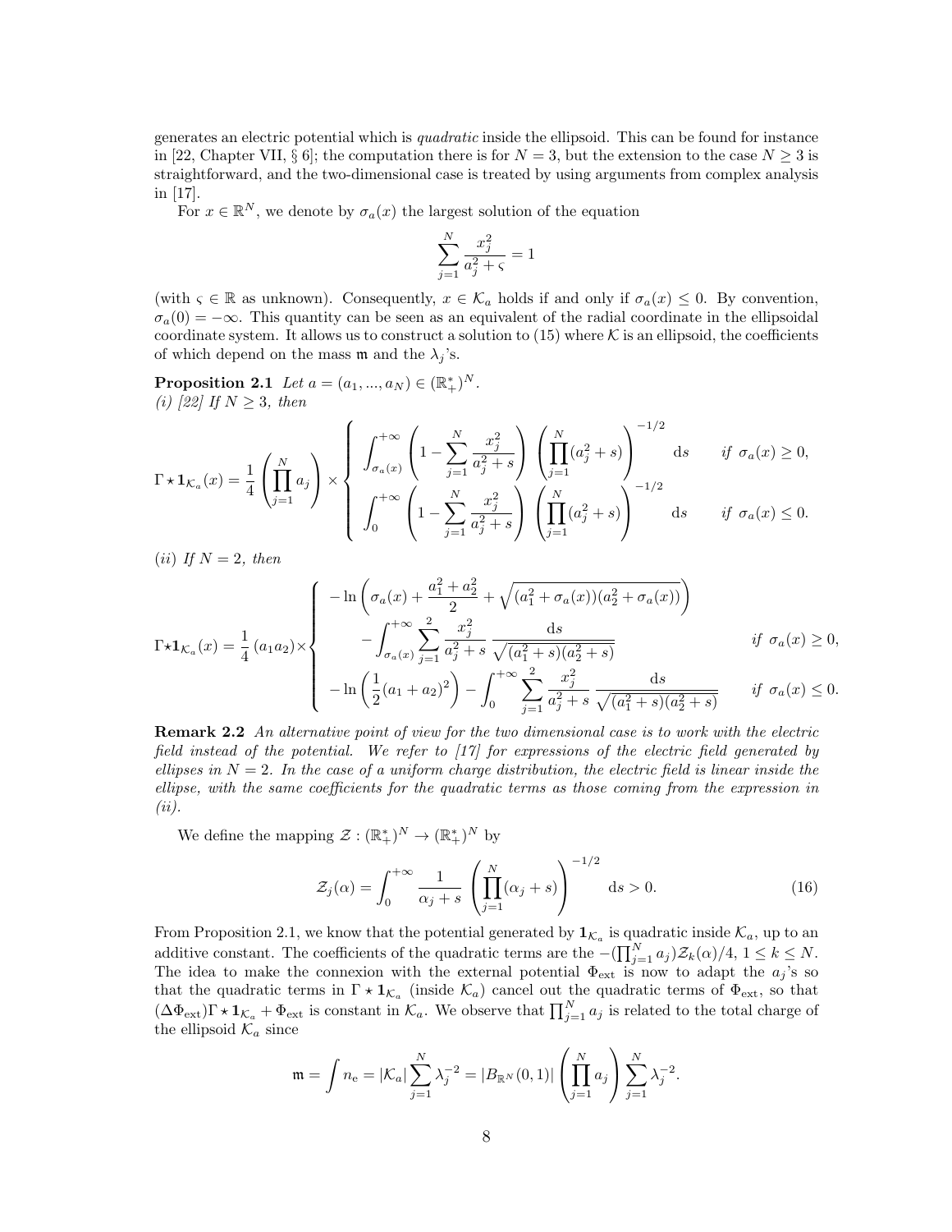generates an electric potential which is *quadratic* inside the ellipsoid. This can be found for instance in [22, Chapter VII, § 6]; the computation there is for $N = 3$, but the extension to the case $N \geq 3$ is straightforward, and the two-dimensional case is treated by using arguments from complex analysis in [17].

For $x \in \mathbb{R}^N$, we denote by $\sigma_a(x)$ the largest solution of the equation

$$\sum_{j=1}^{N} \frac{x_j^2}{a_j^2 + \varsigma} = 1$$

(with $\varsigma \in \mathbb{R}$ as unknown). Consequently, $x \in \mathcal{K}_a$ holds if and only if $\sigma_a(x) \leq 0$. By convention, $\sigma_a(0) = -\infty$. This quantity can be seen as an equivalent of the radial coordinate in the ellipsoidal coordinate system. It allows us to construct a solution to (15) where $\mathcal{K}$ is an ellipsoid, the coefficients of which depend on the mass $\mathfrak{m}$ and the $\lambda_j$'s.

**Proposition 2.1** *Let $a = (a_1, ..., a_N) \in (\mathbb{R}_+^*)^N$.*
*(i) [22] If $N \geq 3$, then*

$$\Gamma \star \mathbf{1}_{\mathcal{K}_a}(x) = \frac{1}{4}\left(\prod_{j=1}^{N} a_j\right) \times \begin{cases} \displaystyle\int_{\sigma_a(x)}^{+\infty} \left(1 - \sum_{j=1}^{N} \frac{x_j^2}{a_j^2 + s}\right)\left(\prod_{j=1}^{N}(a_j^2 + s)\right)^{-1/2} \mathrm{d}s & \text{if } \sigma_a(x) \geq 0, \\ \displaystyle\int_{0}^{+\infty} \left(1 - \sum_{j=1}^{N} \frac{x_j^2}{a_j^2 + s}\right)\left(\prod_{j=1}^{N}(a_j^2 + s)\right)^{-1/2} \mathrm{d}s & \text{if } \sigma_a(x) \leq 0. \end{cases}$$

*(ii) If $N = 2$, then*

$$\Gamma \star \mathbf{1}_{\mathcal{K}_a}(x) = \frac{1}{4}(a_1 a_2) \times \begin{cases} \displaystyle -\ln\left(\sigma_a(x) + \frac{a_1^2 + a_2^2}{2} + \sqrt{(a_1^2 + \sigma_a(x))(a_2^2 + \sigma_a(x))}\right) \\ \displaystyle \qquad - \int_{\sigma_a(x)}^{+\infty} \sum_{j=1}^{2} \frac{x_j^2}{a_j^2 + s} \frac{\mathrm{d}s}{\sqrt{(a_1^2 + s)(a_2^2 + s)}} & \text{if } \sigma_a(x) \geq 0, \\ \displaystyle -\ln\left(\frac{1}{2}(a_1 + a_2)^2\right) - \int_{0}^{+\infty} \sum_{j=1}^{2} \frac{x_j^2}{a_j^2 + s} \frac{\mathrm{d}s}{\sqrt{(a_1^2 + s)(a_2^2 + s)}} & \text{if } \sigma_a(x) \leq 0. \end{cases}$$

**Remark 2.2** *An alternative point of view for the two dimensional case is to work with the electric field instead of the potential. We refer to [17] for expressions of the electric field generated by ellipses in $N = 2$. In the case of a uniform charge distribution, the electric field is linear inside the ellipse, with the same coefficients for the quadratic terms as those coming from the expression in (ii).*

We define the mapping $\mathcal{Z} : (\mathbb{R}_+^*)^N \to (\mathbb{R}_+^*)^N$ by

$$\mathcal{Z}_j(\alpha) = \int_0^{+\infty} \frac{1}{\alpha_j + s}\left(\prod_{j=1}^{N}(\alpha_j + s)\right)^{-1/2} \mathrm{d}s > 0. \tag{16}$$

From Proposition 2.1, we know that the potential generated by $\mathbf{1}_{\mathcal{K}_a}$ is quadratic inside $\mathcal{K}_a$, up to an additive constant. The coefficients of the quadratic terms are the $-(\prod_{j=1}^{N} a_j)\mathcal{Z}_k(\alpha)/4$, $1 \leq k \leq N$. The idea to make the connexion with the external potential $\Phi_{\mathrm{ext}}$ is now to adapt the $a_j$'s so that the quadratic terms in $\Gamma \star \mathbf{1}_{\mathcal{K}_a}$ (inside $\mathcal{K}_a$) cancel out the quadratic terms of $\Phi_{\mathrm{ext}}$, so that $(\Delta\Phi_{\mathrm{ext}})\Gamma \star \mathbf{1}_{\mathcal{K}_a} + \Phi_{\mathrm{ext}}$ is constant in $\mathcal{K}_a$. We observe that $\prod_{j=1}^{N} a_j$ is related to the total charge of the ellipsoid $\mathcal{K}_a$ since

$$\mathfrak{m} = \int n_{\mathrm{e}} = |\mathcal{K}_a| \sum_{j=1}^{N} \lambda_j^{-2} = |B_{\mathbb{R}^N}(0,1)| \left(\prod_{j=1}^{N} a_j\right) \sum_{j=1}^{N} \lambda_j^{-2}.$$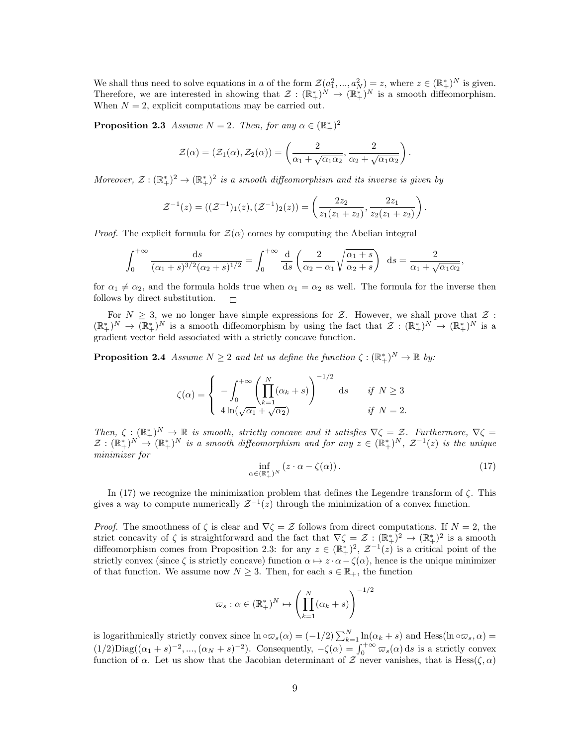We shall thus need to solve equations in $a$ of the form $\mathcal{Z}(a_1^2, ..., a_N^2) = z$, where $z \in (\mathbb{R}_+^*)^N$ is given. Therefore, we are interested in showing that $\mathcal{Z} : (\mathbb{R}_+^*)^N \to (\mathbb{R}_+^*)^N$ is a smooth diffeomorphism. When $N = 2$, explicit computations may be carried out.

**Proposition 2.3** *Assume $N = 2$. Then, for any $\alpha \in (\mathbb{R}_+^*)^2$*

$$\mathcal{Z}(\alpha) = (\mathcal{Z}_1(\alpha), \mathcal{Z}_2(\alpha)) = \left( \frac{2}{\alpha_1 + \sqrt{\alpha_1 \alpha_2}}, \frac{2}{\alpha_2 + \sqrt{\alpha_1 \alpha_2}} \right).$$

*Moreover, $\mathcal{Z} : (\mathbb{R}_+^*)^2 \to (\mathbb{R}_+^*)^2$ is a smooth diffeomorphism and its inverse is given by*

$$\mathcal{Z}^{-1}(z) = ((\mathcal{Z}^{-1})_1(z), (\mathcal{Z}^{-1})_2(z)) = \left( \frac{2z_2}{z_1(z_1 + z_2)}, \frac{2z_1}{z_2(z_1 + z_2)} \right).$$

*Proof.* The explicit formula for $\mathcal{Z}(\alpha)$ comes by computing the Abelian integral

$$\int_0^{+\infty} \frac{\mathrm{d}s}{(\alpha_1 + s)^{3/2}(\alpha_2 + s)^{1/2}} = \int_0^{+\infty} \frac{\mathrm{d}}{\mathrm{d}s} \left( \frac{2}{\alpha_2 - \alpha_1} \sqrt{\frac{\alpha_1 + s}{\alpha_2 + s}} \right) \mathrm{d}s = \frac{2}{\alpha_1 + \sqrt{\alpha_1 \alpha_2}},$$

for $\alpha_1 \neq \alpha_2$, and the formula holds true when $\alpha_1 = \alpha_2$ as well. The formula for the inverse then follows by direct substitution. □

For $N \geq 3$, we no longer have simple expressions for $\mathcal{Z}$. However, we shall prove that $\mathcal{Z} : (\mathbb{R}_+^*)^N \to (\mathbb{R}_+^*)^N$ is a smooth diffeomorphism by using the fact that $\mathcal{Z} : (\mathbb{R}_+^*)^N \to (\mathbb{R}_+^*)^N$ is a gradient vector field associated with a strictly concave function.

**Proposition 2.4** *Assume $N \geq 2$ and let us define the function $\zeta : (\mathbb{R}_+^*)^N \to \mathbb{R}$ by:*

$$\zeta(\alpha) = \begin{cases} -\displaystyle\int_0^{+\infty} \left( \prod_{k=1}^N (\alpha_k + s) \right)^{-1/2} \mathrm{d}s & \text{if } N \geq 3 \\ 4 \ln(\sqrt{\alpha_1} + \sqrt{\alpha_2}) & \text{if } N = 2. \end{cases}$$

*Then, $\zeta : (\mathbb{R}_+^*)^N \to \mathbb{R}$ is smooth, strictly concave and it satisfies $\nabla \zeta = \mathcal{Z}$. Furthermore, $\nabla \zeta = \mathcal{Z} : (\mathbb{R}_+^*)^N \to (\mathbb{R}_+^*)^N$ is a smooth diffeomorphism and for any $z \in (\mathbb{R}_+^*)^N$, $\mathcal{Z}^{-1}(z)$ is the unique minimizer for*

$$\inf_{\alpha \in (\mathbb{R}_+^*)^N} (z \cdot \alpha - \zeta(\alpha)). \tag{17}$$

In (17) we recognize the minimization problem that defines the Legendre transform of $\zeta$. This gives a way to compute numerically $\mathcal{Z}^{-1}(z)$ through the minimization of a convex function.

*Proof.* The smoothness of $\zeta$ is clear and $\nabla \zeta = \mathcal{Z}$ follows from direct computations. If $N = 2$, the strict concavity of $\zeta$ is straightforward and the fact that $\nabla \zeta = \mathcal{Z} : (\mathbb{R}_+^*)^2 \to (\mathbb{R}_+^*)^2$ is a smooth diffeomorphism comes from Proposition 2.3: for any $z \in (\mathbb{R}_+^*)^2$, $\mathcal{Z}^{-1}(z)$ is a critical point of the strictly convex (since $\zeta$ is strictly concave) function $\alpha \mapsto z \cdot \alpha - \zeta(\alpha)$, hence is the unique minimizer of that function. We assume now $N \geq 3$. Then, for each $s \in \mathbb{R}_+$, the function

$$\varpi_s : \alpha \in (\mathbb{R}_+^*)^N \mapsto \left( \prod_{k=1}^N (\alpha_k + s) \right)^{-1/2}$$

is logarithmically strictly convex since $\ln \circ \varpi_s(\alpha) = (-1/2) \sum_{k=1}^N \ln(\alpha_k + s)$ and $\mathrm{Hess}(\ln \circ \varpi_s, \alpha) = (1/2)\mathrm{Diag}((\alpha_1 + s)^{-2}, ..., (\alpha_N + s)^{-2})$. Consequently, $-\zeta(\alpha) = \int_0^{+\infty} \varpi_s(\alpha)\, \mathrm{d}s$ is a strictly convex function of $\alpha$. Let us show that the Jacobian determinant of $\mathcal{Z}$ never vanishes, that is $\mathrm{Hess}(\zeta, \alpha)$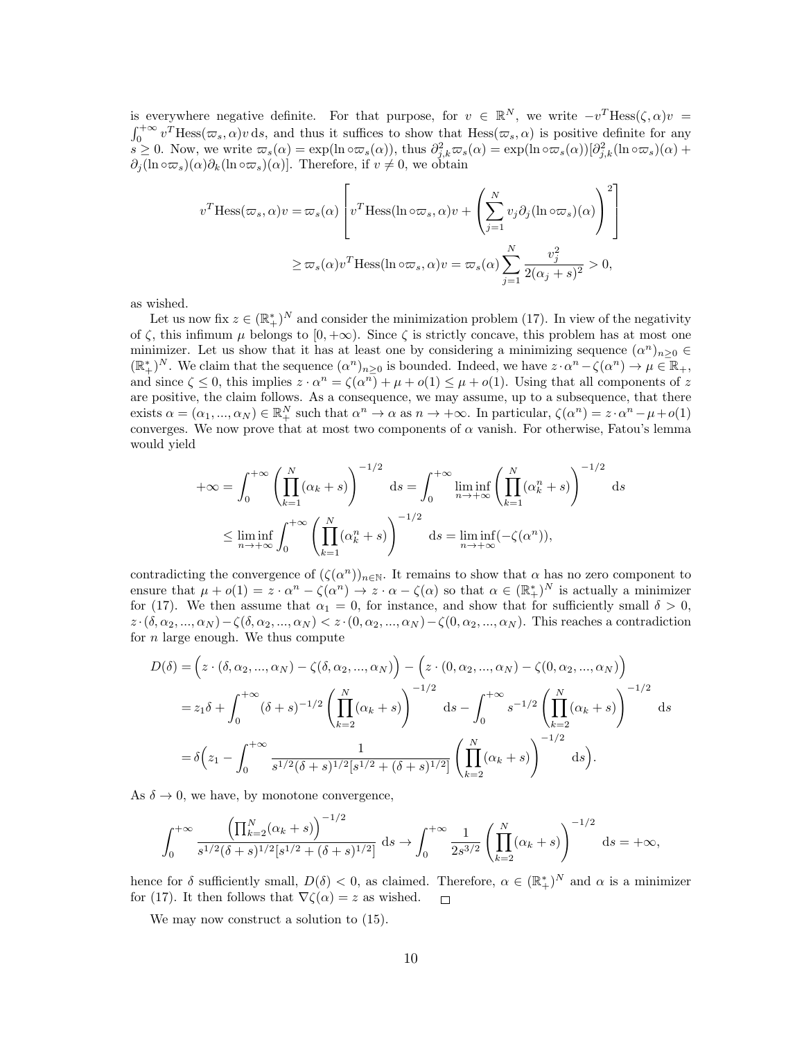is everywhere negative definite. For that purpose, for $v \in \mathbb{R}^N$, we write $-v^T \text{Hess}(\zeta, \alpha) v = \int_0^{+\infty} v^T \text{Hess}(\varpi_s, \alpha) v \, \text{d}s$, and thus it suffices to show that $\text{Hess}(\varpi_s, \alpha)$ is positive definite for any $s \geq 0$. Now, we write $\varpi_s(\alpha) = \exp(\ln \circ \varpi_s(\alpha))$, thus $\partial_{j,k}^2 \varpi_s(\alpha) = \exp(\ln \circ \varpi_s(\alpha))[\partial_{j,k}^2 (\ln \circ \varpi_s)(\alpha) + \partial_j (\ln \circ \varpi_s)(\alpha) \partial_k (\ln \circ \varpi_s)(\alpha)]$. Therefore, if $v \neq 0$, we obtain

$$
\begin{aligned}
v^T \text{Hess}(\varpi_s, \alpha) v &= \varpi_s(\alpha) \left[ v^T \text{Hess}(\ln \circ \varpi_s, \alpha) v + \left( \sum_{j=1}^N v_j \partial_j (\ln \circ \varpi_s)(\alpha) \right)^2 \right] \\
&\geq \varpi_s(\alpha) v^T \text{Hess}(\ln \circ \varpi_s, \alpha) v = \varpi_s(\alpha) \sum_{j=1}^N \frac{v_j^2}{2(\alpha_j + s)^2} > 0,
\end{aligned}
$$

as wished.

Let us now fix $z \in (\mathbb{R}_+^*)^N$ and consider the minimization problem (17). In view of the negativity of $\zeta$, this infimum $\mu$ belongs to $[0, +\infty)$. Since $\zeta$ is strictly concave, this problem has at most one minimizer. Let us show that it has at least one by considering a minimizing sequence $(\alpha^n)_{n \geq 0} \in (\mathbb{R}_+^*)^N$. We claim that the sequence $(\alpha^n)_{n \geq 0}$ is bounded. Indeed, we have $z \cdot \alpha^n - \zeta(\alpha^n) \to \mu \in \mathbb{R}_+$, and since $\zeta \leq 0$, this implies $z \cdot \alpha^n = \zeta(\alpha^n) + \mu + o(1) \leq \mu + o(1)$. Using that all components of $z$ are positive, the claim follows. As a consequence, we may assume, up to a subsequence, that there exists $\alpha = (\alpha_1, ..., \alpha_N) \in \mathbb{R}_+^N$ such that $\alpha^n \to \alpha$ as $n \to +\infty$. In particular, $\zeta(\alpha^n) = z \cdot \alpha^n - \mu + o(1)$ converges. We now prove that at most two components of $\alpha$ vanish. For otherwise, Fatou's lemma would yield

$$
\begin{aligned}
+\infty &= \int_0^{+\infty} \left( \prod_{k=1}^N (\alpha_k + s) \right)^{-1/2} \text{d}s = \int_0^{+\infty} \liminf_{n \to +\infty} \left( \prod_{k=1}^N (\alpha_k^n + s) \right)^{-1/2} \text{d}s \\
&\leq \liminf_{n \to +\infty} \int_0^{+\infty} \left( \prod_{k=1}^N (\alpha_k^n + s) \right)^{-1/2} \text{d}s = \liminf_{n \to +\infty} (-\zeta(\alpha^n)),
\end{aligned}
$$

contradicting the convergence of $(\zeta(\alpha^n))_{n \in \mathbb{N}}$. It remains to show that $\alpha$ has no zero component to ensure that $\mu + o(1) = z \cdot \alpha^n - \zeta(\alpha^n) \to z \cdot \alpha - \zeta(\alpha)$ so that $\alpha \in (\mathbb{R}_+^*)^N$ is actually a minimizer for (17). We then assume that $\alpha_1 = 0$, for instance, and show that for sufficiently small $\delta > 0$, $z \cdot (\delta, \alpha_2, ..., \alpha_N) - \zeta(\delta, \alpha_2, ..., \alpha_N) < z \cdot (0, \alpha_2, ..., \alpha_N) - \zeta(0, \alpha_2, ..., \alpha_N)$. This reaches a contradiction for $n$ large enough. We thus compute

$$
\begin{aligned}
D(\delta) &= \Big( z \cdot (\delta, \alpha_2, ..., \alpha_N) - \zeta(\delta, \alpha_2, ..., \alpha_N) \Big) - \Big( z \cdot (0, \alpha_2, ..., \alpha_N) - \zeta(0, \alpha_2, ..., \alpha_N) \Big) \\
&= z_1 \delta + \int_0^{+\infty} (\delta + s)^{-1/2} \left( \prod_{k=2}^N (\alpha_k + s) \right)^{-1/2} \text{d}s - \int_0^{+\infty} s^{-1/2} \left( \prod_{k=2}^N (\alpha_k + s) \right)^{-1/2} \text{d}s \\
&= \delta \Big( z_1 - \int_0^{+\infty} \frac{1}{s^{1/2} (\delta + s)^{1/2} [s^{1/2} + (\delta + s)^{1/2}]} \left( \prod_{k=2}^N (\alpha_k + s) \right)^{-1/2} \text{d}s \Big).
\end{aligned}
$$

As $\delta \to 0$, we have, by monotone convergence,

$$
\int_0^{+\infty} \frac{\left( \prod_{k=2}^N (\alpha_k + s) \right)^{-1/2}}{s^{1/2} (\delta + s)^{1/2} [s^{1/2} + (\delta + s)^{1/2}]} \text{d}s \to \int_0^{+\infty} \frac{1}{2 s^{3/2}} \left( \prod_{k=2}^N (\alpha_k + s) \right)^{-1/2} \text{d}s = +\infty,
$$

hence for $\delta$ sufficiently small, $D(\delta) < 0$, as claimed. Therefore, $\alpha \in (\mathbb{R}_+^*)^N$ and $\alpha$ is a minimizer for (17). It then follows that $\nabla \zeta(\alpha) = z$ as wished. □

We may now construct a solution to (15).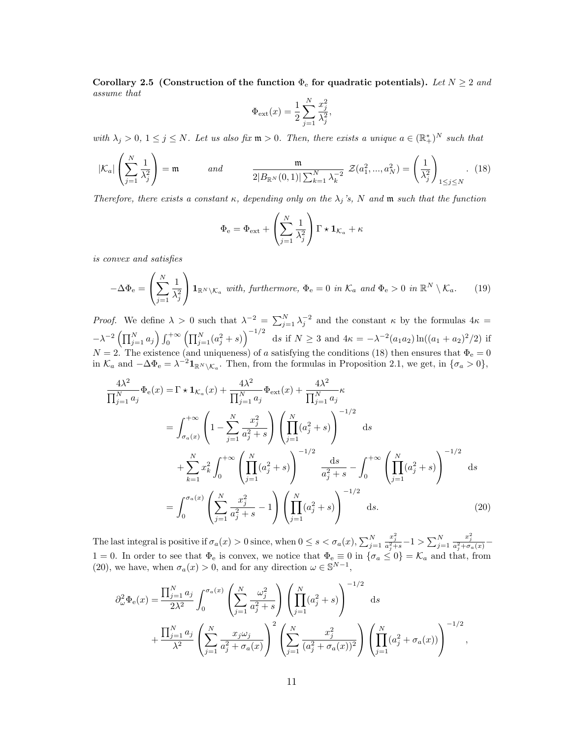**Corollary 2.5 (Construction of the function $\Phi_{\rm e}$ for quadratic potentials).** *Let $N \geq 2$ and assume that*

$$\Phi_{\rm ext}(x) = \frac{1}{2}\sum_{j=1}^{N} \frac{x_j^2}{\lambda_j^2},$$

*with $\lambda_j > 0$, $1 \leq j \leq N$. Let us also fix $\mathfrak{m} > 0$. Then, there exists a unique $a \in (\mathbb{R}_+^*)^N$ such that*

$$|\mathcal{K}_a| \left(\sum_{j=1}^{N} \frac{1}{\lambda_j^2}\right) = \mathfrak{m} \qquad \text{and} \qquad \frac{\mathfrak{m}}{2|B_{\mathbb{R}^N}(0,1)|\sum_{k=1}^{N}\lambda_k^{-2}}\ \mathcal{Z}(a_1^2, ..., a_N^2) = \left(\frac{1}{\lambda_j^2}\right)_{1\leq j\leq N}. \quad (18)$$

*Therefore, there exists a constant $\kappa$, depending only on the $\lambda_j$'s, $N$ and $\mathfrak{m}$ such that the function*

$$\Phi_{\rm e} = \Phi_{\rm ext} + \left(\sum_{j=1}^{N} \frac{1}{\lambda_j^2}\right) \Gamma \star \mathbf{1}_{\mathcal{K}_a} + \kappa$$

*is convex and satisfies*

$$-\Delta \Phi_{\rm e} = \left(\sum_{j=1}^{N} \frac{1}{\lambda_j^2}\right) \mathbf{1}_{\mathbb{R}^N \setminus \mathcal{K}_a} \text{ with, furthermore, } \Phi_{\rm e} = 0 \text{ in } \mathcal{K}_a \text{ and } \Phi_{\rm e} > 0 \text{ in } \mathbb{R}^N \setminus \mathcal{K}_a. \quad (19)$$

*Proof.* We define $\lambda > 0$ such that $\lambda^{-2} = \sum_{j=1}^{N} \lambda_j^{-2}$ and the constant $\kappa$ by the formulas $4\kappa = -\lambda^{-2}\left(\prod_{j=1}^{N} a_j\right) \int_0^{+\infty} \left(\prod_{j=1}^{N}(a_j^2+s)\right)^{-1/2} \mathrm{d}s$ if $N \geq 3$ and $4\kappa = -\lambda^{-2}(a_1a_2)\ln((a_1+a_2)^2/2)$ if $N = 2$. The existence (and uniqueness) of $a$ satisfying the conditions (18) then ensures that $\Phi_{\rm e} = 0$ in $\mathcal{K}_a$ and $-\Delta\Phi_{\rm e} = \lambda^{-2}\mathbf{1}_{\mathbb{R}^N\setminus\mathcal{K}_a}$. Then, from the formulas in Proposition 2.1, we get, in $\{\sigma_a > 0\}$,

$$\begin{aligned}
\frac{4\lambda^2}{\prod_{j=1}^{N} a_j}\Phi_{\rm e}(x) &= \Gamma\star\mathbf{1}_{\mathcal{K}_a}(x) + \frac{4\lambda^2}{\prod_{j=1}^{N} a_j}\Phi_{\rm ext}(x) + \frac{4\lambda^2}{\prod_{j=1}^{N} a_j}\kappa \\
&= \int_{\sigma_a(x)}^{+\infty} \left(1 - \sum_{j=1}^{N}\frac{x_j^2}{a_j^2+s}\right)\left(\prod_{j=1}^{N}(a_j^2+s)\right)^{-1/2} \mathrm{d}s \\
&\quad + \sum_{k=1}^{N} x_k^2 \int_0^{+\infty} \left(\prod_{j=1}^{N}(a_j^2+s)\right)^{-1/2} \frac{\mathrm{d}s}{a_j^2+s} - \int_0^{+\infty}\left(\prod_{j=1}^{N}(a_j^2+s)\right)^{-1/2} \mathrm{d}s \\
&= \int_0^{\sigma_a(x)} \left(\sum_{j=1}^{N}\frac{x_j^2}{a_j^2+s} - 1\right)\left(\prod_{j=1}^{N}(a_j^2+s)\right)^{-1/2} \mathrm{d}s. \qquad (20)
\end{aligned}$$

The last integral is positive if $\sigma_a(x) > 0$ since, when $0 \leq s < \sigma_a(x)$, $\sum_{j=1}^{N}\frac{x_j^2}{a_j^2+s} - 1 > \sum_{j=1}^{N}\frac{x_j^2}{a_j^2+\sigma_a(x)} - 1 = 0$. In order to see that $\Phi_{\rm e}$ is convex, we notice that $\Phi_{\rm e} \equiv 0$ in $\{\sigma_a \leq 0\} = \mathcal{K}_a$ and that, from (20), we have, when $\sigma_a(x) > 0$, and for any direction $\omega \in \mathbb{S}^{N-1}$,

$$\begin{aligned}
\partial_\omega^2 \Phi_{\rm e}(x) &= \frac{\prod_{j=1}^{N} a_j}{2\lambda^2}\int_0^{\sigma_a(x)} \left(\sum_{j=1}^{N}\frac{\omega_j^2}{a_j^2+s}\right)\left(\prod_{j=1}^{N}(a_j^2+s)\right)^{-1/2} \mathrm{d}s \\
&\quad + \frac{\prod_{j=1}^{N} a_j}{\lambda^2}\left(\sum_{j=1}^{N}\frac{x_j\omega_j}{a_j^2+\sigma_a(x)}\right)^2 \left(\sum_{j=1}^{N}\frac{x_j^2}{(a_j^2+\sigma_a(x))^2}\right)\left(\prod_{j=1}^{N}(a_j^2+\sigma_a(x))\right)^{-1/2},
\end{aligned}$$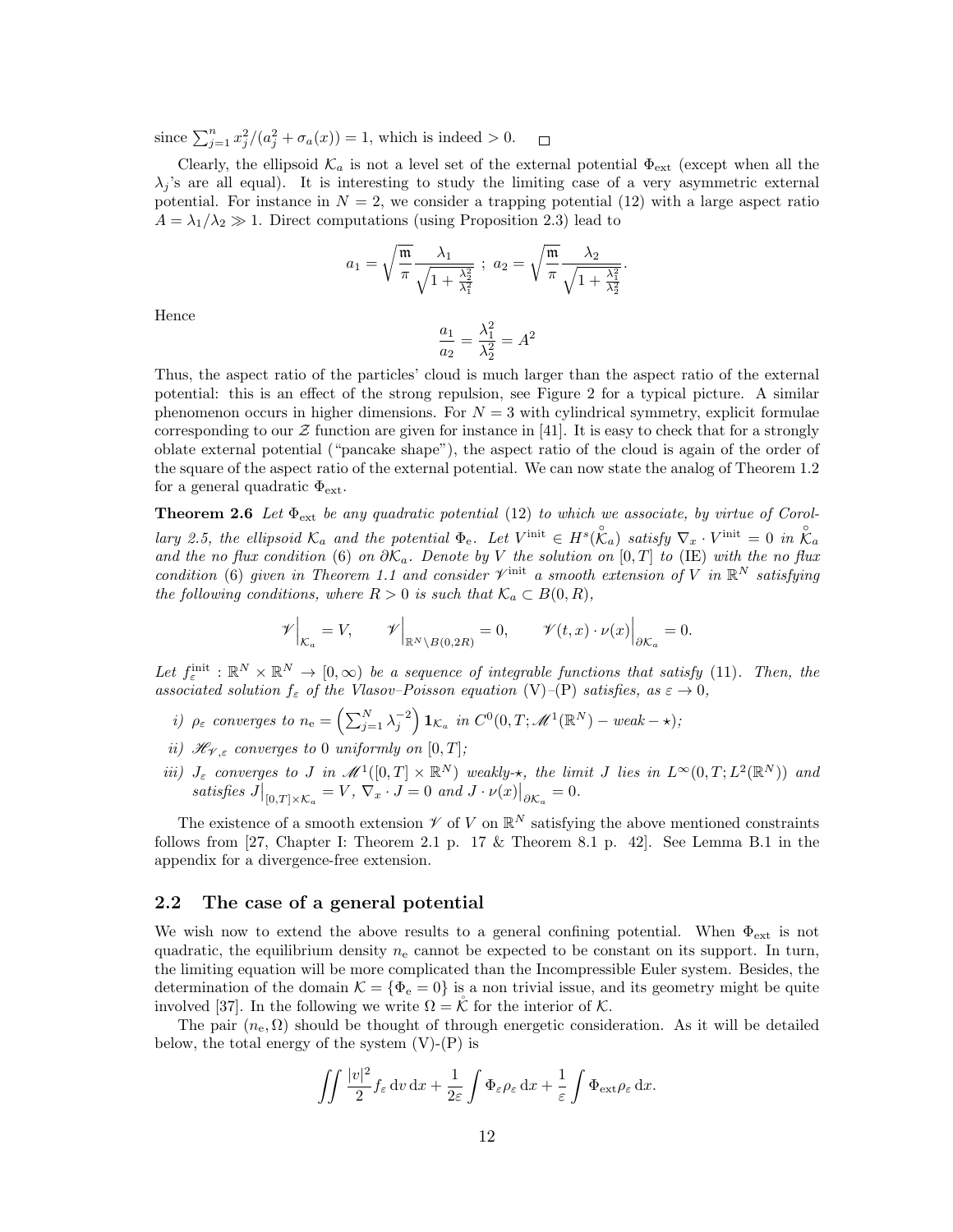since $\sum_{j=1}^n x_j^2/(a_j^2+\sigma_a(x)) = 1$, which is indeed $> 0$. $\square$

Clearly, the ellipsoid $\mathcal{K}_a$ is not a level set of the external potential $\Phi_{\rm ext}$ (except when all the $\lambda_j$'s are all equal). It is interesting to study the limiting case of a very asymmetric external potential. For instance in $N=2$, we consider a trapping potential (12) with a large aspect ratio $A = \lambda_1/\lambda_2 \gg 1$. Direct computations (using Proposition 2.3) lead to

$$a_1 = \sqrt{\frac{\mathfrak{m}}{\pi}} \frac{\lambda_1}{\sqrt{1+\frac{\lambda_2^2}{\lambda_1^2}}} \ ; \ a_2 = \sqrt{\frac{\mathfrak{m}}{\pi}} \frac{\lambda_2}{\sqrt{1+\frac{\lambda_1^2}{\lambda_2^2}}}.$$

Hence

$$\frac{a_1}{a_2} = \frac{\lambda_1^2}{\lambda_2^2} = A^2$$

Thus, the aspect ratio of the particles' cloud is much larger than the aspect ratio of the external potential: this is an effect of the strong repulsion, see Figure 2 for a typical picture. A similar phenomenon occurs in higher dimensions. For $N=3$ with cylindrical symmetry, explicit formulae corresponding to our $\mathcal{Z}$ function are given for instance in [41]. It is easy to check that for a strongly oblate external potential ("pancake shape"), the aspect ratio of the cloud is again of the order of the square of the aspect ratio of the external potential. We can now state the analog of Theorem 1.2 for a general quadratic $\Phi_{\rm ext}$.

**Theorem 2.6** *Let $\Phi_{\rm ext}$ be any quadratic potential (12) to which we associate, by virtue of Corollary 2.5, the ellipsoid $\mathcal{K}_a$ and the potential $\Phi_{\rm e}$. Let $V^{\rm init} \in H^s(\mathring{\mathcal{K}}_a)$ satisfy $\nabla_x \cdot V^{\rm init} = 0$ in $\mathring{\mathcal{K}}_a$ and the no flux condition (6) on $\partial\mathcal{K}_a$. Denote by $V$ the solution on $[0,T]$ to (IE) with the no flux condition (6) given in Theorem 1.1 and consider $\mathscr{V}^{\rm init}$ a smooth extension of $V$ in $\mathbb{R}^N$ satisfying the following conditions, where $R>0$ is such that $\mathcal{K}_a \subset B(0,R)$,*

$$\mathscr{V}\Big|_{\mathcal{K}_a} = V, \qquad \mathscr{V}\Big|_{\mathbb{R}^N\setminus B(0,2R)} = 0, \qquad \mathscr{V}(t,x)\cdot\nu(x)\Big|_{\partial\mathcal{K}_a} = 0.$$

*Let $f_\varepsilon^{\rm init} : \mathbb{R}^N \times \mathbb{R}^N \to [0,\infty)$ be a sequence of integrable functions that satisfy (11). Then, the associated solution $f_\varepsilon$ of the Vlasov–Poisson equation (V)–(P) satisfies, as $\varepsilon \to 0$,*

*i) $\rho_\varepsilon$ converges to $n_{\rm e} = \left(\sum_{j=1}^N \lambda_j^{-2}\right) \mathbf{1}_{\mathcal{K}_a}$ in $C^0(0,T;\mathscr{M}^1(\mathbb{R}^N) - weak - \star)$;*

*ii) $\mathscr{H}_{\mathscr{V},\varepsilon}$ converges to 0 uniformly on $[0,T]$;*

*iii) $J_\varepsilon$ converges to $J$ in $\mathscr{M}^1([0,T]\times\mathbb{R}^N)$ weakly-$\star$, the limit $J$ lies in $L^\infty(0,T;L^2(\mathbb{R}^N))$ and satisfies $J\big|_{[0,T]\times\mathcal{K}_a} = V$, $\nabla_x \cdot J = 0$ and $J\cdot\nu(x)\big|_{\partial\mathcal{K}_a} = 0$.*

The existence of a smooth extension $\mathscr{V}$ of $V$ on $\mathbb{R}^N$ satisfying the above mentioned constraints follows from [27, Chapter I: Theorem 2.1 p. 17 & Theorem 8.1 p. 42]. See Lemma B.1 in the appendix for a divergence-free extension.

## 2.2 The case of a general potential

We wish now to extend the above results to a general confining potential. When $\Phi_{\rm ext}$ is not quadratic, the equilibrium density $n_{\rm e}$ cannot be expected to be constant on its support. In turn, the limiting equation will be more complicated than the Incompressible Euler system. Besides, the determination of the domain $\mathcal{K} = \{\Phi_{\rm e} = 0\}$ is a non trivial issue, and its geometry might be quite involved [37]. In the following we write $\Omega = \mathring{\mathcal{K}}$ for the interior of $\mathcal{K}$.

The pair $(n_{\rm e}, \Omega)$ should be thought of through energetic consideration. As it will be detailed below, the total energy of the system (V)-(P) is

$$\iint \frac{|v|^2}{2} f_\varepsilon \,{\rm d}v\,{\rm d}x + \frac{1}{2\varepsilon}\int \Phi_\varepsilon \rho_\varepsilon \,{\rm d}x + \frac{1}{\varepsilon}\int \Phi_{\rm ext}\rho_\varepsilon \,{\rm d}x.$$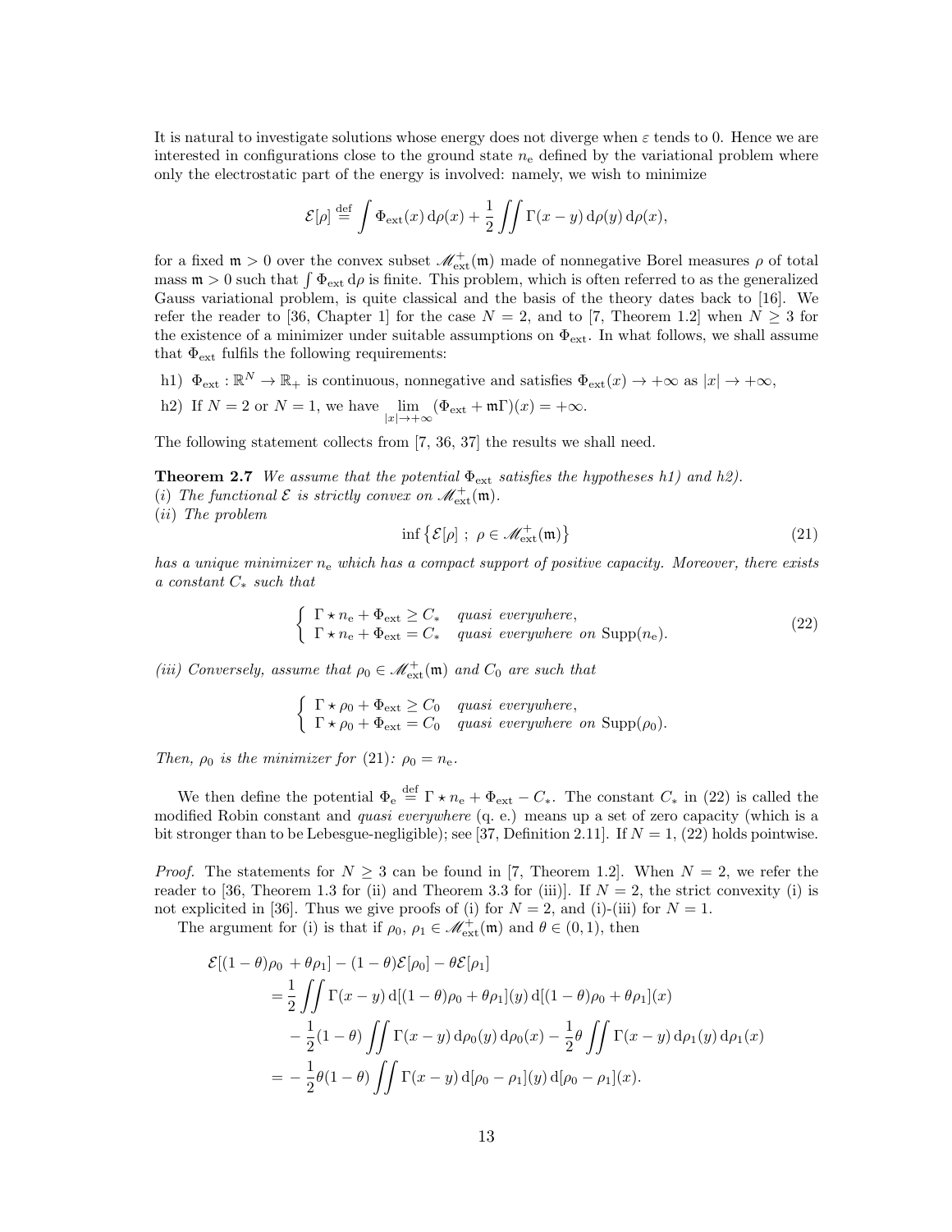It is natural to investigate solutions whose energy does not diverge when $\varepsilon$ tends to 0. Hence we are interested in configurations close to the ground state $n_{\rm e}$ defined by the variational problem where only the electrostatic part of the energy is involved: namely, we wish to minimize

$$\mathcal{E}[\rho] \stackrel{\rm def}{=} \int \Phi_{\rm ext}(x)\,{\rm d}\rho(x) + \frac{1}{2}\iint \Gamma(x-y)\,{\rm d}\rho(y)\,{\rm d}\rho(x),$$

for a fixed $\mathfrak{m} > 0$ over the convex subset $\mathscr{M}^+_{\rm ext}(\mathfrak{m})$ made of nonnegative Borel measures $\rho$ of total mass $\mathfrak{m} > 0$ such that $\int \Phi_{\rm ext}\,{\rm d}\rho$ is finite. This problem, which is often referred to as the generalized Gauss variational problem, is quite classical and the basis of the theory dates back to [16]. We refer the reader to [36, Chapter 1] for the case $N = 2$, and to [7, Theorem 1.2] when $N \geq 3$ for the existence of a minimizer under suitable assumptions on $\Phi_{\rm ext}$. In what follows, we shall assume that $\Phi_{\rm ext}$ fulfils the following requirements:

h1) $\Phi_{\rm ext} : \mathbb{R}^N \to \mathbb{R}_+$ is continuous, nonnegative and satisfies $\Phi_{\rm ext}(x) \to +\infty$ as $|x| \to +\infty$,

h2) If $N = 2$ or $N = 1$, we have $\lim\limits_{|x|\to+\infty} (\Phi_{\rm ext} + \mathfrak{m}\Gamma)(x) = +\infty$.

The following statement collects from [7, 36, 37] the results we shall need.

**Theorem 2.7** *We assume that the potential $\Phi_{\rm ext}$ satisfies the hypotheses h1) and h2).*
*(i) The functional $\mathcal{E}$ is strictly convex on $\mathscr{M}^+_{\rm ext}(\mathfrak{m})$.*
*(ii) The problem*

$$\inf\left\{\mathcal{E}[\rho]\ ;\ \rho \in \mathscr{M}^+_{\rm ext}(\mathfrak{m})\right\} \tag{21}$$

*has a unique minimizer $n_{\rm e}$ which has a compact support of positive capacity. Moreover, there exists a constant $C_*$ such that*

$$\left\{\begin{array}{ll} \Gamma \star n_{\rm e} + \Phi_{\rm ext} \geq C_* & \textit{quasi everywhere,} \\ \Gamma \star n_{\rm e} + \Phi_{\rm ext} = C_* & \textit{quasi everywhere on } {\rm Supp}(n_{\rm e}). \end{array}\right. \tag{22}$$

*(iii) Conversely, assume that $\rho_0 \in \mathscr{M}^+_{\rm ext}(\mathfrak{m})$ and $C_0$ are such that*

$$\left\{\begin{array}{ll} \Gamma \star \rho_0 + \Phi_{\rm ext} \geq C_0 & \textit{quasi everywhere,} \\ \Gamma \star \rho_0 + \Phi_{\rm ext} = C_0 & \textit{quasi everywhere on } {\rm Supp}(\rho_0). \end{array}\right.$$

*Then, $\rho_0$ is the minimizer for (21): $\rho_0 = n_{\rm e}$.*

We then define the potential $\Phi_{\rm e} \stackrel{\rm def}{=} \Gamma \star n_{\rm e} + \Phi_{\rm ext} - C_*$. The constant $C_*$ in (22) is called the modified Robin constant and *quasi everywhere* (q. e.) means up a set of zero capacity (which is a bit stronger than to be Lebesgue-negligible); see [37, Definition 2.11]. If $N = 1$, (22) holds pointwise.

*Proof.* The statements for $N \geq 3$ can be found in [7, Theorem 1.2]. When $N = 2$, we refer the reader to [36, Theorem 1.3 for (ii) and Theorem 3.3 for (iii)]. If $N = 2$, the strict convexity (i) is not explicited in [36]. Thus we give proofs of (i) for $N = 2$, and (i)-(iii) for $N = 1$.

The argument for (i) is that if $\rho_0$, $\rho_1 \in \mathscr{M}^+_{\rm ext}(\mathfrak{m})$ and $\theta \in (0, 1)$, then

$$\begin{aligned}
&\mathcal{E}[(1-\theta)\rho_0 + \theta\rho_1] - (1-\theta)\mathcal{E}[\rho_0] - \theta\mathcal{E}[\rho_1] \\
&\quad = \frac{1}{2}\iint \Gamma(x-y)\,{\rm d}[(1-\theta)\rho_0 + \theta\rho_1](y)\,{\rm d}[(1-\theta)\rho_0 + \theta\rho_1](x) \\
&\qquad - \frac{1}{2}(1-\theta)\iint \Gamma(x-y)\,{\rm d}\rho_0(y)\,{\rm d}\rho_0(x) - \frac{1}{2}\theta\iint \Gamma(x-y)\,{\rm d}\rho_1(y)\,{\rm d}\rho_1(x) \\
&\quad = -\frac{1}{2}\theta(1-\theta)\iint \Gamma(x-y)\,{\rm d}[\rho_0 - \rho_1](y)\,{\rm d}[\rho_0 - \rho_1](x).
\end{aligned}$$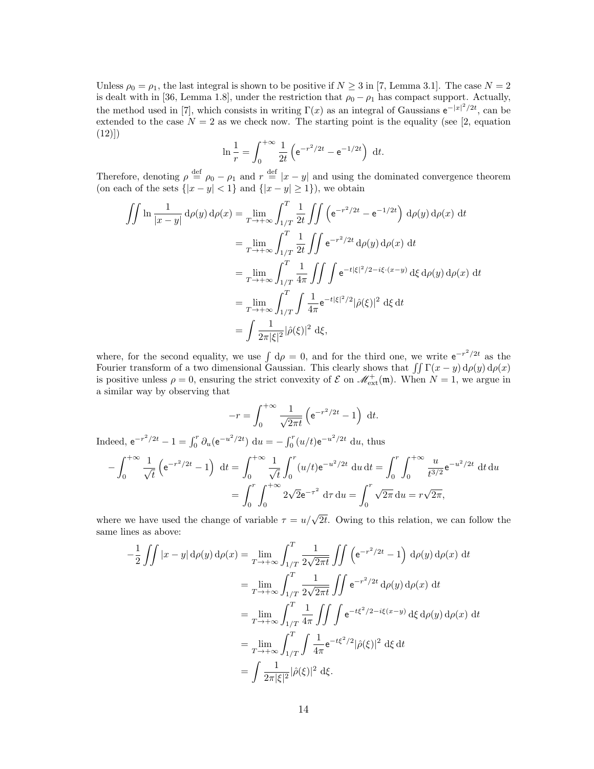Unless $\rho_0 = \rho_1$, the last integral is shown to be positive if $N \geq 3$ in [7, Lemma 3.1]. The case $N = 2$ is dealt with in [36, Lemma 1.8], under the restriction that $\rho_0 - \rho_1$ has compact support. Actually, the method used in [7], which consists in writing $\Gamma(x)$ as an integral of Gaussians $\mathsf{e}^{-|x|^2/2t}$, can be extended to the case $N = 2$ as we check now. The starting point is the equality (see [2, equation (12)])

$$\ln \frac{1}{r} = \int_0^{+\infty} \frac{1}{2t} \left( \mathsf{e}^{-r^2/2t} - \mathsf{e}^{-1/2t} \right) \, \mathrm{d}t.$$

Therefore, denoting $\rho \stackrel{\text{def}}{=} \rho_0 - \rho_1$ and $r \stackrel{\text{def}}{=} |x - y|$ and using the dominated convergence theorem (on each of the sets $\{|x - y| < 1\}$ and $\{|x - y| \geq 1\}$), we obtain

$$\begin{aligned}
\iint \ln \frac{1}{|x-y|} \, \mathrm{d}\rho(y) \, \mathrm{d}\rho(x) &= \lim_{T \to +\infty} \int_{1/T}^{T} \frac{1}{2t} \iint \left( \mathsf{e}^{-r^2/2t} - \mathsf{e}^{-1/2t} \right) \, \mathrm{d}\rho(y) \, \mathrm{d}\rho(x) \, \mathrm{d}t \\
&= \lim_{T \to +\infty} \int_{1/T}^{T} \frac{1}{2t} \iint \mathsf{e}^{-r^2/2t} \, \mathrm{d}\rho(y) \, \mathrm{d}\rho(x) \, \mathrm{d}t \\
&= \lim_{T \to +\infty} \int_{1/T}^{T} \frac{1}{4\pi} \iint \int \mathsf{e}^{-t|\xi|^2/2 - i\xi\cdot(x-y)} \, \mathrm{d}\xi \, \mathrm{d}\rho(y) \, \mathrm{d}\rho(x) \, \mathrm{d}t \\
&= \lim_{T \to +\infty} \int_{1/T}^{T} \int \frac{1}{4\pi} \mathsf{e}^{-t|\xi|^2/2} |\hat{\rho}(\xi)|^2 \, \mathrm{d}\xi \, \mathrm{d}t \\
&= \int \frac{1}{2\pi|\xi|^2} |\hat{\rho}(\xi)|^2 \, \mathrm{d}\xi,
\end{aligned}$$

where, for the second equality, we use $\int \mathrm{d}\rho = 0$, and for the third one, we write $\mathsf{e}^{-r^2/2t}$ as the Fourier transform of a two dimensional Gaussian. This clearly shows that $\iint \Gamma(x - y) \, \mathrm{d}\rho(y) \, \mathrm{d}\rho(x)$ is positive unless $\rho = 0$, ensuring the strict convexity of $\mathcal{E}$ on $\mathscr{M}^+_{\text{ext}}(\mathfrak{m})$. When $N = 1$, we argue in a similar way by observing that

$$-r = \int_0^{+\infty} \frac{1}{\sqrt{2\pi t}} \left( \mathsf{e}^{-r^2/2t} - 1 \right) \, \mathrm{d}t.$$

Indeed, $\mathsf{e}^{-r^2/2t} - 1 = \int_0^r \partial_u (\mathsf{e}^{-u^2/2t}) \, \mathrm{d}u = -\int_0^r (u/t) \mathsf{e}^{-u^2/2t} \, \mathrm{d}u$, thus

$$\begin{aligned}
-\int_0^{+\infty} \frac{1}{\sqrt{t}} \left( \mathsf{e}^{-r^2/2t} - 1 \right) \, \mathrm{d}t = \int_0^{+\infty} \frac{1}{\sqrt{t}} \int_0^r (u/t) \mathsf{e}^{-u^2/2t} \, \mathrm{d}u \, \mathrm{d}t &= \int_0^r \int_0^{+\infty} \frac{u}{t^{3/2}} \mathsf{e}^{-u^2/2t} \, \mathrm{d}t \, \mathrm{d}u \\
&= \int_0^r \int_0^{+\infty} 2\sqrt{2} \mathsf{e}^{-\tau^2} \, \mathrm{d}\tau \, \mathrm{d}u = \int_0^r \sqrt{2\pi} \, \mathrm{d}u = r\sqrt{2\pi},
\end{aligned}$$

where we have used the change of variable $\tau = u/\sqrt{2t}$. Owing to this relation, we can follow the same lines as above:

$$\begin{aligned}
-\frac{1}{2} \iint |x - y| \, \mathrm{d}\rho(y) \, \mathrm{d}\rho(x) &= \lim_{T \to +\infty} \int_{1/T}^{T} \frac{1}{2\sqrt{2\pi t}} \iint \left( \mathsf{e}^{-r^2/2t} - 1 \right) \, \mathrm{d}\rho(y) \, \mathrm{d}\rho(x) \, \mathrm{d}t \\
&= \lim_{T \to +\infty} \int_{1/T}^{T} \frac{1}{2\sqrt{2\pi t}} \iint \mathsf{e}^{-r^2/2t} \, \mathrm{d}\rho(y) \, \mathrm{d}\rho(x) \, \mathrm{d}t \\
&= \lim_{T \to +\infty} \int_{1/T}^{T} \frac{1}{4\pi} \iint \int \mathsf{e}^{-t\xi^2/2 - i\xi(x-y)} \, \mathrm{d}\xi \, \mathrm{d}\rho(y) \, \mathrm{d}\rho(x) \, \mathrm{d}t \\
&= \lim_{T \to +\infty} \int_{1/T}^{T} \int \frac{1}{4\pi} \mathsf{e}^{-t\xi^2/2} |\hat{\rho}(\xi)|^2 \, \mathrm{d}\xi \, \mathrm{d}t \\
&= \int \frac{1}{2\pi|\xi|^2} |\hat{\rho}(\xi)|^2 \, \mathrm{d}\xi.
\end{aligned}$$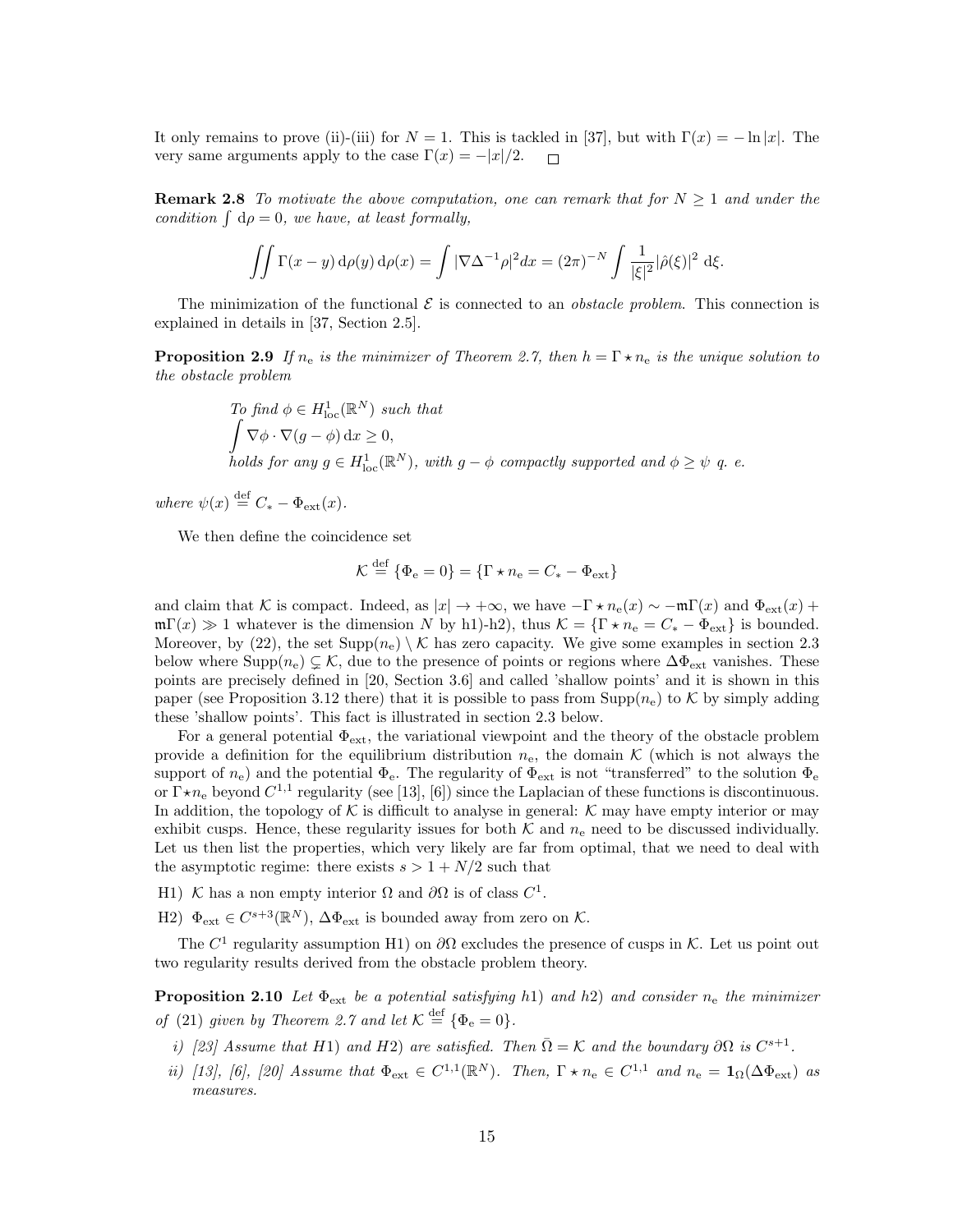It only remains to prove (ii)-(iii) for $N = 1$. This is tackled in [37], but with $\Gamma(x) = -\ln|x|$. The very same arguments apply to the case $\Gamma(x) = -|x|/2$. $\square$

**Remark 2.8** *To motivate the above computation, one can remark that for $N \geq 1$ and under the condition $\int \mathrm{d}\rho = 0$, we have, at least formally,*

$$\iint \Gamma(x-y)\,\mathrm{d}\rho(y)\,\mathrm{d}\rho(x) = \int |\nabla\Delta^{-1}\rho|^2 dx = (2\pi)^{-N}\int \frac{1}{|\xi|^2}|\hat{\rho}(\xi)|^2\ \mathrm{d}\xi.$$

The minimization of the functional $\mathcal{E}$ is connected to an *obstacle problem*. This connection is explained in details in [37, Section 2.5].

**Proposition 2.9** *If $n_\mathrm{e}$ is the minimizer of Theorem 2.7, then $h = \Gamma \star n_\mathrm{e}$ is the unique solution to the obstacle problem*

*To find $\phi \in H^1_{\mathrm{loc}}(\mathbb{R}^N)$ such that*
$\int \nabla\phi\cdot\nabla(g-\phi)\,\mathrm{d}x \geq 0,$
*holds for any $g \in H^1_{\mathrm{loc}}(\mathbb{R}^N)$, with $g - \phi$ compactly supported and $\phi \geq \psi$ q. e.*

*where* $\psi(x) \stackrel{\mathrm{def}}{=} C_* - \Phi_{\mathrm{ext}}(x)$.

We then define the coincidence set

$$\mathcal{K} \stackrel{\mathrm{def}}{=} \{\Phi_\mathrm{e} = 0\} = \{\Gamma \star n_\mathrm{e} = C_* - \Phi_{\mathrm{ext}}\}$$

and claim that $\mathcal{K}$ is compact. Indeed, as $|x| \to +\infty$, we have $-\Gamma \star n_\mathrm{e}(x) \sim -\mathfrak{m}\Gamma(x)$ and $\Phi_{\mathrm{ext}}(x) + \mathfrak{m}\Gamma(x) \gg 1$ whatever is the dimension $N$ by h1)-h2), thus $\mathcal{K} = \{\Gamma \star n_\mathrm{e} = C_* - \Phi_{\mathrm{ext}}\}$ is bounded. Moreover, by (22), the set $\mathrm{Supp}(n_\mathrm{e}) \setminus \mathcal{K}$ has zero capacity. We give some examples in section 2.3 below where $\mathrm{Supp}(n_\mathrm{e}) \subsetneq \mathcal{K}$, due to the presence of points or regions where $\Delta\Phi_{\mathrm{ext}}$ vanishes. These points are precisely defined in [20, Section 3.6] and called 'shallow points' and it is shown in this paper (see Proposition 3.12 there) that it is possible to pass from $\mathrm{Supp}(n_\mathrm{e})$ to $\mathcal{K}$ by simply adding these 'shallow points'. This fact is illustrated in section 2.3 below.

For a general potential $\Phi_{\mathrm{ext}}$, the variational viewpoint and the theory of the obstacle problem provide a definition for the equilibrium distribution $n_\mathrm{e}$, the domain $\mathcal{K}$ (which is not always the support of $n_\mathrm{e}$) and the potential $\Phi_\mathrm{e}$. The regularity of $\Phi_{\mathrm{ext}}$ is not "transferred" to the solution $\Phi_\mathrm{e}$ or $\Gamma\star n_\mathrm{e}$ beyond $C^{1,1}$ regularity (see [13], [6]) since the Laplacian of these functions is discontinuous. In addition, the topology of $\mathcal{K}$ is difficult to analyse in general: $\mathcal{K}$ may have empty interior or may exhibit cusps. Hence, these regularity issues for both $\mathcal{K}$ and $n_\mathrm{e}$ need to be discussed individually. Let us then list the properties, which very likely are far from optimal, that we need to deal with the asymptotic regime: there exists $s > 1 + N/2$ such that

H1) $\mathcal{K}$ has a non empty interior $\Omega$ and $\partial\Omega$ is of class $C^1$.

H2) $\Phi_{\mathrm{ext}} \in C^{s+3}(\mathbb{R}^N)$, $\Delta\Phi_{\mathrm{ext}}$ is bounded away from zero on $\mathcal{K}$.

The $C^1$ regularity assumption H1) on $\partial\Omega$ excludes the presence of cusps in $\mathcal{K}$. Let us point out two regularity results derived from the obstacle problem theory.

**Proposition 2.10** *Let $\Phi_{\mathrm{ext}}$ be a potential satisfying h1) and h2) and consider $n_\mathrm{e}$ the minimizer of (21) given by Theorem 2.7 and let $\mathcal{K} \stackrel{\mathrm{def}}{=} \{\Phi_\mathrm{e} = 0\}$.*

*i) [23] Assume that H1) and H2) are satisfied. Then $\bar{\Omega} = \mathcal{K}$ and the boundary $\partial\Omega$ is $C^{s+1}$.*

*ii) [13], [6], [20] Assume that $\Phi_{\mathrm{ext}} \in C^{1,1}(\mathbb{R}^N)$. Then, $\Gamma \star n_\mathrm{e} \in C^{1,1}$ and $n_\mathrm{e} = \mathbf{1}_\Omega(\Delta\Phi_{\mathrm{ext}})$ as measures.*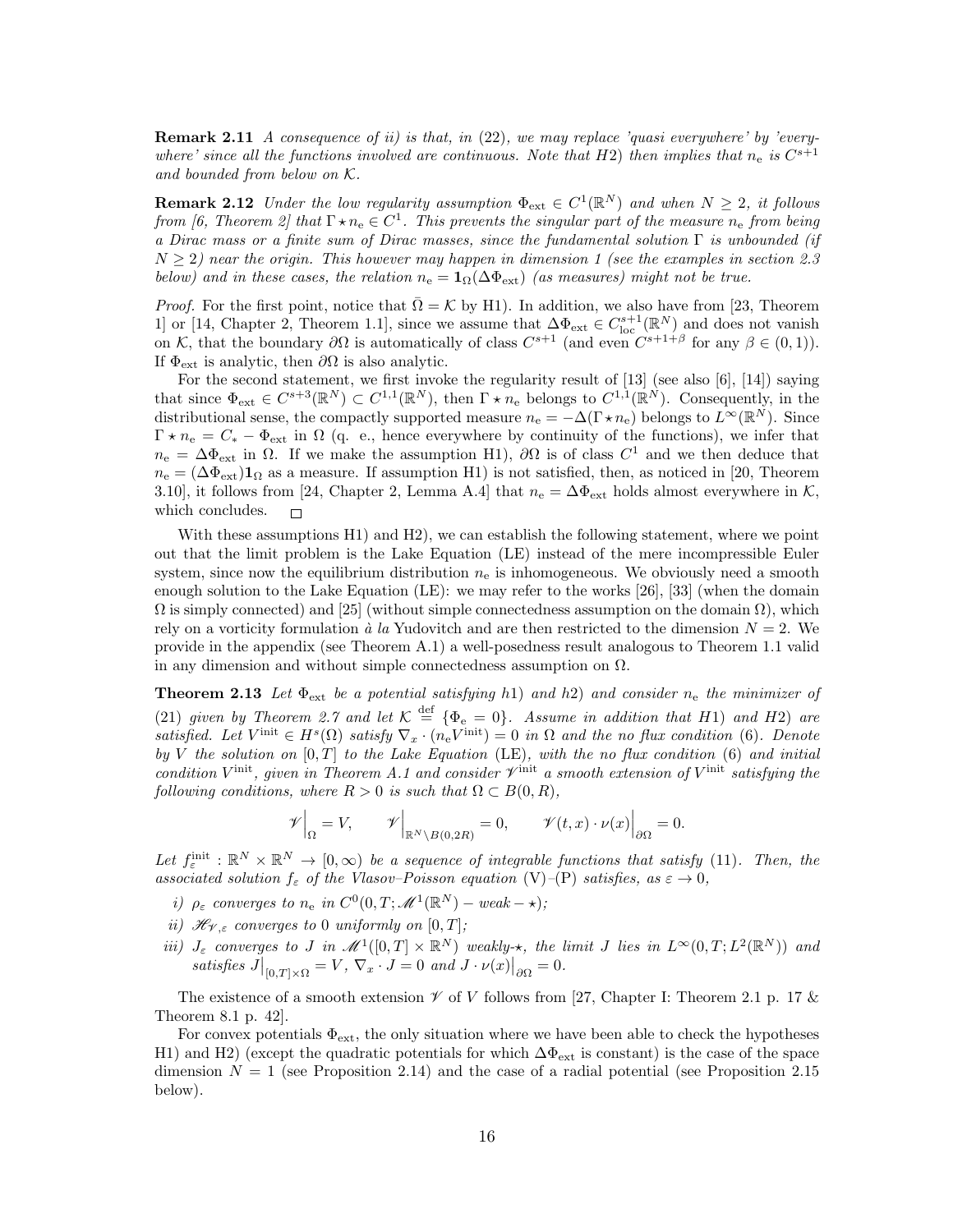**Remark 2.11** *A consequence of ii) is that, in (22), we may replace 'quasi everywhere' by 'everywhere' since all the functions involved are continuous. Note that H2) then implies that $n_{\rm e}$ is $C^{s+1}$ and bounded from below on $\mathcal{K}$.*

**Remark 2.12** *Under the low regularity assumption $\Phi_{\rm ext} \in C^1(\mathbb{R}^N)$ and when $N \geq 2$, it follows from [6, Theorem 2] that $\Gamma \star n_{\rm e} \in C^1$. This prevents the singular part of the measure $n_{\rm e}$ from being a Dirac mass or a finite sum of Dirac masses, since the fundamental solution $\Gamma$ is unbounded (if $N \geq 2$) near the origin. This however may happen in dimension 1 (see the examples in section 2.3 below) and in these cases, the relation $n_{\rm e} = \mathbf{1}_\Omega(\Delta\Phi_{\rm ext})$ (as measures) might not be true.*

*Proof.* For the first point, notice that $\bar{\Omega} = \mathcal{K}$ by H1). In addition, we also have from [23, Theorem 1] or [14, Chapter 2, Theorem 1.1], since we assume that $\Delta\Phi_{\rm ext} \in C^{s+1}_{\rm loc}(\mathbb{R}^N)$ and does not vanish on $\mathcal{K}$, that the boundary $\partial\Omega$ is automatically of class $C^{s+1}$ (and even $C^{s+1+\beta}$ for any $\beta \in (0,1)$). If $\Phi_{\rm ext}$ is analytic, then $\partial\Omega$ is also analytic.

For the second statement, we first invoke the regularity result of [13] (see also [6], [14]) saying that since $\Phi_{\rm ext} \in C^{s+3}(\mathbb{R}^N) \subset C^{1,1}(\mathbb{R}^N)$, then $\Gamma \star n_{\rm e}$ belongs to $C^{1,1}(\mathbb{R}^N)$. Consequently, in the distributional sense, the compactly supported measure $n_{\rm e} = -\Delta(\Gamma \star n_{\rm e})$ belongs to $L^\infty(\mathbb{R}^N)$. Since $\Gamma \star n_{\rm e} = C_* - \Phi_{\rm ext}$ in $\Omega$ (q. e., hence everywhere by continuity of the functions), we infer that $n_{\rm e} = \Delta\Phi_{\rm ext}$ in $\Omega$. If we make the assumption H1), $\partial\Omega$ is of class $C^1$ and we then deduce that $n_{\rm e} = (\Delta\Phi_{\rm ext})\mathbf{1}_\Omega$ as a measure. If assumption H1) is not satisfied, then, as noticed in [20, Theorem 3.10], it follows from [24, Chapter 2, Lemma A.4] that $n_{\rm e} = \Delta\Phi_{\rm ext}$ holds almost everywhere in $\mathcal{K}$, which concludes. $\square$

With these assumptions H1) and H2), we can establish the following statement, where we point out that the limit problem is the Lake Equation (LE) instead of the mere incompressible Euler system, since now the equilibrium distribution $n_{\rm e}$ is inhomogeneous. We obviously need a smooth enough solution to the Lake Equation (LE): we may refer to the works [26], [33] (when the domain $\Omega$ is simply connected) and [25] (without simple connectedness assumption on the domain $\Omega$), which rely on a vorticity formulation *à la* Yudovitch and are then restricted to the dimension $N = 2$. We provide in the appendix (see Theorem A.1) a well-posedness result analogous to Theorem 1.1 valid in any dimension and without simple connectedness assumption on $\Omega$.

**Theorem 2.13** *Let $\Phi_{\rm ext}$ be a potential satisfying h1) and h2) and consider $n_{\rm e}$ the minimizer of (21) given by Theorem 2.7 and let $\mathcal{K} \stackrel{\rm def}{=} \{\Phi_{\rm e} = 0\}$. Assume in addition that H1) and H2) are satisfied. Let $V^{\rm init} \in H^s(\Omega)$ satisfy $\nabla_x \cdot (n_{\rm e} V^{\rm init}) = 0$ in $\Omega$ and the no flux condition (6). Denote by $V$ the solution on $[0,T]$ to the Lake Equation (LE), with the no flux condition (6) and initial condition $V^{\rm init}$, given in Theorem A.1 and consider $\mathscr{V}^{\rm init}$ a smooth extension of $V^{\rm init}$ satisfying the following conditions, where $R > 0$ is such that $\Omega \subset B(0,R)$,*

$$\mathscr{V}\Big|_\Omega = V, \qquad \mathscr{V}\Big|_{\mathbb{R}^N\setminus B(0,2R)} = 0, \qquad \mathscr{V}(t,x)\cdot\nu(x)\Big|_{\partial\Omega} = 0.$$

*Let $f^{\rm init}_\varepsilon : \mathbb{R}^N \times \mathbb{R}^N \to [0,\infty)$ be a sequence of integrable functions that satisfy (11). Then, the associated solution $f_\varepsilon$ of the Vlasov–Poisson equation (V)–(P) satisfies, as $\varepsilon \to 0$,*

- *i) $\rho_\varepsilon$ converges to $n_{\rm e}$ in $C^0(0,T;\mathscr{M}^1(\mathbb{R}^N) - weak - \star)$;*
- *ii) $\mathscr{H}_{\mathscr{V},\varepsilon}$ converges to $0$ uniformly on $[0,T]$;*
- *iii) $J_\varepsilon$ converges to $J$ in $\mathscr{M}^1([0,T]\times\mathbb{R}^N)$ weakly-$\star$, the limit $J$ lies in $L^\infty(0,T;L^2(\mathbb{R}^N))$ and satisfies $J\big|_{[0,T]\times\Omega} = V$, $\nabla_x \cdot J = 0$ and $J \cdot \nu(x)\big|_{\partial\Omega} = 0$.*

The existence of a smooth extension $\mathscr{V}$ of $V$ follows from [27, Chapter I: Theorem 2.1 p. 17 & Theorem 8.1 p. 42].

For convex potentials $\Phi_{\rm ext}$, the only situation where we have been able to check the hypotheses H1) and H2) (except the quadratic potentials for which $\Delta\Phi_{\rm ext}$ is constant) is the case of the space dimension $N = 1$ (see Proposition 2.14) and the case of a radial potential (see Proposition 2.15 below).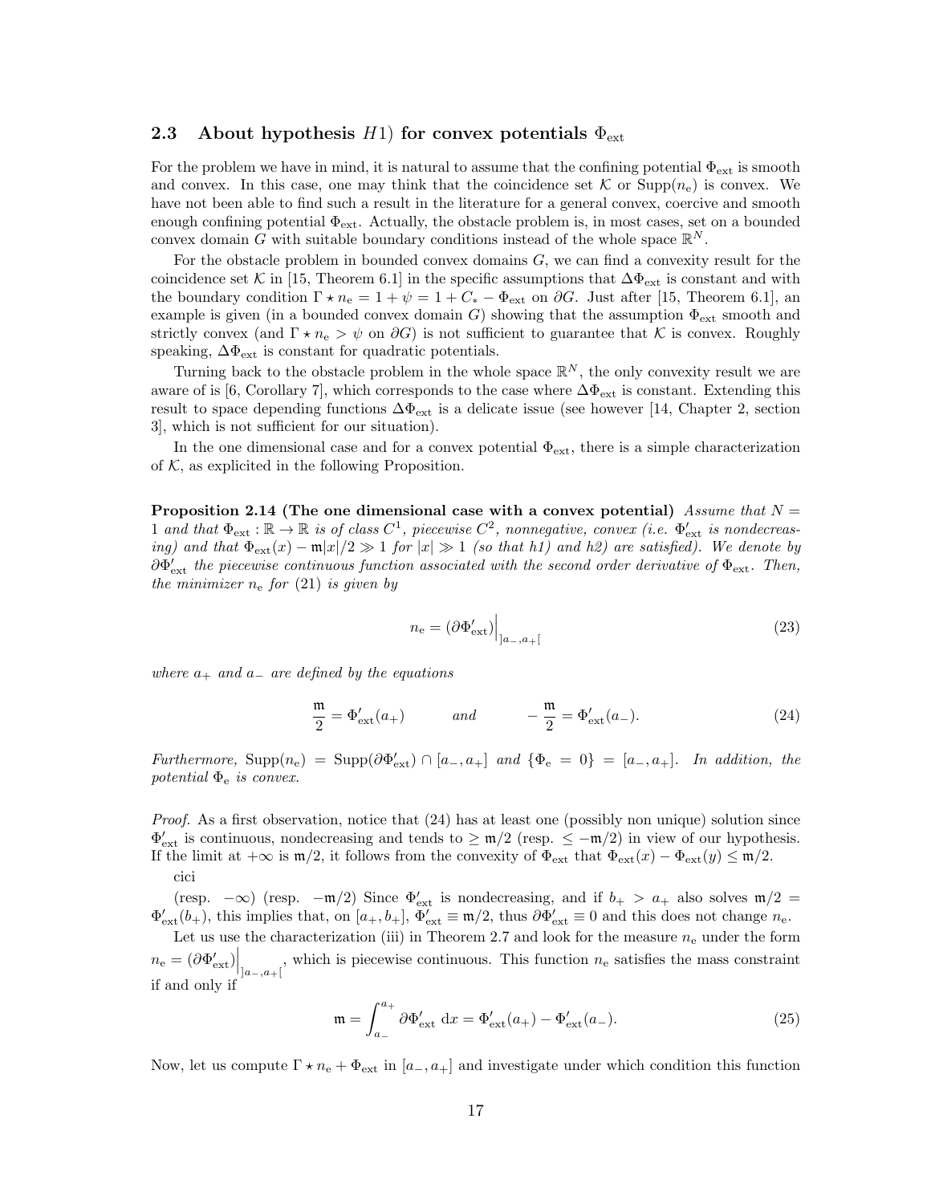### 2.3 About hypothesis $H1$) for convex potentials $\Phi_{\rm ext}$

For the problem we have in mind, it is natural to assume that the confining potential $\Phi_{\rm ext}$ is smooth and convex. In this case, one may think that the coincidence set $\mathcal{K}$ or $\mathrm{Supp}(n_{\rm e})$ is convex. We have not been able to find such a result in the literature for a general convex, coercive and smooth enough confining potential $\Phi_{\rm ext}$. Actually, the obstacle problem is, in most cases, set on a bounded convex domain $G$ with suitable boundary conditions instead of the whole space $\mathbb{R}^N$.

For the obstacle problem in bounded convex domains $G$, we can find a convexity result for the coincidence set $\mathcal{K}$ in [15, Theorem 6.1] in the specific assumptions that $\Delta\Phi_{\rm ext}$ is constant and with the boundary condition $\Gamma \star n_{\rm e} = 1 + \psi = 1 + C_* - \Phi_{\rm ext}$ on $\partial G$. Just after [15, Theorem 6.1], an example is given (in a bounded convex domain $G$) showing that the assumption $\Phi_{\rm ext}$ smooth and strictly convex (and $\Gamma \star n_{\rm e} > \psi$ on $\partial G$) is not sufficient to guarantee that $\mathcal{K}$ is convex. Roughly speaking, $\Delta\Phi_{\rm ext}$ is constant for quadratic potentials.

Turning back to the obstacle problem in the whole space $\mathbb{R}^N$, the only convexity result we are aware of is [6, Corollary 7], which corresponds to the case where $\Delta\Phi_{\rm ext}$ is constant. Extending this result to space depending functions $\Delta\Phi_{\rm ext}$ is a delicate issue (see however [14, Chapter 2, section 3], which is not sufficient for our situation).

In the one dimensional case and for a convex potential $\Phi_{\rm ext}$, there is a simple characterization of $\mathcal{K}$, as explicited in the following Proposition.

**Proposition 2.14 (The one dimensional case with a convex potential)** *Assume that $N = 1$ and that $\Phi_{\rm ext} : \mathbb{R} \to \mathbb{R}$ is of class $C^1$, piecewise $C^2$, nonnegative, convex (i.e. $\Phi'_{\rm ext}$ is nondecreasing) and that $\Phi_{\rm ext}(x) - \mathfrak{m}|x|/2 \gg 1$ for $|x| \gg 1$ (so that h1) and h2) are satisfied). We denote by $\partial\Phi'_{\rm ext}$ the piecewise continuous function associated with the second order derivative of $\Phi_{\rm ext}$. Then, the minimizer $n_{\rm e}$ for (21) is given by*

$$n_{\rm e} = (\partial\Phi'_{\rm ext})\Big|_{]a_-,a_+[} \tag{23}$$

*where $a_+$ and $a_-$ are defined by the equations*

$$\frac{\mathfrak{m}}{2} = \Phi'_{\rm ext}(a_+) \qquad \text{and} \qquad -\frac{\mathfrak{m}}{2} = \Phi'_{\rm ext}(a_-). \tag{24}$$

*Furthermore,* $\mathrm{Supp}(n_{\rm e}) = \mathrm{Supp}(\partial\Phi'_{\rm ext}) \cap [a_-, a_+]$ *and* $\{\Phi_{\rm e} = 0\} = [a_-, a_+]$. *In addition, the potential $\Phi_{\rm e}$ is convex.*

*Proof.* As a first observation, notice that (24) has at least one (possibly non unique) solution since $\Phi'_{\rm ext}$ is continuous, nondecreasing and tends to $\geq \mathfrak{m}/2$ (resp. $\leq -\mathfrak{m}/2$) in view of our hypothesis. If the limit at $+\infty$ is $\mathfrak{m}/2$, it follows from the convexity of $\Phi_{\rm ext}$ that $\Phi_{\rm ext}(x) - \Phi_{\rm ext}(y) \leq \mathfrak{m}/2$.

cici

(resp. $-\infty$) (resp. $-\mathfrak{m}/2$) Since $\Phi'_{\rm ext}$ is nondecreasing, and if $b_+ > a_+$ also solves $\mathfrak{m}/2 = \Phi'_{\rm ext}(b_+)$, this implies that, on $[a_+, b_+]$, $\Phi'_{\rm ext} \equiv \mathfrak{m}/2$, thus $\partial\Phi'_{\rm ext} \equiv 0$ and this does not change $n_{\rm e}$.

Let us use the characterization (iii) in Theorem 2.7 and look for the measure $n_{\rm e}$ under the form $n_{\rm e} = (\partial\Phi'_{\rm ext})\Big|_{]a_-,a_+[}$, which is piecewise continuous. This function $n_{\rm e}$ satisfies the mass constraint if and only if

$$\mathfrak{m} = \int_{a_-}^{a_+} \partial\Phi'_{\rm ext} \, \mathrm{d}x = \Phi'_{\rm ext}(a_+) - \Phi'_{\rm ext}(a_-). \tag{25}$$

Now, let us compute $\Gamma \star n_{\rm e} + \Phi_{\rm ext}$ in $[a_-, a_+]$ and investigate under which condition this function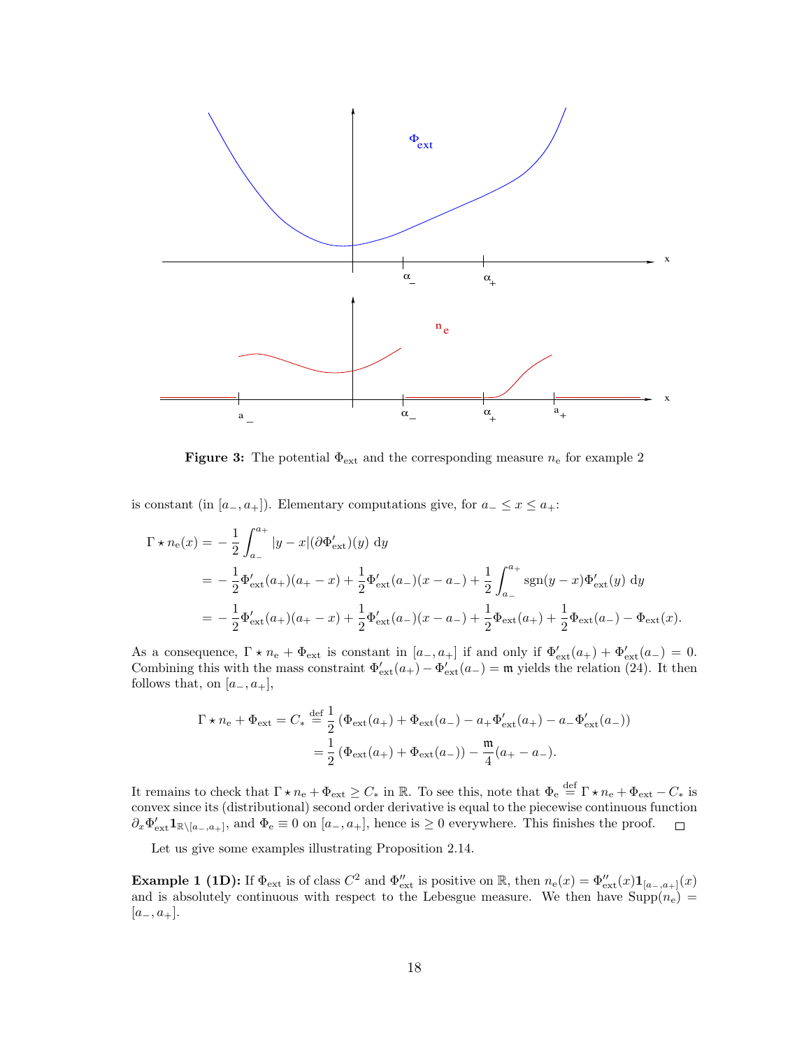**Figure 3:** The potential $\Phi_{\rm ext}$ and the corresponding measure $n_{\rm e}$ for example 2

is constant (in $[a_-, a_+]$). Elementary computations give, for $a_- \leq x \leq a_+$:

$$
\begin{aligned}
\Gamma \star n_{\rm e}(x) &= -\frac{1}{2}\int_{a_-}^{a_+} |y-x|(\partial \Phi'_{\rm ext})(y)\ {\rm d}y \\
&= -\frac{1}{2}\Phi'_{\rm ext}(a_+)(a_+ - x) + \frac{1}{2}\Phi'_{\rm ext}(a_-)(x-a_-) + \frac{1}{2}\int_{a_-}^{a_+} {\rm sgn}(y-x)\Phi'_{\rm ext}(y)\ {\rm d}y \\
&= -\frac{1}{2}\Phi'_{\rm ext}(a_+)(a_+ - x) + \frac{1}{2}\Phi'_{\rm ext}(a_-)(x-a_-) + \frac{1}{2}\Phi_{\rm ext}(a_+) + \frac{1}{2}\Phi_{\rm ext}(a_-) - \Phi_{\rm ext}(x).
\end{aligned}
$$

As a consequence, $\Gamma \star n_{\rm e} + \Phi_{\rm ext}$ is constant in $[a_-, a_+]$ if and only if $\Phi'_{\rm ext}(a_+) + \Phi'_{\rm ext}(a_-) = 0$. Combining this with the mass constraint $\Phi'_{\rm ext}(a_+) - \Phi'_{\rm ext}(a_-) = \mathfrak{m}$ yields the relation (24). It then follows that, on $[a_-, a_+]$,

$$
\begin{aligned}
\Gamma \star n_{\rm e} + \Phi_{\rm ext} = C_* &\stackrel{\rm def}{=} \frac{1}{2}\left(\Phi_{\rm ext}(a_+) + \Phi_{\rm ext}(a_-) - a_+\Phi'_{\rm ext}(a_+) - a_-\Phi'_{\rm ext}(a_-)\right) \\
&= \frac{1}{2}\left(\Phi_{\rm ext}(a_+) + \Phi_{\rm ext}(a_-)\right) - \frac{\mathfrak{m}}{4}(a_+ - a_-).
\end{aligned}
$$

It remains to check that $\Gamma \star n_{\rm e} + \Phi_{\rm ext} \geq C_*$ in $\mathbb{R}$. To see this, note that $\Phi_{\rm e} \stackrel{\rm def}{=} \Gamma \star n_{\rm e} + \Phi_{\rm ext} - C_*$ is convex since its (distributional) second order derivative is equal to the piecewise continuous function $\partial_x \Phi'_{\rm ext}\mathbf{1}_{\mathbb{R}\setminus[a_-,a_+]}$, and $\Phi_{\rm e} \equiv 0$ on $[a_-, a_+]$, hence is $\geq 0$ everywhere. This finishes the proof. □

Let us give some examples illustrating Proposition 2.14.

**Example 1 (1D):** If $\Phi_{\rm ext}$ is of class $C^2$ and $\Phi''_{\rm ext}$ is positive on $\mathbb{R}$, then $n_{\rm e}(x) = \Phi''_{\rm ext}(x)\mathbf{1}_{[a_-,a_+]}(x)$ and is absolutely continuous with respect to the Lebesgue measure. We then have ${\rm Supp}(n_{\rm e}) = [a_-, a_+]$.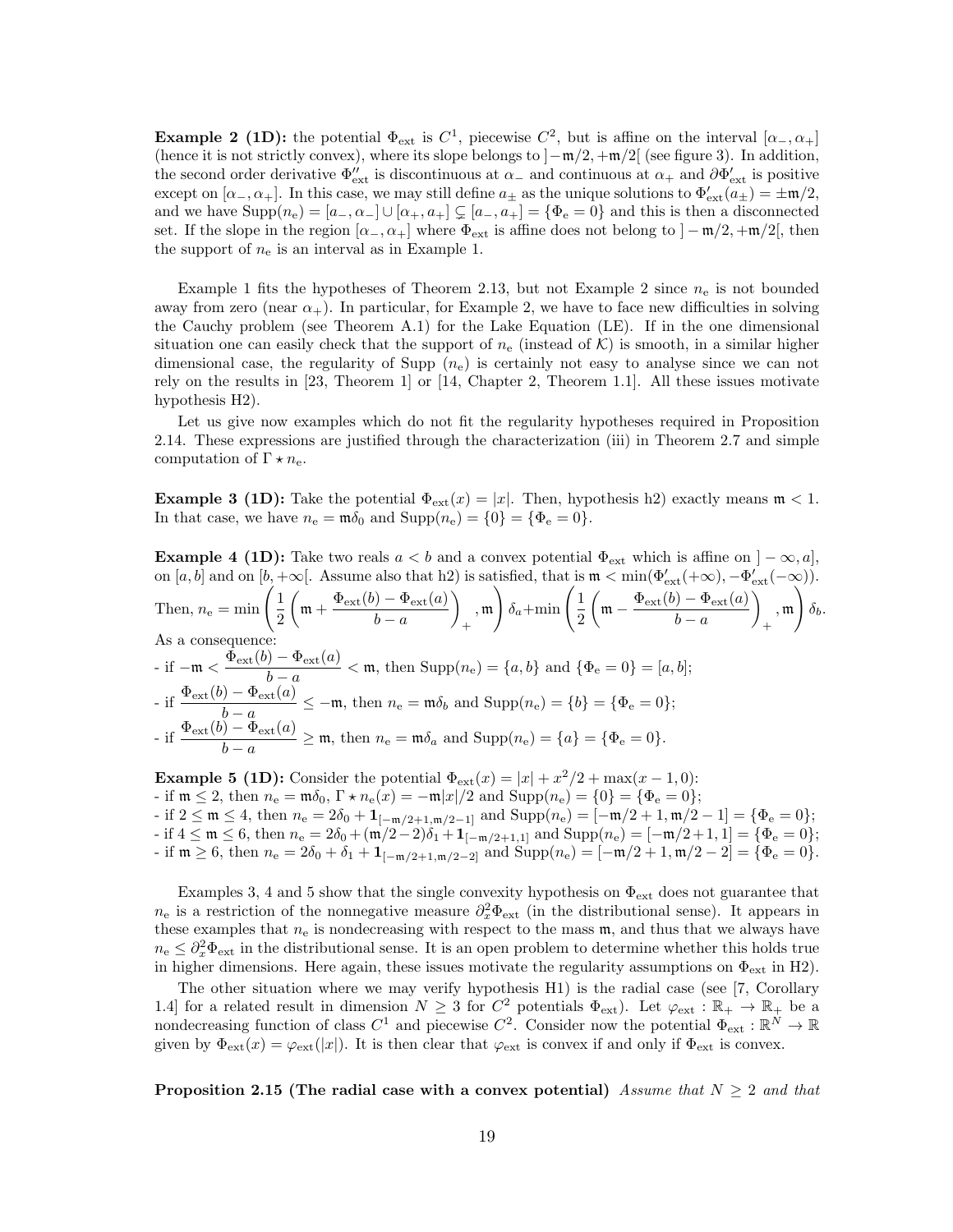**Example 2 (1D):** the potential $\Phi_{\rm ext}$ is $C^1$, piecewise $C^2$, but is affine on the interval $[\alpha_-, \alpha_+]$ (hence it is not strictly convex), where its slope belongs to $]-\mathfrak{m}/2, +\mathfrak{m}/2[$ (see figure 3). In addition, the second order derivative $\Phi''_{\rm ext}$ is discontinuous at $\alpha_-$ and continuous at $\alpha_+$ and $\partial\Phi'_{\rm ext}$ is positive except on $[\alpha_-, \alpha_+]$. In this case, we may still define $a_\pm$ as the unique solutions to $\Phi'_{\rm ext}(a_\pm) = \pm\mathfrak{m}/2$, and we have $\mathrm{Supp}(n_{\rm e}) = [a_-, \alpha_-] \cup [\alpha_+, a_+] \subsetneq [a_-, a_+] = \{\Phi_{\rm e} = 0\}$ and this is then a disconnected set. If the slope in the region $[\alpha_-, \alpha_+]$ where $\Phi_{\rm ext}$ is affine does not belong to $]-\mathfrak{m}/2, +\mathfrak{m}/2[$, then the support of $n_{\rm e}$ is an interval as in Example 1.

Example 1 fits the hypotheses of Theorem 2.13, but not Example 2 since $n_{\rm e}$ is not bounded away from zero (near $\alpha_+$). In particular, for Example 2, we have to face new difficulties in solving the Cauchy problem (see Theorem A.1) for the Lake Equation (LE). If in the one dimensional situation one can easily check that the support of $n_{\rm e}$ (instead of $\mathcal{K}$) is smooth, in a similar higher dimensional case, the regularity of Supp $(n_{\rm e})$ is certainly not easy to analyse since we can not rely on the results in [23, Theorem 1] or [14, Chapter 2, Theorem 1.1]. All these issues motivate hypothesis H2).

Let us give now examples which do not fit the regularity hypotheses required in Proposition 2.14. These expressions are justified through the characterization (iii) in Theorem 2.7 and simple computation of $\Gamma \star n_{\rm e}$.

**Example 3 (1D):** Take the potential $\Phi_{\rm ext}(x) = |x|$. Then, hypothesis h2) exactly means $\mathfrak{m} < 1$. In that case, we have $n_{\rm e} = \mathfrak{m}\delta_0$ and $\mathrm{Supp}(n_{\rm e}) = \{0\} = \{\Phi_{\rm e} = 0\}$.

**Example 4 (1D):** Take two reals $a < b$ and a convex potential $\Phi_{\rm ext}$ which is affine on $]-\infty, a]$, on $[a, b]$ and on $[b, +\infty[$. Assume also that h2) is satisfied, that is $\mathfrak{m} < \min(\Phi'_{\rm ext}(+\infty), -\Phi'_{\rm ext}(-\infty))$.
Then, $n_{\rm e} = \min\left(\frac{1}{2}\left(\mathfrak{m} + \frac{\Phi_{\rm ext}(b) - \Phi_{\rm ext}(a)}{b-a}\right)_+, \mathfrak{m}\right)\delta_a + \min\left(\frac{1}{2}\left(\mathfrak{m} - \frac{\Phi_{\rm ext}(b) - \Phi_{\rm ext}(a)}{b-a}\right)_+, \mathfrak{m}\right)\delta_b$.
As a consequence:
- if $-\mathfrak{m} < \frac{\Phi_{\rm ext}(b) - \Phi_{\rm ext}(a)}{b-a} < \mathfrak{m}$, then $\mathrm{Supp}(n_{\rm e}) = \{a, b\}$ and $\{\Phi_{\rm e} = 0\} = [a, b]$;
- if $\frac{\Phi_{\rm ext}(b) - \Phi_{\rm ext}(a)}{b-a} \leq -\mathfrak{m}$, then $n_{\rm e} = \mathfrak{m}\delta_b$ and $\mathrm{Supp}(n_{\rm e}) = \{b\} = \{\Phi_{\rm e} = 0\}$;
- if $\frac{\Phi_{\rm ext}(b) - \Phi_{\rm ext}(a)}{b-a} \geq \mathfrak{m}$, then $n_{\rm e} = \mathfrak{m}\delta_a$ and $\mathrm{Supp}(n_{\rm e}) = \{a\} = \{\Phi_{\rm e} = 0\}$.

**Example 5 (1D):** Consider the potential $\Phi_{\rm ext}(x) = |x| + x^2/2 + \max(x-1, 0)$:
- if $\mathfrak{m} \leq 2$, then $n_{\rm e} = \mathfrak{m}\delta_0$, $\Gamma \star n_{\rm e}(x) = -\mathfrak{m}|x|/2$ and $\mathrm{Supp}(n_{\rm e}) = \{0\} = \{\Phi_{\rm e} = 0\}$;
- if $2 \leq \mathfrak{m} \leq 4$, then $n_{\rm e} = 2\delta_0 + \mathbf{1}_{[-\mathfrak{m}/2+1, \mathfrak{m}/2-1]}$ and $\mathrm{Supp}(n_{\rm e}) = [-\mathfrak{m}/2+1, \mathfrak{m}/2-1] = \{\Phi_{\rm e} = 0\}$;
- if $4 \leq \mathfrak{m} \leq 6$, then $n_{\rm e} = 2\delta_0 + (\mathfrak{m}/2-2)\delta_1 + \mathbf{1}_{[-\mathfrak{m}/2+1, 1]}$ and $\mathrm{Supp}(n_{\rm e}) = [-\mathfrak{m}/2+1, 1] = \{\Phi_{\rm e} = 0\}$;
- if $\mathfrak{m} \geq 6$, then $n_{\rm e} = 2\delta_0 + \delta_1 + \mathbf{1}_{[-\mathfrak{m}/2+1, \mathfrak{m}/2-2]}$ and $\mathrm{Supp}(n_{\rm e}) = [-\mathfrak{m}/2+1, \mathfrak{m}/2-2] = \{\Phi_{\rm e} = 0\}$.

Examples 3, 4 and 5 show that the single convexity hypothesis on $\Phi_{\rm ext}$ does not guarantee that $n_{\rm e}$ is a restriction of the nonnegative measure $\partial_x^2\Phi_{\rm ext}$ (in the distributional sense). It appears in these examples that $n_{\rm e}$ is nondecreasing with respect to the mass $\mathfrak{m}$, and thus that we always have $n_{\rm e} \leq \partial_x^2\Phi_{\rm ext}$ in the distributional sense. It is an open problem to determine whether this holds true in higher dimensions. Here again, these issues motivate the regularity assumptions on $\Phi_{\rm ext}$ in H2).

The other situation where we may verify hypothesis H1) is the radial case (see [7, Corollary 1.4] for a related result in dimension $N \geq 3$ for $C^2$ potentials $\Phi_{\rm ext}$). Let $\varphi_{\rm ext} : \mathbb{R}_+ \to \mathbb{R}_+$ be a nondecreasing function of class $C^1$ and piecewise $C^2$. Consider now the potential $\Phi_{\rm ext} : \mathbb{R}^N \to \mathbb{R}$ given by $\Phi_{\rm ext}(x) = \varphi_{\rm ext}(|x|)$. It is then clear that $\varphi_{\rm ext}$ is convex if and only if $\Phi_{\rm ext}$ is convex.

**Proposition 2.15 (The radial case with a convex potential)** *Assume that $N \geq 2$ and that*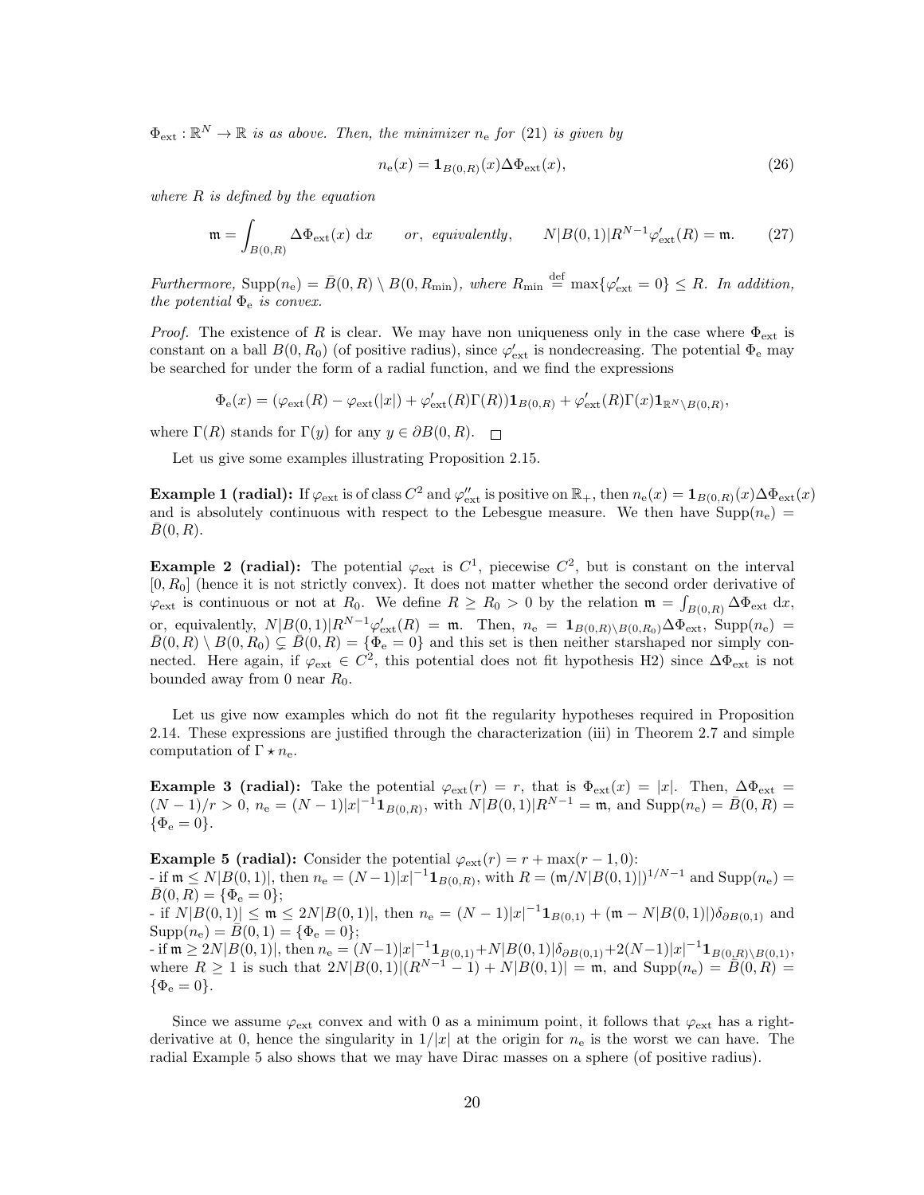$\Phi_{\text{ext}} : \mathbb{R}^N \to \mathbb{R}$ *is as above. Then, the minimizer* $n_{\text{e}}$ *for* (21) *is given by*

$$n_{\text{e}}(x) = \mathbf{1}_{B(0,R)}(x)\Delta\Phi_{\text{ext}}(x), \tag{26}$$

*where* $R$ *is defined by the equation*

$$\mathfrak{m} = \int_{B(0,R)} \Delta\Phi_{\text{ext}}(x)\ \mathrm{d}x \qquad \textit{or, equivalently,} \qquad N|B(0,1)|R^{N-1}\varphi'_{\text{ext}}(R) = \mathfrak{m}. \tag{27}$$

*Furthermore,* $\text{Supp}(n_{\text{e}}) = \bar{B}(0,R) \setminus B(0,R_{\min})$*, where* $R_{\min} \stackrel{\text{def}}{=} \max\{\varphi'_{\text{ext}} = 0\} \leq R$*. In addition, the potential* $\Phi_{\text{e}}$ *is convex.*

*Proof.* The existence of $R$ is clear. We may have non uniqueness only in the case where $\Phi_{\text{ext}}$ is constant on a ball $B(0,R_0)$ (of positive radius), since $\varphi'_{\text{ext}}$ is nondecreasing. The potential $\Phi_{\text{e}}$ may be searched for under the form of a radial function, and we find the expressions

$$\Phi_{\text{e}}(x) = (\varphi_{\text{ext}}(R) - \varphi_{\text{ext}}(|x|) + \varphi'_{\text{ext}}(R)\Gamma(R))\mathbf{1}_{B(0,R)} + \varphi'_{\text{ext}}(R)\Gamma(x)\mathbf{1}_{\mathbb{R}^N\setminus B(0,R)},$$

where $\Gamma(R)$ stands for $\Gamma(y)$ for any $y \in \partial B(0,R)$. $\square$

Let us give some examples illustrating Proposition 2.15.

**Example 1 (radial):** If $\varphi_{\text{ext}}$ is of class $C^2$ and $\varphi''_{\text{ext}}$ is positive on $\mathbb{R}_+$, then $n_{\text{e}}(x) = \mathbf{1}_{B(0,R)}(x)\Delta\Phi_{\text{ext}}(x)$ and is absolutely continuous with respect to the Lebesgue measure. We then have $\text{Supp}(n_{\text{e}}) = \bar{B}(0,R)$.

**Example 2 (radial):** The potential $\varphi_{\text{ext}}$ is $C^1$, piecewise $C^2$, but is constant on the interval $[0,R_0]$ (hence it is not strictly convex). It does not matter whether the second order derivative of $\varphi_{\text{ext}}$ is continuous or not at $R_0$. We define $R \geq R_0 > 0$ by the relation $\mathfrak{m} = \int_{B(0,R)} \Delta\Phi_{\text{ext}}\ \mathrm{d}x$, or, equivalently, $N|B(0,1)|R^{N-1}\varphi'_{\text{ext}}(R) = \mathfrak{m}$. Then, $n_{\text{e}} = \mathbf{1}_{B(0,R)\setminus B(0,R_0)}\Delta\Phi_{\text{ext}}$, $\text{Supp}(n_{\text{e}}) = \bar{B}(0,R) \setminus B(0,R_0) \subsetneq \bar{B}(0,R) = \{\Phi_{\text{e}} = 0\}$ and this set is then neither starshaped nor simply connected. Here again, if $\varphi_{\text{ext}} \in C^2$, this potential does not fit hypothesis H2) since $\Delta\Phi_{\text{ext}}$ is not bounded away from 0 near $R_0$.

Let us give now examples which do not fit the regularity hypotheses required in Proposition 2.14. These expressions are justified through the characterization (iii) in Theorem 2.7 and simple computation of $\Gamma \star n_{\text{e}}$.

**Example 3 (radial):** Take the potential $\varphi_{\text{ext}}(r) = r$, that is $\Phi_{\text{ext}}(x) = |x|$. Then, $\Delta\Phi_{\text{ext}} = (N-1)/r > 0$, $n_{\text{e}} = (N-1)|x|^{-1}\mathbf{1}_{B(0,R)}$, with $N|B(0,1)|R^{N-1} = \mathfrak{m}$, and $\text{Supp}(n_{\text{e}}) = \bar{B}(0,R) = \{\Phi_{\text{e}} = 0\}$.

**Example 5 (radial):** Consider the potential $\varphi_{\text{ext}}(r) = r + \max(r-1, 0)$:
- if $\mathfrak{m} \leq N|B(0,1)|$, then $n_{\text{e}} = (N-1)|x|^{-1}\mathbf{1}_{B(0,R)}$, with $R = (\mathfrak{m}/N|B(0,1)|)^{1/N-1}$ and $\text{Supp}(n_{\text{e}}) = \bar{B}(0,R) = \{\Phi_{\text{e}} = 0\}$;
- if $N|B(0,1)| \leq \mathfrak{m} \leq 2N|B(0,1)|$, then $n_{\text{e}} = (N-1)|x|^{-1}\mathbf{1}_{B(0,1)} + (\mathfrak{m} - N|B(0,1)|)\delta_{\partial B(0,1)}$ and $\text{Supp}(n_{\text{e}}) = \bar{B}(0,1) = \{\Phi_{\text{e}} = 0\}$;
- if $\mathfrak{m} \geq 2N|B(0,1)|$, then $n_{\text{e}} = (N-1)|x|^{-1}\mathbf{1}_{B(0,1)} + N|B(0,1)|\delta_{\partial B(0,1)} + 2(N-1)|x|^{-1}\mathbf{1}_{B(0,R)\setminus B(0,1)}$, where $R \geq 1$ is such that $2N|B(0,1)|(R^{N-1} - 1) + N|B(0,1)| = \mathfrak{m}$, and $\text{Supp}(n_{\text{e}}) = \bar{B}(0,R) = \{\Phi_{\text{e}} = 0\}$.

Since we assume $\varphi_{\text{ext}}$ convex and with 0 as a minimum point, it follows that $\varphi_{\text{ext}}$ has a right-derivative at 0, hence the singularity in $1/|x|$ at the origin for $n_{\text{e}}$ is the worst we can have. The radial Example 5 also shows that we may have Dirac masses on a sphere (of positive radius).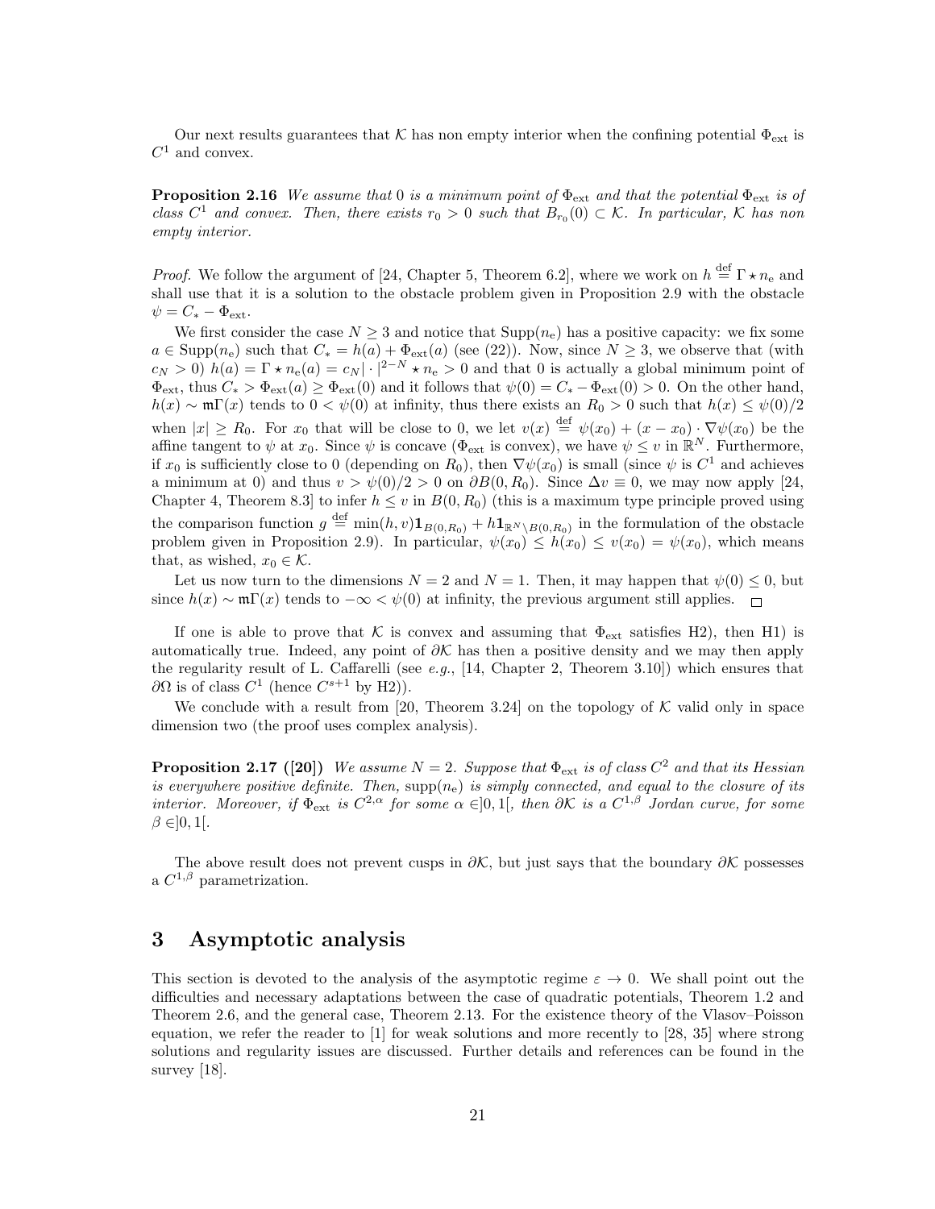Our next results guarantees that $\mathcal{K}$ has non empty interior when the confining potential $\Phi_{\rm ext}$ is $C^1$ and convex.

**Proposition 2.16** *We assume that* $0$ *is a minimum point of* $\Phi_{\rm ext}$ *and that the potential* $\Phi_{\rm ext}$ *is of class* $C^1$ *and convex. Then, there exists* $r_0 > 0$ *such that* $B_{r_0}(0) \subset \mathcal{K}$*. In particular,* $\mathcal{K}$ *has non empty interior.*

*Proof.* We follow the argument of [24, Chapter 5, Theorem 6.2], where we work on $h \stackrel{\rm def}{=} \Gamma \star n_{\rm e}$ and shall use that it is a solution to the obstacle problem given in Proposition 2.9 with the obstacle $\psi = C_* - \Phi_{\rm ext}$.

We first consider the case $N \geq 3$ and notice that $\mathrm{Supp}(n_{\rm e})$ has a positive capacity: we fix some $a \in \mathrm{Supp}(n_{\rm e})$ such that $C_* = h(a) + \Phi_{\rm ext}(a)$ (see (22)). Now, since $N \geq 3$, we observe that (with $c_N > 0$) $h(a) = \Gamma \star n_{\rm e}(a) = c_N |\cdot|^{2-N} \star n_{\rm e} > 0$ and that $0$ is actually a global minimum point of $\Phi_{\rm ext}$, thus $C_* > \Phi_{\rm ext}(a) \geq \Phi_{\rm ext}(0)$ and it follows that $\psi(0) = C_* - \Phi_{\rm ext}(0) > 0$. On the other hand, $h(x) \sim \mathfrak{m}\Gamma(x)$ tends to $0 < \psi(0)$ at infinity, thus there exists an $R_0 > 0$ such that $h(x) \leq \psi(0)/2$ when $|x| \geq R_0$. For $x_0$ that will be close to 0, we let $v(x) \stackrel{\rm def}{=} \psi(x_0) + (x - x_0) \cdot \nabla\psi(x_0)$ be the affine tangent to $\psi$ at $x_0$. Since $\psi$ is concave ($\Phi_{\rm ext}$ is convex), we have $\psi \leq v$ in $\mathbb{R}^N$. Furthermore, if $x_0$ is sufficiently close to 0 (depending on $R_0$), then $\nabla\psi(x_0)$ is small (since $\psi$ is $C^1$ and achieves a minimum at 0) and thus $v > \psi(0)/2 > 0$ on $\partial B(0, R_0)$. Since $\Delta v \equiv 0$, we may now apply [24, Chapter 4, Theorem 8.3] to infer $h \leq v$ in $B(0, R_0)$ (this is a maximum type principle proved using the comparison function $g \stackrel{\rm def}{=} \min(h, v)\mathbf{1}_{B(0,R_0)} + h\mathbf{1}_{\mathbb{R}^N \setminus B(0,R_0)}$ in the formulation of the obstacle problem given in Proposition 2.9). In particular, $\psi(x_0) \leq h(x_0) \leq v(x_0) = \psi(x_0)$, which means that, as wished, $x_0 \in \mathcal{K}$.

Let us now turn to the dimensions $N = 2$ and $N = 1$. Then, it may happen that $\psi(0) \leq 0$, but since $h(x) \sim \mathfrak{m}\Gamma(x)$ tends to $-\infty < \psi(0)$ at infinity, the previous argument still applies. $\square$

If one is able to prove that $\mathcal{K}$ is convex and assuming that $\Phi_{\rm ext}$ satisfies H2), then H1) is automatically true. Indeed, any point of $\partial\mathcal{K}$ has then a positive density and we may then apply the regularity result of L. Caffarelli (see *e.g.*, [14, Chapter 2, Theorem 3.10]) which ensures that $\partial\Omega$ is of class $C^1$ (hence $C^{s+1}$ by H2)).

We conclude with a result from [20, Theorem 3.24] on the topology of $\mathcal{K}$ valid only in space dimension two (the proof uses complex analysis).

**Proposition 2.17 ([20])** *We assume* $N = 2$*. Suppose that* $\Phi_{\rm ext}$ *is of class* $C^2$ *and that its Hessian is everywhere positive definite. Then,* $\mathrm{supp}(n_{\rm e})$ *is simply connected, and equal to the closure of its interior. Moreover, if* $\Phi_{\rm ext}$ *is* $C^{2,\alpha}$ *for some* $\alpha \in ]0,1[$*, then* $\partial\mathcal{K}$ *is a* $C^{1,\beta}$ *Jordan curve, for some* $\beta \in ]0,1[$*.*

The above result does not prevent cusps in $\partial\mathcal{K}$, but just says that the boundary $\partial\mathcal{K}$ possesses a $C^{1,\beta}$ parametrization.

# 3 Asymptotic analysis

This section is devoted to the analysis of the asymptotic regime $\varepsilon \to 0$. We shall point out the difficulties and necessary adaptations between the case of quadratic potentials, Theorem 1.2 and Theorem 2.6, and the general case, Theorem 2.13. For the existence theory of the Vlasov–Poisson equation, we refer the reader to [1] for weak solutions and more recently to [28, 35] where strong solutions and regularity issues are discussed. Further details and references can be found in the survey [18].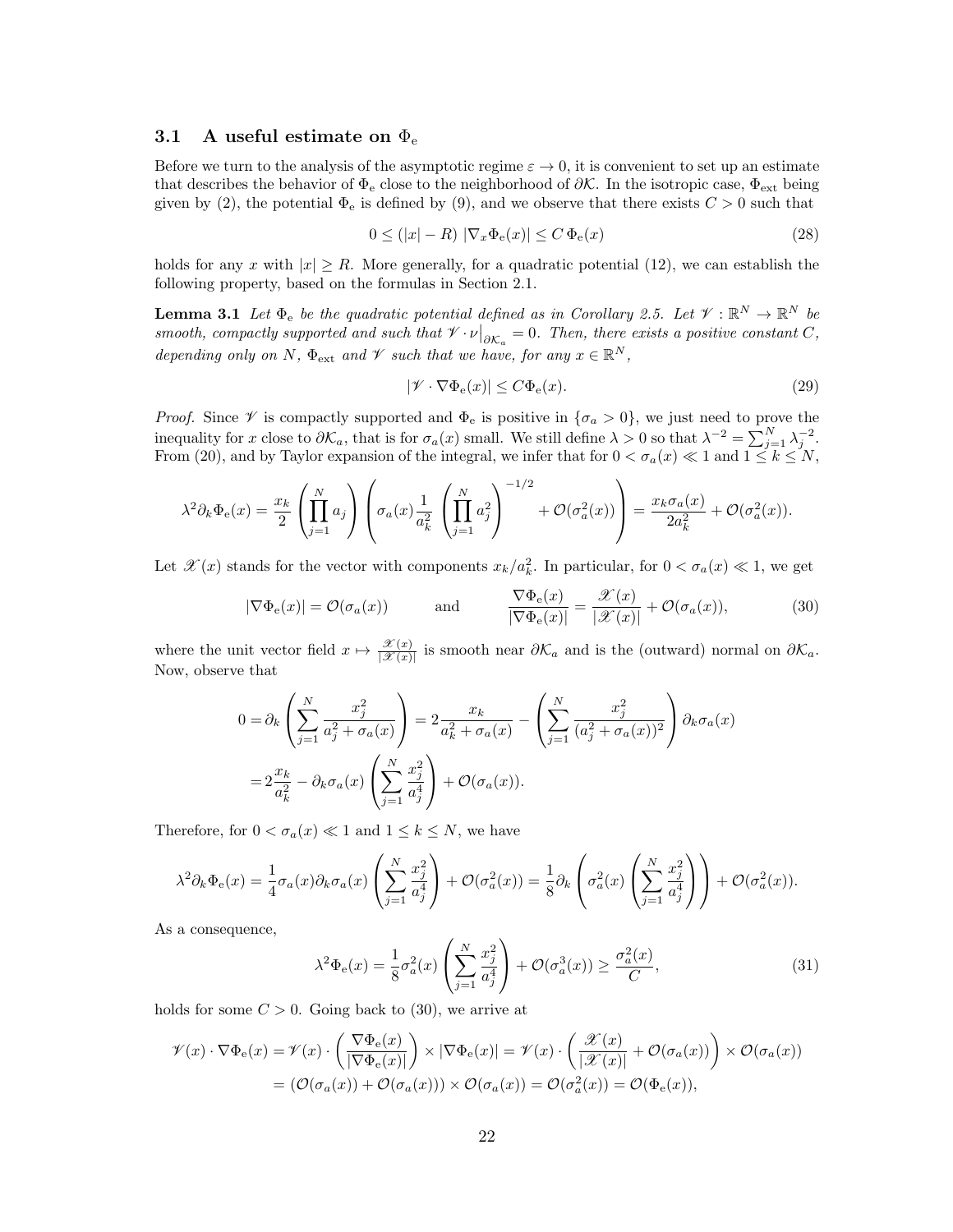### 3.1 A useful estimate on $\Phi_{\rm e}$

Before we turn to the analysis of the asymptotic regime $\varepsilon \to 0$, it is convenient to set up an estimate that describes the behavior of $\Phi_{\rm e}$ close to the neighborhood of $\partial\mathcal{K}$. In the isotropic case, $\Phi_{\rm ext}$ being given by (2), the potential $\Phi_{\rm e}$ is defined by (9), and we observe that there exists $C > 0$ such that

$$0 \leq (|x| - R)\ |\nabla_x \Phi_{\rm e}(x)| \leq C\, \Phi_{\rm e}(x) \tag{28}$$

holds for any $x$ with $|x| \geq R$. More generally, for a quadratic potential (12), we can establish the following property, based on the formulas in Section 2.1.

**Lemma 3.1** *Let $\Phi_{\rm e}$ be the quadratic potential defined as in Corollary 2.5. Let $\mathscr{V} : \mathbb{R}^N \to \mathbb{R}^N$ be smooth, compactly supported and such that $\mathscr{V} \cdot \nu\big|_{\partial\mathcal{K}_a} = 0$. Then, there exists a positive constant $C$, depending only on $N$, $\Phi_{\rm ext}$ and $\mathscr{V}$ such that we have, for any $x \in \mathbb{R}^N$,*

$$|\mathscr{V} \cdot \nabla\Phi_{\rm e}(x)| \leq C\Phi_{\rm e}(x). \tag{29}$$

*Proof.* Since $\mathscr{V}$ is compactly supported and $\Phi_{\rm e}$ is positive in $\{\sigma_a > 0\}$, we just need to prove the inequality for $x$ close to $\partial\mathcal{K}_a$, that is for $\sigma_a(x)$ small. We still define $\lambda > 0$ so that $\lambda^{-2} = \sum_{j=1}^N \lambda_j^{-2}$. From (20), and by Taylor expansion of the integral, we infer that for $0 < \sigma_a(x) \ll 1$ and $1 \leq k \leq N$,

$$\lambda^2 \partial_k \Phi_{\rm e}(x) = \frac{x_k}{2}\left(\prod_{j=1}^N a_j\right)\left(\sigma_a(x)\frac{1}{a_k^2}\left(\prod_{j=1}^N a_j^2\right)^{-1/2} + \mathcal{O}(\sigma_a^2(x))\right) = \frac{x_k \sigma_a(x)}{2a_k^2} + \mathcal{O}(\sigma_a^2(x)).$$

Let $\mathscr{X}(x)$ stands for the vector with components $x_k/a_k^2$. In particular, for $0 < \sigma_a(x) \ll 1$, we get

$$|\nabla\Phi_{\rm e}(x)| = \mathcal{O}(\sigma_a(x)) \qquad \text{and} \qquad \frac{\nabla\Phi_{\rm e}(x)}{|\nabla\Phi_{\rm e}(x)|} = \frac{\mathscr{X}(x)}{|\mathscr{X}(x)|} + \mathcal{O}(\sigma_a(x)), \tag{30}$$

where the unit vector field $x \mapsto \frac{\mathscr{X}(x)}{|\mathscr{X}(x)|}$ is smooth near $\partial\mathcal{K}_a$ and is the (outward) normal on $\partial\mathcal{K}_a$. Now, observe that

$$\begin{aligned}
0 =& \partial_k\left(\sum_{j=1}^N \frac{x_j^2}{a_j^2 + \sigma_a(x)}\right) = 2\frac{x_k}{a_k^2 + \sigma_a(x)} - \left(\sum_{j=1}^N \frac{x_j^2}{(a_j^2 + \sigma_a(x))^2}\right)\partial_k \sigma_a(x) \\
=& 2\frac{x_k}{a_k^2} - \partial_k\sigma_a(x)\left(\sum_{j=1}^N \frac{x_j^2}{a_j^4}\right) + \mathcal{O}(\sigma_a(x)).
\end{aligned}$$

Therefore, for $0 < \sigma_a(x) \ll 1$ and $1 \leq k \leq N$, we have

$$\lambda^2\partial_k\Phi_{\rm e}(x) = \frac{1}{4}\sigma_a(x)\partial_k\sigma_a(x)\left(\sum_{j=1}^N \frac{x_j^2}{a_j^4}\right) + \mathcal{O}(\sigma_a^2(x)) = \frac{1}{8}\partial_k\left(\sigma_a^2(x)\left(\sum_{j=1}^N \frac{x_j^2}{a_j^4}\right)\right) + \mathcal{O}(\sigma_a^2(x)).$$

As a consequence,

$$\lambda^2\Phi_{\rm e}(x) = \frac{1}{8}\sigma_a^2(x)\left(\sum_{j=1}^N \frac{x_j^2}{a_j^4}\right) + \mathcal{O}(\sigma_a^3(x)) \geq \frac{\sigma_a^2(x)}{C}, \tag{31}$$

holds for some $C > 0$. Going back to (30), we arrive at

$$\begin{aligned}
\mathscr{V}(x)\cdot\nabla\Phi_{\rm e}(x) &= \mathscr{V}(x)\cdot\left(\frac{\nabla\Phi_{\rm e}(x)}{|\nabla\Phi_{\rm e}(x)|}\right) \times |\nabla\Phi_{\rm e}(x)| = \mathscr{V}(x)\cdot\left(\frac{\mathscr{X}(x)}{|\mathscr{X}(x)|} + \mathcal{O}(\sigma_a(x))\right) \times \mathcal{O}(\sigma_a(x)) \\
&= (\mathcal{O}(\sigma_a(x)) + \mathcal{O}(\sigma_a(x))) \times \mathcal{O}(\sigma_a(x)) = \mathcal{O}(\sigma_a^2(x)) = \mathcal{O}(\Phi_{\rm e}(x)),
\end{aligned}$$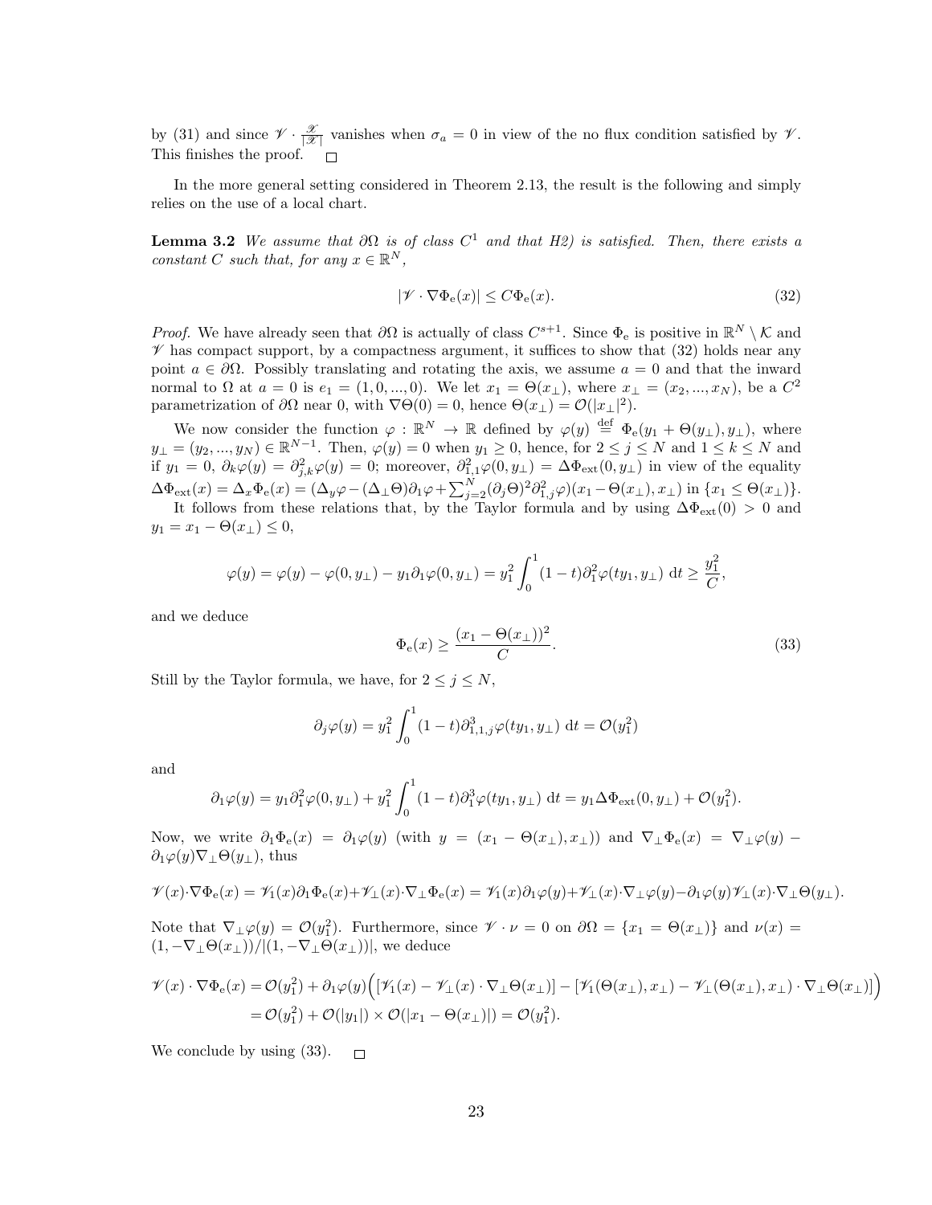by (31) and since $\mathscr{V} \cdot \frac{\mathscr{X}}{|\mathscr{X}|}$ vanishes when $\sigma_a = 0$ in view of the no flux condition satisfied by $\mathscr{V}$. This finishes the proof. $\square$

In the more general setting considered in Theorem 2.13, the result is the following and simply relies on the use of a local chart.

**Lemma 3.2** *We assume that $\partial\Omega$ is of class $C^1$ and that H2) is satisfied. Then, there exists a constant $C$ such that, for any $x \in \mathbb{R}^N$,*

$$|\mathscr{V} \cdot \nabla\Phi_{\rm e}(x)| \leq C\Phi_{\rm e}(x). \tag{32}$$

*Proof.* We have already seen that $\partial\Omega$ is actually of class $C^{s+1}$. Since $\Phi_{\rm e}$ is positive in $\mathbb{R}^N \setminus \mathcal{K}$ and $\mathscr{V}$ has compact support, by a compactness argument, it suffices to show that (32) holds near any point $a \in \partial\Omega$. Possibly translating and rotating the axis, we assume $a = 0$ and that the inward normal to $\Omega$ at $a = 0$ is $e_1 = (1, 0, ..., 0)$. We let $x_1 = \Theta(x_\perp)$, where $x_\perp = (x_2, ..., x_N)$, be a $C^2$ parametrization of $\partial\Omega$ near 0, with $\nabla\Theta(0) = 0$, hence $\Theta(x_\perp) = \mathcal{O}(|x_\perp|^2)$.

We now consider the function $\varphi : \mathbb{R}^N \to \mathbb{R}$ defined by $\varphi(y) \stackrel{\rm def}{=} \Phi_{\rm e}(y_1 + \Theta(y_\perp), y_\perp)$, where $y_\perp = (y_2, ..., y_N) \in \mathbb{R}^{N-1}$. Then, $\varphi(y) = 0$ when $y_1 \geq 0$, hence, for $2 \leq j \leq N$ and $1 \leq k \leq N$ and if $y_1 = 0$, $\partial_k\varphi(y) = \partial^2_{j,k}\varphi(y) = 0$; moreover, $\partial^2_{1,1}\varphi(0, y_\perp) = \Delta\Phi_{\rm ext}(0, y_\perp)$ in view of the equality $\Delta\Phi_{\rm ext}(x) = \Delta_x\Phi_{\rm e}(x) = (\Delta_y\varphi - (\Delta_\perp\Theta)\partial_1\varphi + \sum_{j=2}^N(\partial_j\Theta)^2\partial^2_{1,j}\varphi)(x_1 - \Theta(x_\perp), x_\perp)$ in $\{x_1 \leq \Theta(x_\perp)\}$.

It follows from these relations that, by the Taylor formula and by using $\Delta\Phi_{\rm ext}(0) > 0$ and $y_1 = x_1 - \Theta(x_\perp) \leq 0$,

$$\varphi(y) = \varphi(y) - \varphi(0, y_\perp) - y_1\partial_1\varphi(0, y_\perp) = y_1^2 \int_0^1 (1-t)\partial_1^2\varphi(ty_1, y_\perp) \; {\rm d}t \geq \frac{y_1^2}{C},$$

and we deduce

$$\Phi_{\rm e}(x) \geq \frac{(x_1 - \Theta(x_\perp))^2}{C}. \tag{33}$$

Still by the Taylor formula, we have, for $2 \leq j \leq N$,

$$\partial_j\varphi(y) = y_1^2 \int_0^1 (1-t)\partial^3_{1,1,j}\varphi(ty_1, y_\perp) \; {\rm d}t = \mathcal{O}(y_1^2)$$

and

$$\partial_1\varphi(y) = y_1\partial_1^2\varphi(0, y_\perp) + y_1^2 \int_0^1 (1-t)\partial_1^3\varphi(ty_1, y_\perp) \; {\rm d}t = y_1\Delta\Phi_{\rm ext}(0, y_\perp) + \mathcal{O}(y_1^2).$$

Now, we write $\partial_1\Phi_{\rm e}(x) = \partial_1\varphi(y)$ (with $y = (x_1 - \Theta(x_\perp), x_\perp)$) and $\nabla_\perp\Phi_{\rm e}(x) = \nabla_\perp\varphi(y) - \partial_1\varphi(y)\nabla_\perp\Theta(y_\perp)$, thus

$$\mathscr{V}(x)\cdot\nabla\Phi_{\rm e}(x) = \mathscr{V}_1(x)\partial_1\Phi_{\rm e}(x) + \mathscr{V}_\perp(x)\cdot\nabla_\perp\Phi_{\rm e}(x) = \mathscr{V}_1(x)\partial_1\varphi(y) + \mathscr{V}_\perp(x)\cdot\nabla_\perp\varphi(y) - \partial_1\varphi(y)\mathscr{V}_\perp(x)\cdot\nabla_\perp\Theta(y_\perp).$$

Note that $\nabla_\perp\varphi(y) = \mathcal{O}(y_1^2)$. Furthermore, since $\mathscr{V} \cdot \nu = 0$ on $\partial\Omega = \{x_1 = \Theta(x_\perp)\}$ and $\nu(x) = (1, -\nabla_\perp\Theta(x_\perp))/|(1, -\nabla_\perp\Theta(x_\perp))|$, we deduce

$$\begin{aligned}
\mathscr{V}(x) \cdot \nabla\Phi_{\rm e}(x) &= \mathcal{O}(y_1^2) + \partial_1\varphi(y)\Big([\mathscr{V}_1(x) - \mathscr{V}_\perp(x) \cdot \nabla_\perp\Theta(x_\perp)] - [\mathscr{V}_1(\Theta(x_\perp), x_\perp) - \mathscr{V}_\perp(\Theta(x_\perp), x_\perp) \cdot \nabla_\perp\Theta(x_\perp)]\Big) \\
&= \mathcal{O}(y_1^2) + \mathcal{O}(|y_1|) \times \mathcal{O}(|x_1 - \Theta(x_\perp)|) = \mathcal{O}(y_1^2).
\end{aligned}$$

We conclude by using (33). $\square$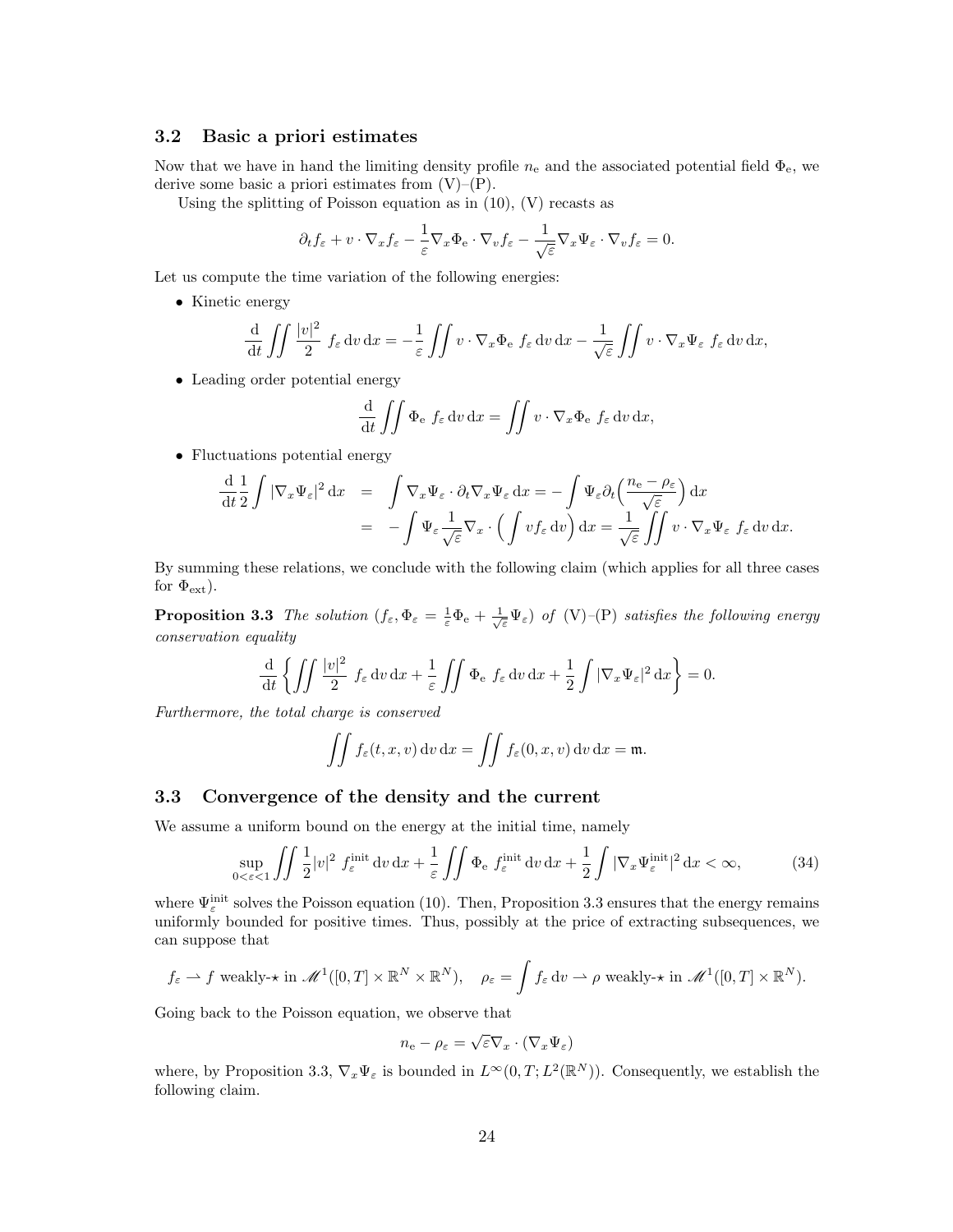### 3.2 Basic a priori estimates

Now that we have in hand the limiting density profile $n_e$ and the associated potential field $\Phi_e$, we derive some basic a priori estimates from (V)–(P).

Using the splitting of Poisson equation as in (10), (V) recasts as

$$\partial_t f_\varepsilon + v \cdot \nabla_x f_\varepsilon - \frac{1}{\varepsilon}\nabla_x \Phi_e \cdot \nabla_v f_\varepsilon - \frac{1}{\sqrt{\varepsilon}}\nabla_x \Psi_\varepsilon \cdot \nabla_v f_\varepsilon = 0.$$

Let us compute the time variation of the following energies:

- Kinetic energy

$$\frac{\mathrm{d}}{\mathrm{d}t}\iint \frac{|v|^2}{2}\ f_\varepsilon \,\mathrm{d}v\,\mathrm{d}x = -\frac{1}{\varepsilon}\iint v\cdot\nabla_x\Phi_e\ f_\varepsilon\,\mathrm{d}v\,\mathrm{d}x - \frac{1}{\sqrt{\varepsilon}}\iint v\cdot\nabla_x\Psi_\varepsilon\ f_\varepsilon\,\mathrm{d}v\,\mathrm{d}x,$$

- Leading order potential energy

$$\frac{\mathrm{d}}{\mathrm{d}t}\iint \Phi_e\ f_\varepsilon\,\mathrm{d}v\,\mathrm{d}x = \iint v\cdot\nabla_x\Phi_e\ f_\varepsilon\,\mathrm{d}v\,\mathrm{d}x,$$

- Fluctuations potential energy

$$\begin{aligned}\frac{\mathrm{d}}{\mathrm{d}t}\frac{1}{2}\int |\nabla_x\Psi_\varepsilon|^2\,\mathrm{d}x &= \int \nabla_x\Psi_\varepsilon\cdot\partial_t\nabla_x\Psi_\varepsilon\,\mathrm{d}x = -\int \Psi_\varepsilon\partial_t\Big(\frac{n_e-\rho_\varepsilon}{\sqrt{\varepsilon}}\Big)\,\mathrm{d}x\\ &= -\int\Psi_\varepsilon\frac{1}{\sqrt{\varepsilon}}\nabla_x\cdot\Big(\int v f_\varepsilon\,\mathrm{d}v\Big)\,\mathrm{d}x = \frac{1}{\sqrt{\varepsilon}}\iint v\cdot\nabla_x\Psi_\varepsilon\ f_\varepsilon\,\mathrm{d}v\,\mathrm{d}x.\end{aligned}$$

By summing these relations, we conclude with the following claim (which applies for all three cases for $\Phi_{\text{ext}}$).

**Proposition 3.3** *The solution $(f_\varepsilon, \Phi_\varepsilon = \frac{1}{\varepsilon}\Phi_e + \frac{1}{\sqrt{\varepsilon}}\Psi_\varepsilon)$ of (V)–(P) satisfies the following energy conservation equality*

$$\frac{\mathrm{d}}{\mathrm{d}t}\left\{\iint\frac{|v|^2}{2}\ f_\varepsilon\,\mathrm{d}v\,\mathrm{d}x + \frac{1}{\varepsilon}\iint\Phi_e\ f_\varepsilon\,\mathrm{d}v\,\mathrm{d}x + \frac{1}{2}\int|\nabla_x\Psi_\varepsilon|^2\,\mathrm{d}x\right\} = 0.$$

*Furthermore, the total charge is conserved*

$$\iint f_\varepsilon(t,x,v)\,\mathrm{d}v\,\mathrm{d}x = \iint f_\varepsilon(0,x,v)\,\mathrm{d}v\,\mathrm{d}x = \mathsf{m}.$$

### 3.3 Convergence of the density and the current

We assume a uniform bound on the energy at the initial time, namely

$$\sup_{0<\varepsilon<1}\iint\frac{1}{2}|v|^2\ f_\varepsilon^{\text{init}}\,\mathrm{d}v\,\mathrm{d}x + \frac{1}{\varepsilon}\iint\Phi_e\ f_\varepsilon^{\text{init}}\,\mathrm{d}v\,\mathrm{d}x + \frac{1}{2}\int|\nabla_x\Psi_\varepsilon^{\text{init}}|^2\,\mathrm{d}x < \infty, \tag{34}$$

where $\Psi_\varepsilon^{\text{init}}$ solves the Poisson equation (10). Then, Proposition 3.3 ensures that the energy remains uniformly bounded for positive times. Thus, possibly at the price of extracting subsequences, we can suppose that

$$f_\varepsilon \rightharpoonup f \text{ weakly-}\star \text{ in } \mathscr{M}^1([0,T]\times\mathbb{R}^N\times\mathbb{R}^N),\quad \rho_\varepsilon = \int f_\varepsilon\,\mathrm{d}v \rightharpoonup \rho \text{ weakly-}\star \text{ in } \mathscr{M}^1([0,T]\times\mathbb{R}^N).$$

Going back to the Poisson equation, we observe that

$$n_e - \rho_\varepsilon = \sqrt{\varepsilon}\nabla_x\cdot(\nabla_x\Psi_\varepsilon)$$

where, by Proposition 3.3, $\nabla_x\Psi_\varepsilon$ is bounded in $L^\infty(0,T;L^2(\mathbb{R}^N))$. Consequently, we establish the following claim.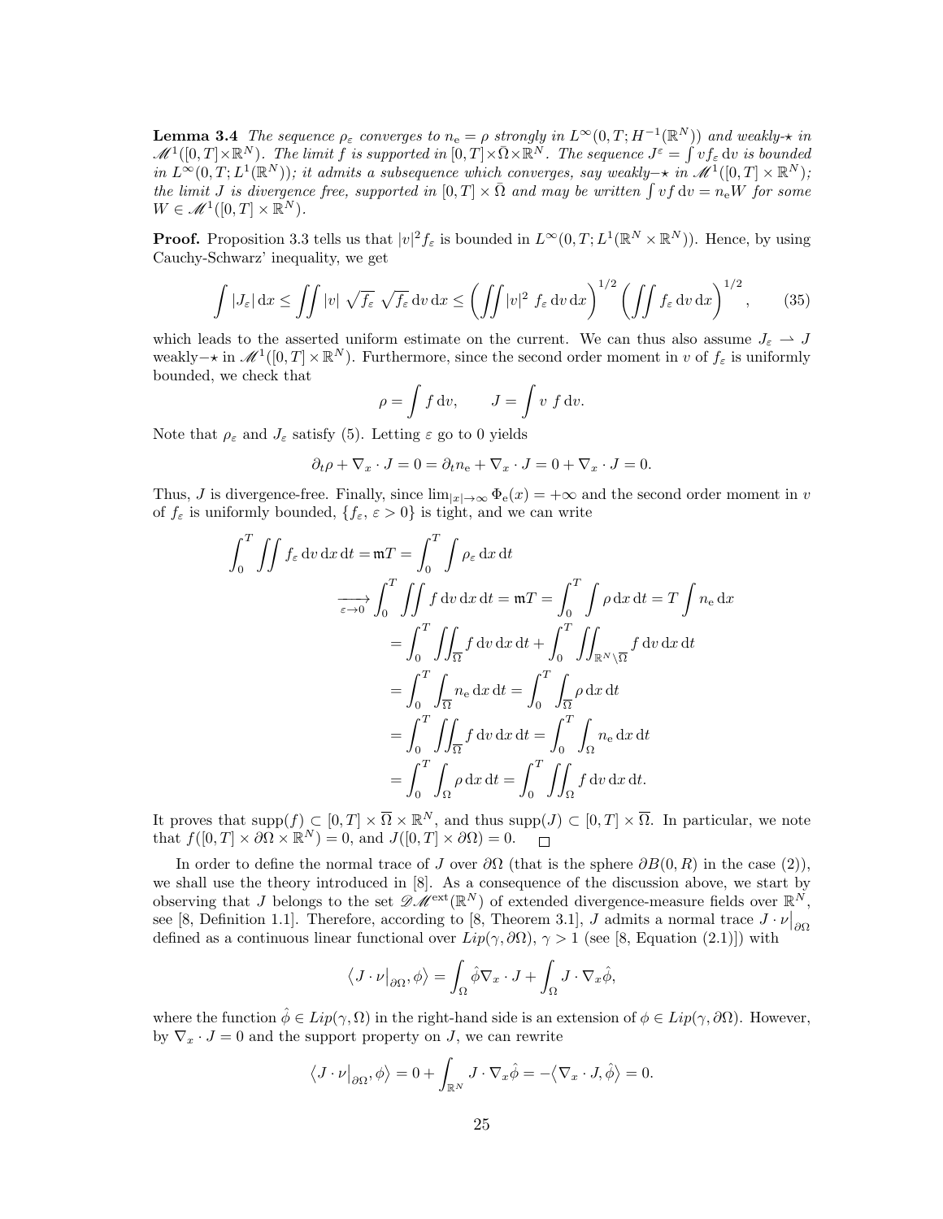**Lemma 3.4** *The sequence $\rho_\varepsilon$ converges to $n_{\rm e} = \rho$ strongly in $L^\infty(0,T;H^{-1}(\mathbb{R}^N))$ and weakly-$\star$ in $\mathscr{M}^1([0,T]\times\mathbb{R}^N)$. The limit $f$ is supported in $[0,T]\times\bar\Omega\times\mathbb{R}^N$. The sequence $J^\varepsilon = \int v f_\varepsilon \, {\rm d}v$ is bounded in $L^\infty(0,T;L^1(\mathbb{R}^N))$; it admits a subsequence which converges, say weakly$-\star$ in $\mathscr{M}^1([0,T]\times\mathbb{R}^N)$; the limit $J$ is divergence free, supported in $[0,T]\times\bar\Omega$ and may be written $\int v f \, {\rm d}v = n_{\rm e} W$ for some $W \in \mathscr{M}^1([0,T]\times\mathbb{R}^N)$.*

**Proof.** Proposition 3.3 tells us that $|v|^2 f_\varepsilon$ is bounded in $L^\infty(0,T;L^1(\mathbb{R}^N\times\mathbb{R}^N))$. Hence, by using Cauchy-Schwarz' inequality, we get

$$\int |J_\varepsilon| \, {\rm d}x \le \iint |v| \, \sqrt{f_\varepsilon} \, \sqrt{f_\varepsilon} \, {\rm d}v \, {\rm d}x \le \left(\iint |v|^2 \, f_\varepsilon \, {\rm d}v \, {\rm d}x\right)^{1/2} \left(\iint f_\varepsilon \, {\rm d}v \, {\rm d}x\right)^{1/2}, \qquad (35)$$

which leads to the asserted uniform estimate on the current. We can thus also assume $J_\varepsilon \rightharpoonup J$ weakly$-\star$ in $\mathscr{M}^1([0,T]\times\mathbb{R}^N)$. Furthermore, since the second order moment in $v$ of $f_\varepsilon$ is uniformly bounded, we check that

$$\rho = \int f \, {\rm d}v, \qquad J = \int v \; f \, {\rm d}v.$$

Note that $\rho_\varepsilon$ and $J_\varepsilon$ satisfy (5). Letting $\varepsilon$ go to 0 yields

$$\partial_t \rho + \nabla_x \cdot J = 0 = \partial_t n_{\rm e} + \nabla_x \cdot J = 0 + \nabla_x \cdot J = 0.$$

Thus, $J$ is divergence-free. Finally, since $\lim_{|x|\to\infty} \Phi_{\rm e}(x) = +\infty$ and the second order moment in $v$ of $f_\varepsilon$ is uniformly bounded, $\{f_\varepsilon, \, \varepsilon > 0\}$ is tight, and we can write

$$\begin{aligned}
\int_0^T \iint f_\varepsilon \, {\rm d}v \, {\rm d}x \, {\rm d}t = \mathfrak{m}T &= \int_0^T \int \rho_\varepsilon \, {\rm d}x \, {\rm d}t \\
\xrightarrow[\varepsilon\to 0]{} \int_0^T \iint f \, {\rm d}v \, {\rm d}x \, {\rm d}t = \mathfrak{m}T &= \int_0^T \int \rho \, {\rm d}x \, {\rm d}t = T \int n_{\rm e} \, {\rm d}x \\
&= \int_0^T \iint_{\overline{\Omega}} f \, {\rm d}v \, {\rm d}x \, {\rm d}t + \int_0^T \iint_{\mathbb{R}^N\setminus\overline{\Omega}} f \, {\rm d}v \, {\rm d}x \, {\rm d}t \\
&= \int_0^T \int_{\overline{\Omega}} n_{\rm e} \, {\rm d}x \, {\rm d}t = \int_0^T \int_{\overline{\Omega}} \rho \, {\rm d}x \, {\rm d}t \\
&= \int_0^T \iint_{\overline{\Omega}} f \, {\rm d}v \, {\rm d}x \, {\rm d}t = \int_0^T \int_{\Omega} n_{\rm e} \, {\rm d}x \, {\rm d}t \\
&= \int_0^T \int_{\Omega} \rho \, {\rm d}x \, {\rm d}t = \int_0^T \iint_{\Omega} f \, {\rm d}v \, {\rm d}x \, {\rm d}t.
\end{aligned}$$

It proves that $\mathrm{supp}(f) \subset [0,T]\times\overline{\Omega}\times\mathbb{R}^N$, and thus $\mathrm{supp}(J) \subset [0,T]\times\overline{\Omega}$. In particular, we note that $f([0,T]\times\partial\Omega\times\mathbb{R}^N) = 0$, and $J([0,T]\times\partial\Omega) = 0$. $\square$

In order to define the normal trace of $J$ over $\partial\Omega$ (that is the sphere $\partial B(0,R)$ in the case (2)), we shall use the theory introduced in [8]. As a consequence of the discussion above, we start by observing that $J$ belongs to the set $\mathscr{DM}^{\rm ext}(\mathbb{R}^N)$ of extended divergence-measure fields over $\mathbb{R}^N$, see [8, Definition 1.1]. Therefore, according to [8, Theorem 3.1], $J$ admits a normal trace $J\cdot\nu\big|_{\partial\Omega}$ defined as a continuous linear functional over $Lip(\gamma,\partial\Omega)$, $\gamma > 1$ (see [8, Equation (2.1)]) with

$$\big\langle J\cdot\nu\big|_{\partial\Omega}, \phi\big\rangle = \int_\Omega \hat\phi \nabla_x \cdot J + \int_\Omega J \cdot \nabla_x \hat\phi,$$

where the function $\hat\phi \in Lip(\gamma,\Omega)$ in the right-hand side is an extension of $\phi \in Lip(\gamma,\partial\Omega)$. However, by $\nabla_x \cdot J = 0$ and the support property on $J$, we can rewrite

$$\big\langle J\cdot\nu\big|_{\partial\Omega}, \phi\big\rangle = 0 + \int_{\mathbb{R}^N} J \cdot \nabla_x \hat\phi = -\big\langle \nabla_x \cdot J, \hat\phi\big\rangle = 0.$$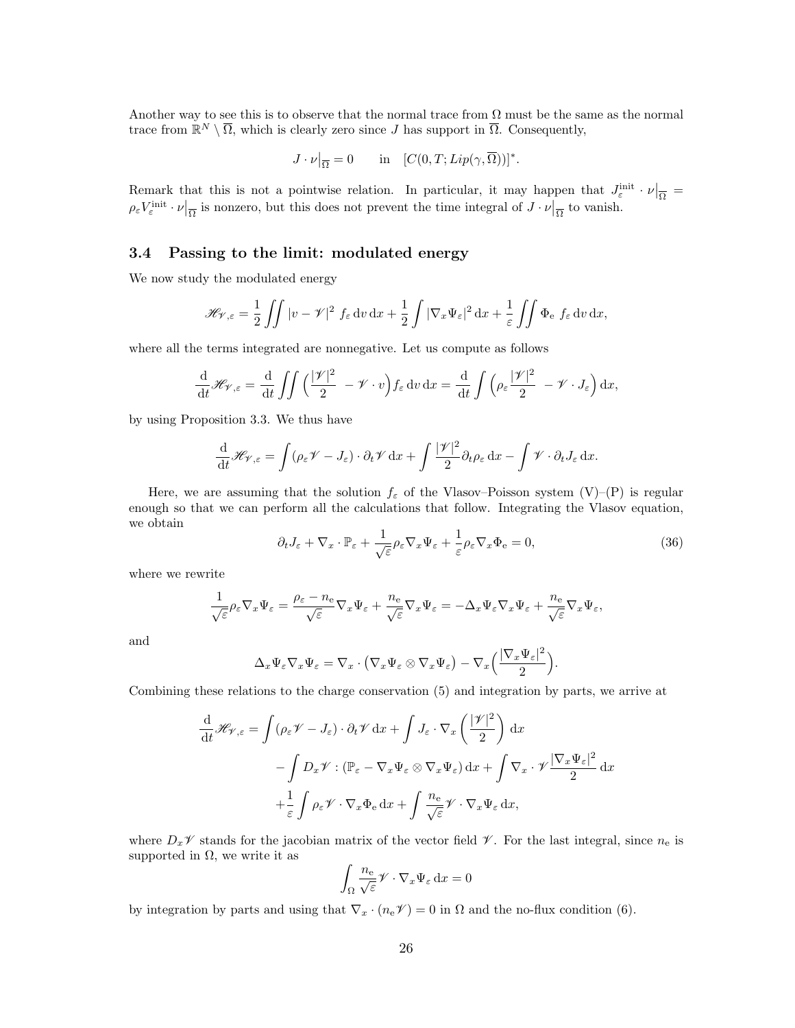Another way to see this is to observe that the normal trace from $\Omega$ must be the same as the normal trace from $\mathbb{R}^N \setminus \overline{\Omega}$, which is clearly zero since $J$ has support in $\overline{\Omega}$. Consequently,

$$J \cdot \nu\big|_{\overline{\Omega}} = 0 \qquad \text{in} \quad [C(0,T; Lip(\gamma, \overline{\Omega}))]^*.$$

Remark that this is not a pointwise relation. In particular, it may happen that $J_\varepsilon^{\text{init}} \cdot \nu\big|_{\overline{\Omega}} = \rho_\varepsilon V_\varepsilon^{\text{init}} \cdot \nu\big|_{\overline{\Omega}}$ is nonzero, but this does not prevent the time integral of $J \cdot \nu\big|_{\overline{\Omega}}$ to vanish.

### 3.4 Passing to the limit: modulated energy

We now study the modulated energy

$$\mathscr{H}_{\mathscr{V},\varepsilon} = \frac{1}{2}\iint |v - \mathscr{V}|^2 \, f_\varepsilon \, \mathrm{d}v \, \mathrm{d}x + \frac{1}{2}\int |\nabla_x \Psi_\varepsilon|^2 \, \mathrm{d}x + \frac{1}{\varepsilon}\iint \Phi_{\mathrm{e}} \, f_\varepsilon \, \mathrm{d}v \, \mathrm{d}x,$$

where all the terms integrated are nonnegative. Let us compute as follows

$$\frac{\mathrm{d}}{\mathrm{d}t}\mathscr{H}_{\mathscr{V},\varepsilon} = \frac{\mathrm{d}}{\mathrm{d}t}\iint \Big(\frac{|\mathscr{V}|^2}{2} - \mathscr{V}\cdot v\Big) f_\varepsilon \, \mathrm{d}v \, \mathrm{d}x = \frac{\mathrm{d}}{\mathrm{d}t}\int \Big(\rho_\varepsilon \frac{|\mathscr{V}|^2}{2} - \mathscr{V}\cdot J_\varepsilon\Big) \, \mathrm{d}x,$$

by using Proposition 3.3. We thus have

$$\frac{\mathrm{d}}{\mathrm{d}t}\mathscr{H}_{\mathscr{V},\varepsilon} = \int (\rho_\varepsilon \mathscr{V} - J_\varepsilon)\cdot \partial_t \mathscr{V} \, \mathrm{d}x + \int \frac{|\mathscr{V}|^2}{2}\partial_t \rho_\varepsilon \, \mathrm{d}x - \int \mathscr{V}\cdot \partial_t J_\varepsilon \, \mathrm{d}x.$$

Here, we are assuming that the solution $f_\varepsilon$ of the Vlasov–Poisson system (V)–(P) is regular enough so that we can perform all the calculations that follow. Integrating the Vlasov equation, we obtain

$$\partial_t J_\varepsilon + \nabla_x \cdot \mathbb{P}_\varepsilon + \frac{1}{\sqrt{\varepsilon}}\rho_\varepsilon \nabla_x \Psi_\varepsilon + \frac{1}{\varepsilon}\rho_\varepsilon \nabla_x \Phi_{\mathrm{e}} = 0, \tag{36}$$

where we rewrite

$$\frac{1}{\sqrt{\varepsilon}}\rho_\varepsilon \nabla_x \Psi_\varepsilon = \frac{\rho_\varepsilon - n_{\mathrm{e}}}{\sqrt{\varepsilon}}\nabla_x \Psi_\varepsilon + \frac{n_{\mathrm{e}}}{\sqrt{\varepsilon}}\nabla_x \Psi_\varepsilon = -\Delta_x \Psi_\varepsilon \nabla_x \Psi_\varepsilon + \frac{n_{\mathrm{e}}}{\sqrt{\varepsilon}}\nabla_x \Psi_\varepsilon,$$

and

$$\Delta_x \Psi_\varepsilon \nabla_x \Psi_\varepsilon = \nabla_x \cdot \big(\nabla_x \Psi_\varepsilon \otimes \nabla_x \Psi_\varepsilon\big) - \nabla_x\Big(\frac{|\nabla_x \Psi_\varepsilon|^2}{2}\Big).$$

Combining these relations to the charge conservation (5) and integration by parts, we arrive at

$$\begin{aligned}
\frac{\mathrm{d}}{\mathrm{d}t}\mathscr{H}_{\mathscr{V},\varepsilon} = & \int (\rho_\varepsilon \mathscr{V} - J_\varepsilon)\cdot \partial_t \mathscr{V} \, \mathrm{d}x + \int J_\varepsilon \cdot \nabla_x\left(\frac{|\mathscr{V}|^2}{2}\right) \mathrm{d}x \\
& - \int D_x \mathscr{V} : (\mathbb{P}_\varepsilon - \nabla_x \Psi_\varepsilon \otimes \nabla_x \Psi_\varepsilon) \, \mathrm{d}x + \int \nabla_x \cdot \mathscr{V}\frac{|\nabla_x \Psi_\varepsilon|^2}{2} \, \mathrm{d}x \\
& + \frac{1}{\varepsilon}\int \rho_\varepsilon \mathscr{V}\cdot \nabla_x \Phi_{\mathrm{e}} \, \mathrm{d}x + \int \frac{n_{\mathrm{e}}}{\sqrt{\varepsilon}}\mathscr{V}\cdot \nabla_x \Psi_\varepsilon \, \mathrm{d}x,
\end{aligned}$$

where $D_x \mathscr{V}$ stands for the jacobian matrix of the vector field $\mathscr{V}$. For the last integral, since $n_{\mathrm{e}}$ is supported in $\Omega$, we write it as

$$\int_\Omega \frac{n_{\mathrm{e}}}{\sqrt{\varepsilon}}\mathscr{V}\cdot \nabla_x \Psi_\varepsilon \, \mathrm{d}x = 0$$

by integration by parts and using that $\nabla_x \cdot (n_{\mathrm{e}} \mathscr{V}) = 0$ in $\Omega$ and the no-flux condition (6).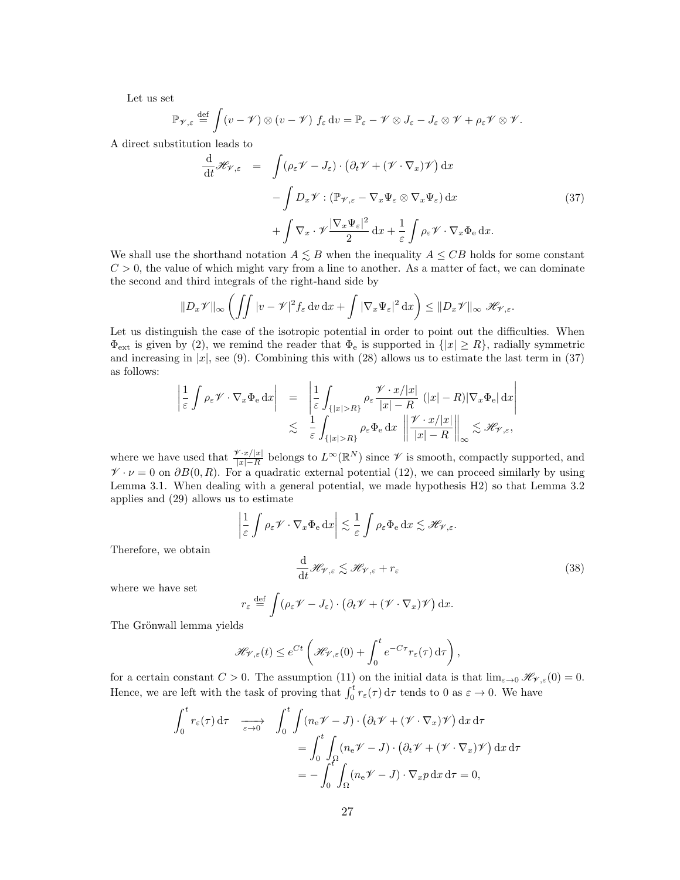Let us set

$$\mathbb{P}_{\mathscr{V},\varepsilon} \stackrel{\text{def}}{=} \int (v - \mathscr{V}) \otimes (v - \mathscr{V}) \; f_\varepsilon \, \mathrm{d}v = \mathbb{P}_\varepsilon - \mathscr{V} \otimes J_\varepsilon - J_\varepsilon \otimes \mathscr{V} + \rho_\varepsilon \mathscr{V} \otimes \mathscr{V}.$$

A direct substitution leads to

$$\begin{aligned}
\frac{\mathrm{d}}{\mathrm{d}t}\mathscr{H}_{\mathscr{V},\varepsilon} &= \int (\rho_\varepsilon \mathscr{V} - J_\varepsilon) \cdot \big(\partial_t \mathscr{V} + (\mathscr{V} \cdot \nabla_x)\mathscr{V}\big) \, \mathrm{d}x \\
&\quad - \int D_x \mathscr{V} : (\mathbb{P}_{\mathscr{V},\varepsilon} - \nabla_x \Psi_\varepsilon \otimes \nabla_x \Psi_\varepsilon) \, \mathrm{d}x \\
&\quad + \int \nabla_x \cdot \mathscr{V} \frac{|\nabla_x \Psi_\varepsilon|^2}{2} \, \mathrm{d}x + \frac{1}{\varepsilon} \int \rho_\varepsilon \mathscr{V} \cdot \nabla_x \Phi_\mathrm{e} \, \mathrm{d}x.
\end{aligned} \tag{37}$$

We shall use the shorthand notation $A \lesssim B$ when the inequality $A \leq CB$ holds for some constant $C > 0$, the value of which might vary from a line to another. As a matter of fact, we can dominate the second and third integrals of the right-hand side by

$$\|D_x \mathscr{V}\|_\infty \left( \iint |v - \mathscr{V}|^2 f_\varepsilon \, \mathrm{d}v \, \mathrm{d}x + \int |\nabla_x \Psi_\varepsilon|^2 \, \mathrm{d}x \right) \leq \|D_x \mathscr{V}\|_\infty \; \mathscr{H}_{\mathscr{V},\varepsilon}.$$

Let us distinguish the case of the isotropic potential in order to point out the difficulties. When $\Phi_\text{ext}$ is given by (2), we remind the reader that $\Phi_\mathrm{e}$ is supported in $\{|x| \geq R\}$, radially symmetric and increasing in $|x|$, see (9). Combining this with (28) allows us to estimate the last term in (37) as follows:

$$\begin{aligned}
\left| \frac{1}{\varepsilon} \int \rho_\varepsilon \mathscr{V} \cdot \nabla_x \Phi_\mathrm{e} \, \mathrm{d}x \right| &= \left| \frac{1}{\varepsilon} \int_{\{|x|>R\}} \rho_\varepsilon \frac{\mathscr{V} \cdot x/|x|}{|x| - R} \; (|x| - R) |\nabla_x \Phi_\mathrm{e}| \, \mathrm{d}x \right| \\
&\lesssim \frac{1}{\varepsilon} \int_{\{|x|>R\}} \rho_\varepsilon \Phi_\mathrm{e} \, \mathrm{d}x \; \left\| \frac{\mathscr{V} \cdot x/|x|}{|x| - R} \right\|_\infty \lesssim \mathscr{H}_{\mathscr{V},\varepsilon},
\end{aligned}$$

where we have used that $\frac{\mathscr{V} \cdot x/|x|}{|x|-R}$ belongs to $L^\infty(\mathbb{R}^N)$ since $\mathscr{V}$ is smooth, compactly supported, and $\mathscr{V} \cdot \nu = 0$ on $\partial B(0, R)$. For a quadratic external potential (12), we can proceed similarly by using Lemma 3.1. When dealing with a general potential, we made hypothesis H2) so that Lemma 3.2 applies and (29) allows us to estimate

$$\left| \frac{1}{\varepsilon} \int \rho_\varepsilon \mathscr{V} \cdot \nabla_x \Phi_\mathrm{e} \, \mathrm{d}x \right| \lesssim \frac{1}{\varepsilon} \int \rho_\varepsilon \Phi_\mathrm{e} \, \mathrm{d}x \lesssim \mathscr{H}_{\mathscr{V},\varepsilon}.$$

Therefore, we obtain

$$\frac{\mathrm{d}}{\mathrm{d}t} \mathscr{H}_{\mathscr{V},\varepsilon} \lesssim \mathscr{H}_{\mathscr{V},\varepsilon} + r_\varepsilon \tag{38}$$

where we have set

$$r_\varepsilon \stackrel{\text{def}}{=} \int (\rho_\varepsilon \mathscr{V} - J_\varepsilon) \cdot \big(\partial_t \mathscr{V} + (\mathscr{V} \cdot \nabla_x)\mathscr{V}\big) \, \mathrm{d}x.$$

The Grönwall lemma yields

$$\mathscr{H}_{\mathscr{V},\varepsilon}(t) \leq e^{Ct} \left( \mathscr{H}_{\mathscr{V},\varepsilon}(0) + \int_0^t e^{-C\tau} r_\varepsilon(\tau) \, \mathrm{d}\tau \right),$$

for a certain constant $C > 0$. The assumption (11) on the initial data is that $\lim_{\varepsilon \to 0} \mathscr{H}_{\mathscr{V},\varepsilon}(0) = 0$. Hence, we are left with the task of proving that $\int_0^t r_\varepsilon(\tau) \, \mathrm{d}\tau$ tends to 0 as $\varepsilon \to 0$. We have

$$\begin{aligned}
\int_0^t r_\varepsilon(\tau) \, \mathrm{d}\tau \quad \xrightarrow[\varepsilon \to 0]{} \quad & \int_0^t \int (n_\mathrm{e} \mathscr{V} - J) \cdot \big(\partial_t \mathscr{V} + (\mathscr{V} \cdot \nabla_x)\mathscr{V}\big) \, \mathrm{d}x \, \mathrm{d}\tau \\
&= \int_0^t \int_\Omega (n_\mathrm{e} \mathscr{V} - J) \cdot \big(\partial_t \mathscr{V} + (\mathscr{V} \cdot \nabla_x)\mathscr{V}\big) \, \mathrm{d}x \, \mathrm{d}\tau \\
&= - \int_0^t \int_\Omega (n_\mathrm{e} \mathscr{V} - J) \cdot \nabla_x p \, \mathrm{d}x \, \mathrm{d}\tau = 0,
\end{aligned}$$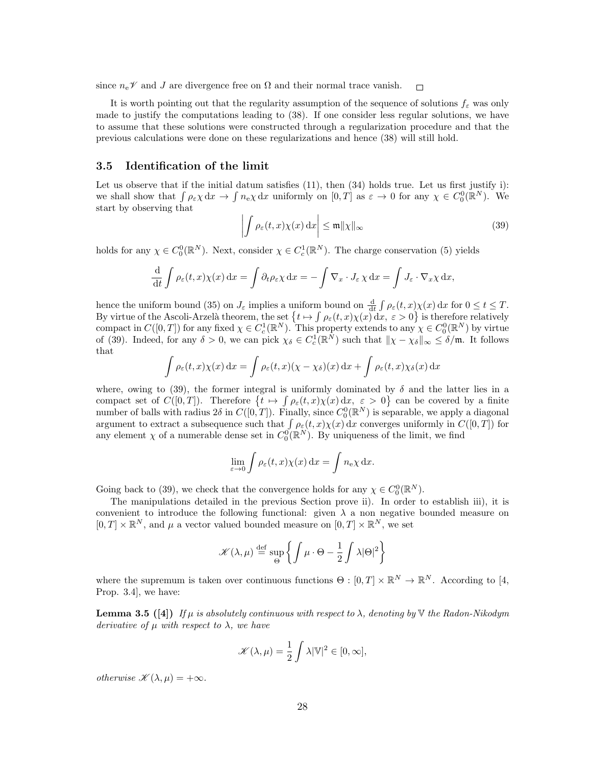since $n_{\rm e}\mathscr{V}$ and $J$ are divergence free on $\Omega$ and their normal trace vanish. $\square$

It is worth pointing out that the regularity assumption of the sequence of solutions $f_\varepsilon$ was only made to justify the computations leading to (38). If one consider less regular solutions, we have to assume that these solutions were constructed through a regularization procedure and that the previous calculations were done on these regularizations and hence (38) will still hold.

### 3.5 Identification of the limit

Let us observe that if the initial datum satisfies (11), then (34) holds true. Let us first justify i): we shall show that $\int \rho_\varepsilon \chi \,\mathrm{d}x \to \int n_{\rm e}\chi \,\mathrm{d}x$ uniformly on $[0,T]$ as $\varepsilon \to 0$ for any $\chi \in C^0_0(\mathbb{R}^N)$. We start by observing that

$$\left| \int \rho_\varepsilon(t,x)\chi(x)\,\mathrm{d}x \right| \leq \mathfrak{m}\|\chi\|_\infty \tag{39}$$

holds for any $\chi \in C^0_0(\mathbb{R}^N)$. Next, consider $\chi \in C^1_c(\mathbb{R}^N)$. The charge conservation (5) yields

$$\frac{\mathrm{d}}{\mathrm{d}t}\int \rho_\varepsilon(t,x)\chi(x)\,\mathrm{d}x = \int \partial_t \rho_\varepsilon \chi \,\mathrm{d}x = -\int \nabla_x \cdot J_\varepsilon\, \chi \,\mathrm{d}x = \int J_\varepsilon \cdot \nabla_x \chi \,\mathrm{d}x,$$

hence the uniform bound (35) on $J_\varepsilon$ implies a uniform bound on $\frac{\mathrm{d}}{\mathrm{d}t}\int \rho_\varepsilon(t,x)\chi(x)\,\mathrm{d}x$ for $0 \leq t \leq T$. By virtue of the Ascoli-Arzelà theorem, the set $\left\{t \mapsto \int \rho_\varepsilon(t,x)\chi(x)\,\mathrm{d}x,\ \varepsilon > 0\right\}$ is therefore relatively compact in $C([0,T])$ for any fixed $\chi \in C^1_c(\mathbb{R}^N)$. This property extends to any $\chi \in C^0_0(\mathbb{R}^N)$ by virtue of (39). Indeed, for any $\delta > 0$, we can pick $\chi_\delta \in C^1_c(\mathbb{R}^N)$ such that $\|\chi - \chi_\delta\|_\infty \leq \delta/\mathfrak{m}$. It follows that

$$\int \rho_\varepsilon(t,x)\chi(x)\,\mathrm{d}x = \int \rho_\varepsilon(t,x)(\chi - \chi_\delta)(x)\,\mathrm{d}x + \int \rho_\varepsilon(t,x)\chi_\delta(x)\,\mathrm{d}x$$

where, owing to (39), the former integral is uniformly dominated by $\delta$ and the latter lies in a compact set of $C([0,T])$. Therefore $\left\{t \mapsto \int \rho_\varepsilon(t,x)\chi(x)\,\mathrm{d}x,\ \varepsilon > 0\right\}$ can be covered by a finite number of balls with radius $2\delta$ in $C([0,T])$. Finally, since $C^0_0(\mathbb{R}^N)$ is separable, we apply a diagonal argument to extract a subsequence such that $\int \rho_\varepsilon(t,x)\chi(x)\,\mathrm{d}x$ converges uniformly in $C([0,T])$ for any element $\chi$ of a numerable dense set in $C^0_0(\mathbb{R}^N)$. By uniqueness of the limit, we find

$$\lim_{\varepsilon \to 0}\int \rho_\varepsilon(t,x)\chi(x)\,\mathrm{d}x = \int n_{\rm e}\chi\,\mathrm{d}x.$$

Going back to (39), we check that the convergence holds for any $\chi \in C^0_0(\mathbb{R}^N)$.

The manipulations detailed in the previous Section prove ii). In order to establish iii), it is convenient to introduce the following functional: given $\lambda$ a non negative bounded measure on $[0,T] \times \mathbb{R}^N$, and $\mu$ a vector valued bounded measure on $[0,T] \times \mathbb{R}^N$, we set

$$\mathscr{K}(\lambda,\mu) \stackrel{\text{def}}{=} \sup_\Theta \left\{ \int \mu \cdot \Theta - \frac{1}{2}\int \lambda |\Theta|^2 \right\}$$

where the supremum is taken over continuous functions $\Theta : [0,T]\times\mathbb{R}^N \to \mathbb{R}^N$. According to [4, Prop. 3.4], we have:

**Lemma 3.5 ([4])** *If $\mu$ is absolutely continuous with respect to $\lambda$, denoting by $\mathbb{V}$ the Radon-Nikodym derivative of $\mu$ with respect to $\lambda$, we have*

$$\mathscr{K}(\lambda,\mu) = \frac{1}{2}\int \lambda |\mathbb{V}|^2 \in [0,\infty],$$

*otherwise $\mathscr{K}(\lambda,\mu) = +\infty$.*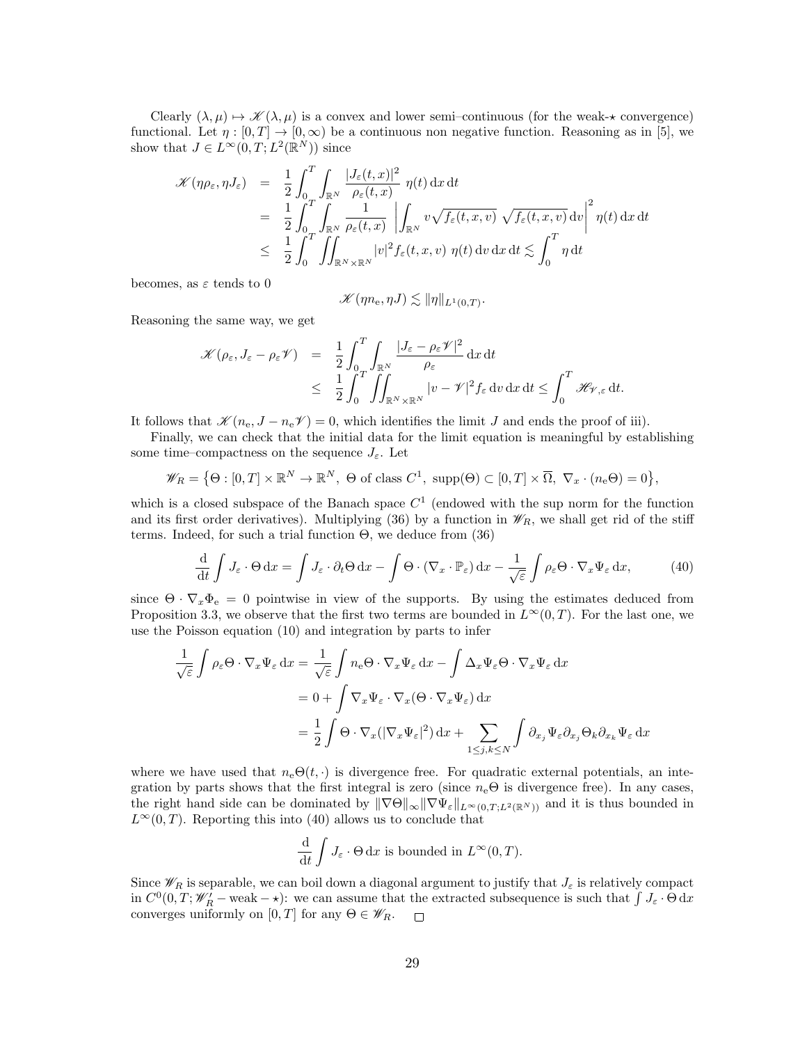Clearly $(\lambda, \mu) \mapsto \mathscr{K}(\lambda, \mu)$ is a convex and lower semi–continuous (for the weak-$\star$ convergence) functional. Let $\eta : [0, T] \to [0, \infty)$ be a continuous non negative function. Reasoning as in [5], we show that $J \in L^\infty(0, T; L^2(\mathbb{R}^N))$ since

$$
\begin{aligned}
\mathscr{K}(\eta\rho_\varepsilon, \eta J_\varepsilon) &= \frac{1}{2}\int_0^T \int_{\mathbb{R}^N} \frac{|J_\varepsilon(t,x)|^2}{\rho_\varepsilon(t,x)}\ \eta(t)\,\mathrm{d}x\,\mathrm{d}t \\
&= \frac{1}{2}\int_0^T \int_{\mathbb{R}^N} \frac{1}{\rho_\varepsilon(t,x)}\ \left|\int_{\mathbb{R}^N} v\sqrt{f_\varepsilon(t,x,v)}\ \sqrt{f_\varepsilon(t,x,v)}\,\mathrm{d}v\right|^2 \eta(t)\,\mathrm{d}x\,\mathrm{d}t \\
&\leq \frac{1}{2}\int_0^T \iint_{\mathbb{R}^N\times\mathbb{R}^N} |v|^2 f_\varepsilon(t,x,v)\ \eta(t)\,\mathrm{d}v\,\mathrm{d}x\,\mathrm{d}t \lesssim \int_0^T \eta\,\mathrm{d}t
\end{aligned}
$$

becomes, as $\varepsilon$ tends to 0

$$
\mathscr{K}(\eta n_{\mathrm{e}}, \eta J) \lesssim \|\eta\|_{L^1(0,T)}.
$$

Reasoning the same way, we get

$$
\begin{aligned}
\mathscr{K}(\rho_\varepsilon, J_\varepsilon - \rho_\varepsilon \mathscr{V}) &= \frac{1}{2}\int_0^T \int_{\mathbb{R}^N} \frac{|J_\varepsilon - \rho_\varepsilon \mathscr{V}|^2}{\rho_\varepsilon}\,\mathrm{d}x\,\mathrm{d}t \\
&\leq \frac{1}{2}\int_0^T \iint_{\mathbb{R}^N\times\mathbb{R}^N} |v - \mathscr{V}|^2 f_\varepsilon\,\mathrm{d}v\,\mathrm{d}x\,\mathrm{d}t \leq \int_0^T \mathscr{H}_{\mathscr{V},\varepsilon}\,\mathrm{d}t.
\end{aligned}
$$

It follows that $\mathscr{K}(n_{\mathrm{e}}, J - n_{\mathrm{e}}\mathscr{V}) = 0$, which identifies the limit $J$ and ends the proof of iii).

Finally, we can check that the initial data for the limit equation is meaningful by establishing some time–compactness on the sequence $J_\varepsilon$. Let

$$
\mathscr{W}_R = \big\{\Theta : [0,T]\times\mathbb{R}^N \to \mathbb{R}^N,\ \Theta \text{ of class } C^1,\ \mathrm{supp}(\Theta) \subset [0,T]\times\overline{\Omega},\ \nabla_x\cdot(n_{\mathrm{e}}\Theta) = 0\big\},
$$

which is a closed subspace of the Banach space $C^1$ (endowed with the sup norm for the function and its first order derivatives). Multiplying (36) by a function in $\mathscr{W}_R$, we shall get rid of the stiff terms. Indeed, for such a trial function $\Theta$, we deduce from (36)

$$
\frac{\mathrm{d}}{\mathrm{d}t}\int J_\varepsilon\cdot\Theta\,\mathrm{d}x = \int J_\varepsilon\cdot\partial_t\Theta\,\mathrm{d}x - \int \Theta\cdot(\nabla_x\cdot\mathbb{P}_\varepsilon)\,\mathrm{d}x - \frac{1}{\sqrt{\varepsilon}}\int \rho_\varepsilon\Theta\cdot\nabla_x\Psi_\varepsilon\,\mathrm{d}x, \tag{40}
$$

since $\Theta\cdot\nabla_x\Phi_{\mathrm{e}} = 0$ pointwise in view of the supports. By using the estimates deduced from Proposition 3.3, we observe that the first two terms are bounded in $L^\infty(0,T)$. For the last one, we use the Poisson equation (10) and integration by parts to infer

$$
\begin{aligned}
\frac{1}{\sqrt{\varepsilon}}\int \rho_\varepsilon\Theta\cdot\nabla_x\Psi_\varepsilon\,\mathrm{d}x &= \frac{1}{\sqrt{\varepsilon}}\int n_{\mathrm{e}}\Theta\cdot\nabla_x\Psi_\varepsilon\,\mathrm{d}x - \int \Delta_x\Psi_\varepsilon\Theta\cdot\nabla_x\Psi_\varepsilon\,\mathrm{d}x \\
&= 0 + \int \nabla_x\Psi_\varepsilon\cdot\nabla_x(\Theta\cdot\nabla_x\Psi_\varepsilon)\,\mathrm{d}x \\
&= \frac{1}{2}\int \Theta\cdot\nabla_x(|\nabla_x\Psi_\varepsilon|^2)\,\mathrm{d}x + \sum_{1\leq j,k\leq N}\int \partial_{x_j}\Psi_\varepsilon\partial_{x_j}\Theta_k\partial_{x_k}\Psi_\varepsilon\,\mathrm{d}x
\end{aligned}
$$

where we have used that $n_{\mathrm{e}}\Theta(t,\cdot)$ is divergence free. For quadratic external potentials, an integration by parts shows that the first integral is zero (since $n_{\mathrm{e}}\Theta$ is divergence free). In any cases, the right hand side can be dominated by $\|\nabla\Theta\|_\infty\|\nabla\Psi_\varepsilon\|_{L^\infty(0,T;L^2(\mathbb{R}^N))}$ and it is thus bounded in $L^\infty(0,T)$. Reporting this into (40) allows us to conclude that

$$
\frac{\mathrm{d}}{\mathrm{d}t}\int J_\varepsilon\cdot\Theta\,\mathrm{d}x \text{ is bounded in } L^\infty(0,T).
$$

Since $\mathscr{W}_R$ is separable, we can boil down a diagonal argument to justify that $J_\varepsilon$ is relatively compact in $C^0(0,T;\mathscr{W}_R' - \text{weak} - \star)$: we can assume that the extracted subsequence is such that $\int J_\varepsilon\cdot\Theta\,\mathrm{d}x$ converges uniformly on $[0,T]$ for any $\Theta\in\mathscr{W}_R$. $\square$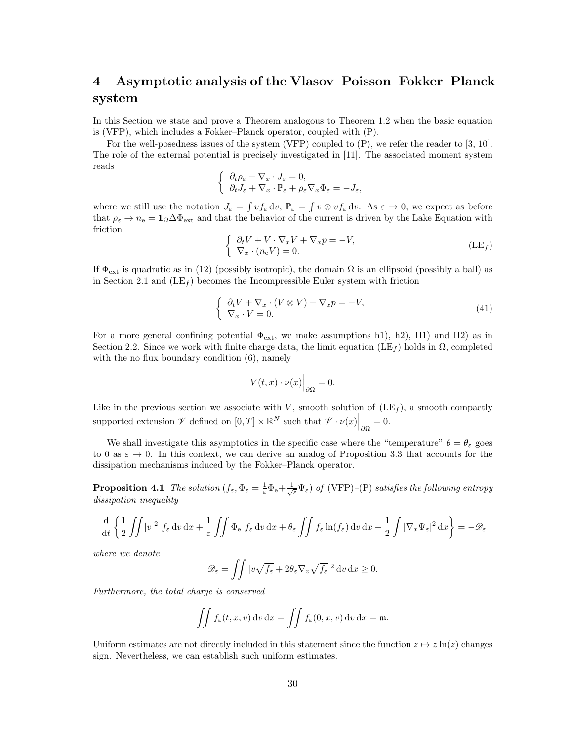# 4 Asymptotic analysis of the Vlasov–Poisson–Fokker–Planck system

In this Section we state and prove a Theorem analogous to Theorem 1.2 when the basic equation is (VFP), which includes a Fokker–Planck operator, coupled with (P).

For the well-posedness issues of the system (VFP) coupled to (P), we refer the reader to [3, 10]. The role of the external potential is precisely investigated in [11]. The associated moment system reads

$$\left\{\begin{array}{l}\partial_t\rho_\varepsilon+\nabla_x\cdot J_\varepsilon=0,\\ \partial_t J_\varepsilon+\nabla_x\cdot\mathbb{P}_\varepsilon+\rho_\varepsilon\nabla_x\Phi_\varepsilon=-J_\varepsilon,\end{array}\right.$$

where we still use the notation $J_\varepsilon=\int vf_\varepsilon\,\mathrm{d}v$, $\mathbb{P}_\varepsilon=\int v\otimes vf_\varepsilon\,\mathrm{d}v$. As $\varepsilon\to 0$, we expect as before that $\rho_\varepsilon\to n_\mathrm{e}=\mathbf{1}_\Omega\Delta\Phi_\mathrm{ext}$ and that the behavior of the current is driven by the Lake Equation with friction

$$\left\{\begin{array}{l}\partial_t V+V\cdot\nabla_x V+\nabla_x p=-V,\\ \nabla_x\cdot(n_\mathrm{e}V)=0.\end{array}\right.\tag{LE$_f$}$$

If $\Phi_\mathrm{ext}$ is quadratic as in (12) (possibly isotropic), the domain $\Omega$ is an ellipsoid (possibly a ball) as in Section 2.1 and (LE$_f$) becomes the Incompressible Euler system with friction

$$\left\{\begin{array}{l}\partial_t V+\nabla_x\cdot(V\otimes V)+\nabla_x p=-V,\\ \nabla_x\cdot V=0.\end{array}\right.\tag{41}$$

For a more general confining potential $\Phi_\mathrm{ext}$, we make assumptions h1), h2), H1) and H2) as in Section 2.2. Since we work with finite charge data, the limit equation (LE$_f$) holds in $\Omega$, completed with the no flux boundary condition (6), namely

$$V(t,x)\cdot\nu(x)\Big|_{\partial\Omega}=0.$$

Like in the previous section we associate with $V$, smooth solution of (LE$_f$), a smooth compactly supported extension $\mathscr{V}$ defined on $[0,T]\times\mathbb{R}^N$ such that $\mathscr{V}\cdot\nu(x)\Big|_{\partial\Omega}=0$.

We shall investigate this asymptotics in the specific case where the "temperature" $\theta=\theta_\varepsilon$ goes to 0 as $\varepsilon\to 0$. In this context, we can derive an analog of Proposition 3.3 that accounts for the dissipation mechanisms induced by the Fokker–Planck operator.

**Proposition 4.1** *The solution $(f_\varepsilon,\Phi_\varepsilon=\frac{1}{\varepsilon}\Phi_\mathrm{e}+\frac{1}{\sqrt{\varepsilon}}\Psi_\varepsilon)$ of* (VFP)–(P) *satisfies the following entropy dissipation inequality*

$$\frac{\mathrm{d}}{\mathrm{d}t}\left\{\frac12\iint|v|^2\,f_\varepsilon\,\mathrm{d}v\,\mathrm{d}x+\frac1\varepsilon\iint\Phi_\mathrm{e}\,f_\varepsilon\,\mathrm{d}v\,\mathrm{d}x+\theta_\varepsilon\iint f_\varepsilon\ln(f_\varepsilon)\,\mathrm{d}v\,\mathrm{d}x+\frac12\int|\nabla_x\Psi_\varepsilon|^2\,\mathrm{d}x\right\}=-\mathscr{D}_\varepsilon$$

*where we denote*

$$\mathscr{D}_\varepsilon=\iint|v\sqrt{f_\varepsilon}+2\theta_\varepsilon\nabla_v\sqrt{f_\varepsilon}|^2\,\mathrm{d}v\,\mathrm{d}x\geq 0.$$

*Furthermore, the total charge is conserved*

$$\iint f_\varepsilon(t,x,v)\,\mathrm{d}v\,\mathrm{d}x=\iint f_\varepsilon(0,x,v)\,\mathrm{d}v\,\mathrm{d}x=\mathfrak{m}.$$

Uniform estimates are not directly included in this statement since the function $z\mapsto z\ln(z)$ changes sign. Nevertheless, we can establish such uniform estimates.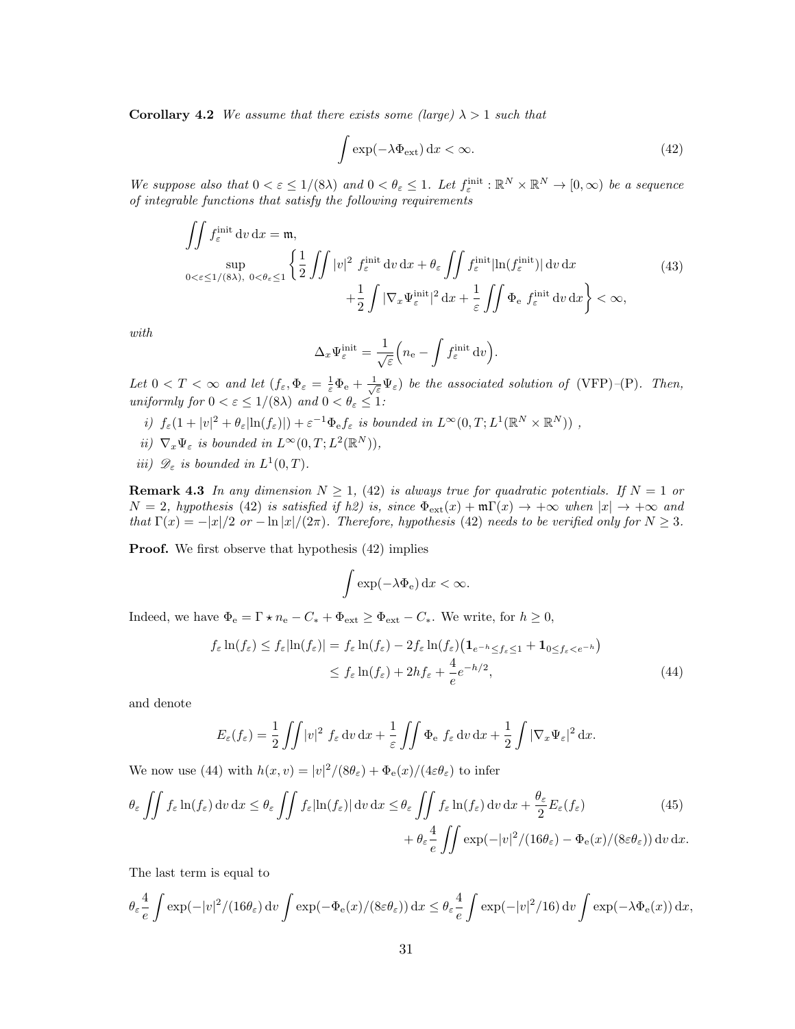**Corollary 4.2** *We assume that there exists some (large) $\lambda > 1$ such that*

$$\int \exp(-\lambda \Phi_{\rm ext})\,\mathrm{d}x < \infty. \tag{42}$$

*We suppose also that $0 < \varepsilon \le 1/(8\lambda)$ and $0 < \theta_\varepsilon \le 1$. Let $f_\varepsilon^{\rm init} : \mathbb{R}^N \times \mathbb{R}^N \to [0,\infty)$ be a sequence of integrable functions that satisfy the following requirements*

$$\begin{aligned}
&\iint f_\varepsilon^{\rm init}\,\mathrm{d}v\,\mathrm{d}x = \mathfrak{m},\\
&\sup_{0<\varepsilon\le 1/(8\lambda),\ 0<\theta_\varepsilon\le 1} \left\{ \frac{1}{2}\iint |v|^2\ f_\varepsilon^{\rm init}\,\mathrm{d}v\,\mathrm{d}x + \theta_\varepsilon \iint f_\varepsilon^{\rm init} |\ln(f_\varepsilon^{\rm init})|\,\mathrm{d}v\,\mathrm{d}x \right. \\
&\qquad\qquad \left. + \frac{1}{2}\int |\nabla_x \Psi_\varepsilon^{\rm init}|^2\,\mathrm{d}x + \frac{1}{\varepsilon}\iint \Phi_{\rm e}\ f_\varepsilon^{\rm init}\,\mathrm{d}v\,\mathrm{d}x \right\} < \infty,
\end{aligned} \tag{43}$$

*with*

$$\Delta_x \Psi_\varepsilon^{\rm init} = \frac{1}{\sqrt{\varepsilon}}\Big(n_{\rm e} - \int f_\varepsilon^{\rm init}\,\mathrm{d}v\Big).$$

*Let $0 < T < \infty$ and let $(f_\varepsilon, \Phi_\varepsilon = \frac{1}{\varepsilon}\Phi_{\rm e} + \frac{1}{\sqrt{\varepsilon}}\Psi_\varepsilon)$ be the associated solution of* (VFP)–(P). *Then, uniformly for $0 < \varepsilon \le 1/(8\lambda)$ and $0 < \theta_\varepsilon \le 1$:*

*i) $f_\varepsilon(1 + |v|^2 + \theta_\varepsilon |\ln(f_\varepsilon)|) + \varepsilon^{-1}\Phi_{\rm e} f_\varepsilon$ is bounded in $L^\infty(0,T; L^1(\mathbb{R}^N \times \mathbb{R}^N))$ ,*

*ii) $\nabla_x \Psi_\varepsilon$ is bounded in $L^\infty(0,T; L^2(\mathbb{R}^N))$,*

*iii) $\mathscr{D}_\varepsilon$ is bounded in $L^1(0,T)$.*

**Remark 4.3** *In any dimension $N \ge 1$, (42) is always true for quadratic potentials. If $N = 1$ or $N = 2$, hypothesis (42) is satisfied if h2) is, since $\Phi_{\rm ext}(x) + \mathfrak{m}\Gamma(x) \to +\infty$ when $|x| \to +\infty$ and that $\Gamma(x) = -|x|/2$ or $-\ln|x|/(2\pi)$. Therefore, hypothesis (42) needs to be verified only for $N \ge 3$.*

**Proof.** We first observe that hypothesis (42) implies

$$\int \exp(-\lambda \Phi_{\rm e})\,\mathrm{d}x < \infty.$$

Indeed, we have $\Phi_{\rm e} = \Gamma \star n_{\rm e} - C_* + \Phi_{\rm ext} \ge \Phi_{\rm ext} - C_*$. We write, for $h \ge 0$,

$$\begin{aligned}
f_\varepsilon \ln(f_\varepsilon) \le f_\varepsilon |\ln(f_\varepsilon)| &= f_\varepsilon \ln(f_\varepsilon) - 2 f_\varepsilon \ln(f_\varepsilon)\big(\mathbf{1}_{e^{-h}\le f_\varepsilon \le 1} + \mathbf{1}_{0\le f_\varepsilon < e^{-h}}\big)\\
&\le f_\varepsilon \ln(f_\varepsilon) + 2h f_\varepsilon + \frac{4}{e} e^{-h/2},
\end{aligned} \tag{44}$$

and denote

$$E_\varepsilon(f_\varepsilon) = \frac{1}{2}\iint |v|^2\ f_\varepsilon\,\mathrm{d}v\,\mathrm{d}x + \frac{1}{\varepsilon}\iint \Phi_{\rm e}\ f_\varepsilon\,\mathrm{d}v\,\mathrm{d}x + \frac{1}{2}\int |\nabla_x \Psi_\varepsilon|^2\,\mathrm{d}x.$$

We now use (44) with $h(x,v) = |v|^2/(8\theta_\varepsilon) + \Phi_{\rm e}(x)/(4\varepsilon\theta_\varepsilon)$ to infer

$$\begin{aligned}
\theta_\varepsilon \iint f_\varepsilon \ln(f_\varepsilon)\,\mathrm{d}v\,\mathrm{d}x \le \theta_\varepsilon \iint f_\varepsilon |\ln(f_\varepsilon)|\,\mathrm{d}v\,\mathrm{d}x &\le \theta_\varepsilon \iint f_\varepsilon \ln(f_\varepsilon)\,\mathrm{d}v\,\mathrm{d}x + \frac{\theta_\varepsilon}{2} E_\varepsilon(f_\varepsilon)\\
&\quad + \theta_\varepsilon \frac{4}{e}\iint \exp(-|v|^2/(16\theta_\varepsilon) - \Phi_{\rm e}(x)/(8\varepsilon\theta_\varepsilon))\,\mathrm{d}v\,\mathrm{d}x.
\end{aligned} \tag{45}$$

The last term is equal to

$$\theta_\varepsilon \frac{4}{e}\int \exp(-|v|^2/(16\theta_\varepsilon)\,\mathrm{d}v \int \exp(-\Phi_{\rm e}(x)/(8\varepsilon\theta_\varepsilon))\,\mathrm{d}x \le \theta_\varepsilon \frac{4}{e}\int \exp(-|v|^2/16)\,\mathrm{d}v \int \exp(-\lambda \Phi_{\rm e}(x))\,\mathrm{d}x,$$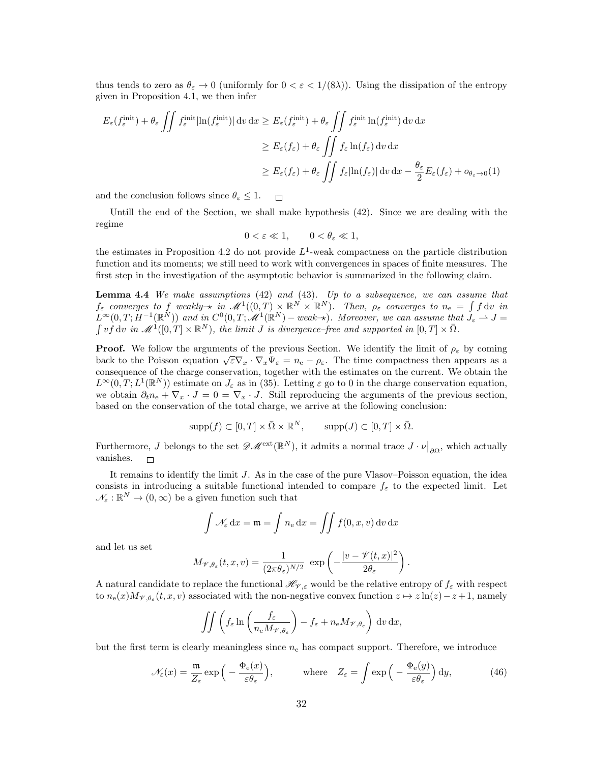thus tends to zero as $\theta_\varepsilon \to 0$ (uniformly for $0 < \varepsilon < 1/(8\lambda)$). Using the dissipation of the entropy given in Proposition 4.1, we then infer

$$
\begin{aligned}
E_\varepsilon(f_\varepsilon^{\text{init}}) + \theta_\varepsilon \iint f_\varepsilon^{\text{init}} |\ln(f_\varepsilon^{\text{init}})| \,\mathrm{d}v\,\mathrm{d}x &\geq E_\varepsilon(f_\varepsilon^{\text{init}}) + \theta_\varepsilon \iint f_\varepsilon^{\text{init}} \ln(f_\varepsilon^{\text{init}}) \,\mathrm{d}v\,\mathrm{d}x \\
&\geq E_\varepsilon(f_\varepsilon) + \theta_\varepsilon \iint f_\varepsilon \ln(f_\varepsilon) \,\mathrm{d}v\,\mathrm{d}x \\
&\geq E_\varepsilon(f_\varepsilon) + \theta_\varepsilon \iint f_\varepsilon |\ln(f_\varepsilon)| \,\mathrm{d}v\,\mathrm{d}x - \frac{\theta_\varepsilon}{2} E_\varepsilon(f_\varepsilon) + o_{\theta_\varepsilon \to 0}(1)
\end{aligned}
$$

and the conclusion follows since $\theta_\varepsilon \leq 1$. $\square$

Untill the end of the Section, we shall make hypothesis (42). Since we are dealing with the regime

$$0 < \varepsilon \ll 1, \qquad 0 < \theta_\varepsilon \ll 1,$$

the estimates in Proposition 4.2 do not provide $L^1$-weak compactness on the particle distribution function and its moments; we still need to work with convergences in spaces of finite measures. The first step in the investigation of the asymptotic behavior is summarized in the following claim.

**Lemma 4.4** *We make assumptions (42) and (43). Up to a subsequence, we can assume that $f_\varepsilon$ converges to $f$ weakly-$\star$ in $\mathscr{M}^1((0,T) \times \mathbb{R}^N \times \mathbb{R}^N)$. Then, $\rho_\varepsilon$ converges to $n_\mathrm{e} = \int f \,\mathrm{d}v$ in $L^\infty(0,T; H^{-1}(\mathbb{R}^N))$ and in $C^0(0,T; \mathscr{M}^1(\mathbb{R}^N) - weak\text{-}\star)$. Moreover, we can assume that $J_\varepsilon \rightharpoonup J = \int v f \,\mathrm{d}v$ in $\mathscr{M}^1([0,T] \times \mathbb{R}^N)$, the limit $J$ is divergence–free and supported in $[0,T] \times \bar{\Omega}$.*

**Proof.** We follow the arguments of the previous Section. We identify the limit of $\rho_\varepsilon$ by coming back to the Poisson equation $\sqrt{\varepsilon}\nabla_x \cdot \nabla_x \Psi_\varepsilon = n_\mathrm{e} - \rho_\varepsilon$. The time compactness then appears as a consequence of the charge conservation, together with the estimates on the current. We obtain the $L^\infty(0,T; L^1(\mathbb{R}^N))$ estimate on $J_\varepsilon$ as in (35). Letting $\varepsilon$ go to 0 in the charge conservation equation, we obtain $\partial_t n_\mathrm{e} + \nabla_x \cdot J = 0 = \nabla_x \cdot J$. Still reproducing the arguments of the previous section, based on the conservation of the total charge, we arrive at the following conclusion:

$$\operatorname{supp}(f) \subset [0,T] \times \bar{\Omega} \times \mathbb{R}^N, \qquad \operatorname{supp}(J) \subset [0,T] \times \bar{\Omega}.$$

Furthermore, $J$ belongs to the set $\mathscr{DM}^{\text{ext}}(\mathbb{R}^N)$, it admits a normal trace $J \cdot \nu\big|_{\partial\Omega}$, which actually vanishes. $\square$

It remains to identify the limit $J$. As in the case of the pure Vlasov–Poisson equation, the idea consists in introducing a suitable functional intended to compare $f_\varepsilon$ to the expected limit. Let $\mathscr{N}_\varepsilon : \mathbb{R}^N \to (0,\infty)$ be a given function such that

$$\int \mathscr{N}_\varepsilon \,\mathrm{d}x = \mathfrak{m} = \int n_\mathrm{e} \,\mathrm{d}x = \iint f(0,x,v) \,\mathrm{d}v\,\mathrm{d}x$$

and let us set

$$M_{\mathscr{V},\theta_\varepsilon}(t,x,v) = \frac{1}{(2\pi\theta_\varepsilon)^{N/2}} \exp\left(-\frac{|v - \mathscr{V}(t,x)|^2}{2\theta_\varepsilon}\right).$$

A natural candidate to replace the functional $\mathscr{H}_{\mathscr{V},\varepsilon}$ would be the relative entropy of $f_\varepsilon$ with respect to $n_\mathrm{e}(x) M_{\mathscr{V},\theta_\varepsilon}(t,x,v)$ associated with the non-negative convex function $z \mapsto z\ln(z) - z + 1$, namely

$$\iint \left( f_\varepsilon \ln\left(\frac{f_\varepsilon}{n_\mathrm{e} M_{\mathscr{V},\theta_\varepsilon}}\right) - f_\varepsilon + n_\mathrm{e} M_{\mathscr{V},\theta_\varepsilon} \right) \,\mathrm{d}v\,\mathrm{d}x,$$

but the first term is clearly meaningless since $n_\mathrm{e}$ has compact support. Therefore, we introduce

$$\mathscr{N}_\varepsilon(x) = \frac{\mathfrak{m}}{Z_\varepsilon} \exp\Big(-\frac{\Phi_\mathrm{e}(x)}{\varepsilon\theta_\varepsilon}\Big), \qquad \text{where} \quad Z_\varepsilon = \int \exp\Big(-\frac{\Phi_\mathrm{e}(y)}{\varepsilon\theta_\varepsilon}\Big) \,\mathrm{d}y, \tag{46}$$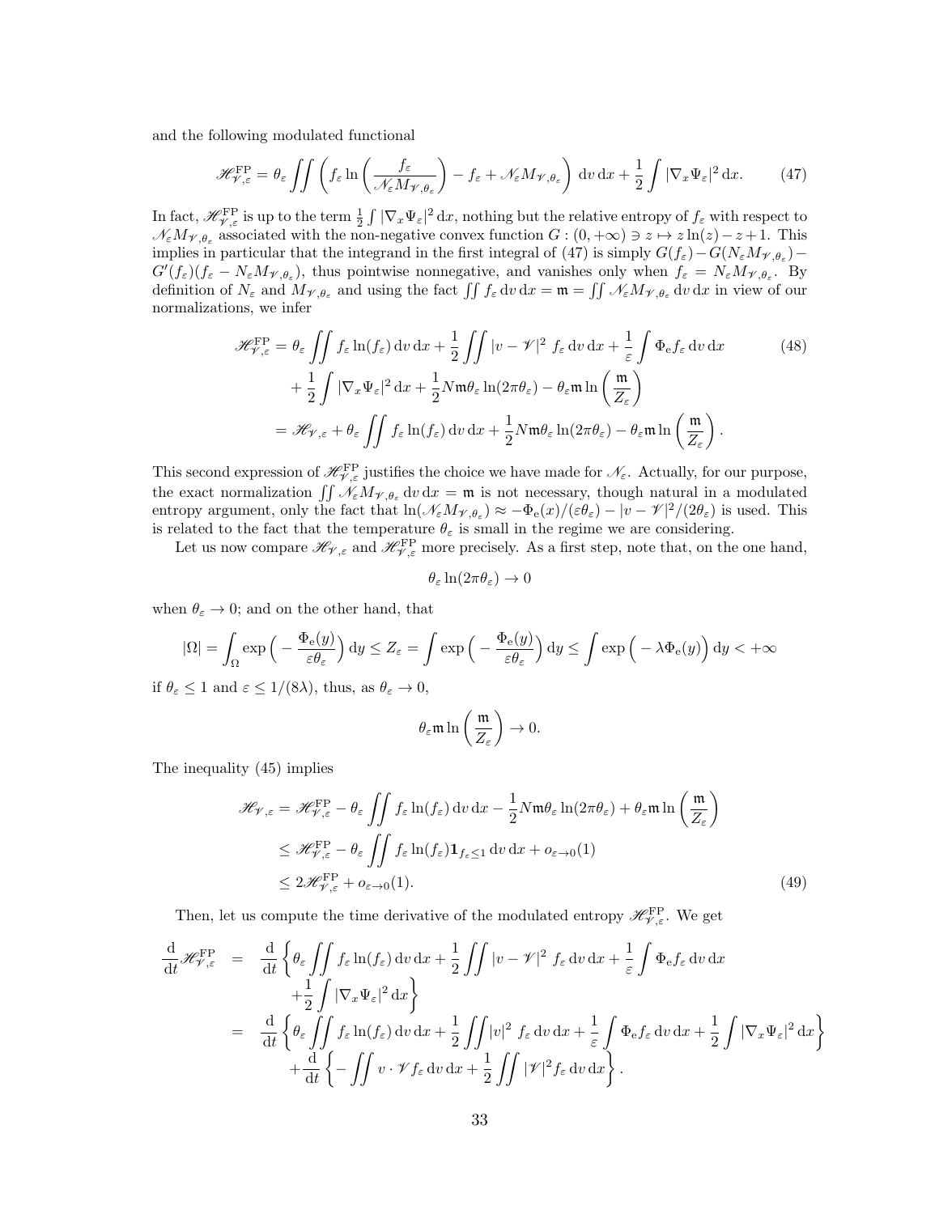and the following modulated functional

$$\mathscr{H}^{\mathrm{FP}}_{\mathscr{V},\varepsilon} = \theta_\varepsilon \iint \left( f_\varepsilon \ln\left( \frac{f_\varepsilon}{\mathscr{N}_\varepsilon M_{\mathscr{V},\theta_\varepsilon}} \right) - f_\varepsilon + \mathscr{N}_\varepsilon M_{\mathscr{V},\theta_\varepsilon} \right) \mathrm{d}v \, \mathrm{d}x + \frac{1}{2} \int |\nabla_x \Psi_\varepsilon|^2 \, \mathrm{d}x. \tag{47}$$

In fact, $\mathscr{H}^{\mathrm{FP}}_{\mathscr{V},\varepsilon}$ is up to the term $\frac{1}{2}\int |\nabla_x \Psi_\varepsilon|^2 \, \mathrm{d}x$, nothing but the relative entropy of $f_\varepsilon$ with respect to $\mathscr{N}_\varepsilon M_{\mathscr{V},\theta_\varepsilon}$ associated with the non-negative convex function $G : (0, +\infty) \ni z \mapsto z\ln(z) - z + 1$. This implies in particular that the integrand in the first integral of (47) is simply $G(f_\varepsilon) - G(N_\varepsilon M_{\mathscr{V},\theta_\varepsilon}) - G'(f_\varepsilon)(f_\varepsilon - N_\varepsilon M_{\mathscr{V},\theta_\varepsilon})$, thus pointwise nonnegative, and vanishes only when $f_\varepsilon = N_\varepsilon M_{\mathscr{V},\theta_\varepsilon}$. By definition of $N_\varepsilon$ and $M_{\mathscr{V},\theta_\varepsilon}$ and using the fact $\iint f_\varepsilon \, \mathrm{d}v \, \mathrm{d}x = \mathfrak{m} = \iint \mathscr{N}_\varepsilon M_{\mathscr{V},\theta_\varepsilon} \, \mathrm{d}v \, \mathrm{d}x$ in view of our normalizations, we infer

$$\begin{aligned}
\mathscr{H}^{\mathrm{FP}}_{\mathscr{V},\varepsilon} &= \theta_\varepsilon \iint f_\varepsilon \ln(f_\varepsilon) \, \mathrm{d}v \, \mathrm{d}x + \frac{1}{2} \iint |v - \mathscr{V}|^2 \, f_\varepsilon \, \mathrm{d}v \, \mathrm{d}x + \frac{1}{\varepsilon} \int \Phi_{\mathrm{e}} f_\varepsilon \, \mathrm{d}v \, \mathrm{d}x \\
&\quad + \frac{1}{2} \int |\nabla_x \Psi_\varepsilon|^2 \, \mathrm{d}x + \frac{1}{2} N \mathfrak{m} \theta_\varepsilon \ln(2\pi\theta_\varepsilon) - \theta_\varepsilon \mathfrak{m} \ln\left( \frac{\mathfrak{m}}{Z_\varepsilon} \right) \\
&= \mathscr{H}_{\mathscr{V},\varepsilon} + \theta_\varepsilon \iint f_\varepsilon \ln(f_\varepsilon) \, \mathrm{d}v \, \mathrm{d}x + \frac{1}{2} N \mathfrak{m} \theta_\varepsilon \ln(2\pi\theta_\varepsilon) - \theta_\varepsilon \mathfrak{m} \ln\left( \frac{\mathfrak{m}}{Z_\varepsilon} \right).
\end{aligned} \tag{48}$$

This second expression of $\mathscr{H}^{\mathrm{FP}}_{\mathscr{V},\varepsilon}$ justifies the choice we have made for $\mathscr{N}_\varepsilon$. Actually, for our purpose, the exact normalization $\iint \mathscr{N}_\varepsilon M_{\mathscr{V},\theta_\varepsilon} \, \mathrm{d}v \, \mathrm{d}x = \mathfrak{m}$ is not necessary, though natural in a modulated entropy argument, only the fact that $\ln(\mathscr{N}_\varepsilon M_{\mathscr{V},\theta_\varepsilon}) \approx -\Phi_{\mathrm{e}}(x)/(\varepsilon\theta_\varepsilon) - |v - \mathscr{V}|^2/(2\theta_\varepsilon)$ is used. This is related to the fact that the temperature $\theta_\varepsilon$ is small in the regime we are considering.

Let us now compare $\mathscr{H}_{\mathscr{V},\varepsilon}$ and $\mathscr{H}^{\mathrm{FP}}_{\mathscr{V},\varepsilon}$ more precisely. As a first step, note that, on the one hand,

$$\theta_\varepsilon \ln(2\pi\theta_\varepsilon) \to 0$$

when $\theta_\varepsilon \to 0$; and on the other hand, that

$$|\Omega| = \int_\Omega \exp\Big( -\frac{\Phi_{\mathrm{e}}(y)}{\varepsilon\theta_\varepsilon} \Big) \, \mathrm{d}y \le Z_\varepsilon = \int \exp\Big( -\frac{\Phi_{\mathrm{e}}(y)}{\varepsilon\theta_\varepsilon} \Big) \, \mathrm{d}y \le \int \exp\Big( -\lambda \Phi_{\mathrm{e}}(y) \Big) \, \mathrm{d}y < +\infty$$

if $\theta_\varepsilon \le 1$ and $\varepsilon \le 1/(8\lambda)$, thus, as $\theta_\varepsilon \to 0$,

$$\theta_\varepsilon \mathfrak{m} \ln\left( \frac{\mathfrak{m}}{Z_\varepsilon} \right) \to 0.$$

The inequality (45) implies

$$\begin{aligned}
\mathscr{H}_{\mathscr{V},\varepsilon} &= \mathscr{H}^{\mathrm{FP}}_{\mathscr{V},\varepsilon} - \theta_\varepsilon \iint f_\varepsilon \ln(f_\varepsilon) \, \mathrm{d}v \, \mathrm{d}x - \frac{1}{2} N \mathfrak{m} \theta_\varepsilon \ln(2\pi\theta_\varepsilon) + \theta_\varepsilon \mathfrak{m} \ln\left( \frac{\mathfrak{m}}{Z_\varepsilon} \right) \\
&\le \mathscr{H}^{\mathrm{FP}}_{\mathscr{V},\varepsilon} - \theta_\varepsilon \iint f_\varepsilon \ln(f_\varepsilon) \mathbf{1}_{f_\varepsilon \le 1} \, \mathrm{d}v \, \mathrm{d}x + o_{\varepsilon \to 0}(1) \\
&\le 2\mathscr{H}^{\mathrm{FP}}_{\mathscr{V},\varepsilon} + o_{\varepsilon \to 0}(1).
\end{aligned} \tag{49}$$

Then, let us compute the time derivative of the modulated entropy $\mathscr{H}^{\mathrm{FP}}_{\mathscr{V},\varepsilon}$. We get

$$\begin{aligned}
\frac{\mathrm{d}}{\mathrm{d}t} \mathscr{H}^{\mathrm{FP}}_{\mathscr{V},\varepsilon} &= \frac{\mathrm{d}}{\mathrm{d}t} \Bigg\{ \theta_\varepsilon \iint f_\varepsilon \ln(f_\varepsilon) \, \mathrm{d}v \, \mathrm{d}x + \frac{1}{2} \iint |v - \mathscr{V}|^2 \, f_\varepsilon \, \mathrm{d}v \, \mathrm{d}x + \frac{1}{\varepsilon} \int \Phi_{\mathrm{e}} f_\varepsilon \, \mathrm{d}v \, \mathrm{d}x \\
&\qquad + \frac{1}{2} \int |\nabla_x \Psi_\varepsilon|^2 \, \mathrm{d}x \Bigg\} \\
&= \frac{\mathrm{d}}{\mathrm{d}t} \left\{ \theta_\varepsilon \iint f_\varepsilon \ln(f_\varepsilon) \, \mathrm{d}v \, \mathrm{d}x + \frac{1}{2} \iint |v|^2 \, f_\varepsilon \, \mathrm{d}v \, \mathrm{d}x + \frac{1}{\varepsilon} \int \Phi_{\mathrm{e}} f_\varepsilon \, \mathrm{d}v \, \mathrm{d}x + \frac{1}{2} \int |\nabla_x \Psi_\varepsilon|^2 \, \mathrm{d}x \right\} \\
&\quad + \frac{\mathrm{d}}{\mathrm{d}t} \left\{ -\iint v \cdot \mathscr{V} f_\varepsilon \, \mathrm{d}v \, \mathrm{d}x + \frac{1}{2} \iint |\mathscr{V}|^2 f_\varepsilon \, \mathrm{d}v \, \mathrm{d}x \right\}.
\end{aligned}$$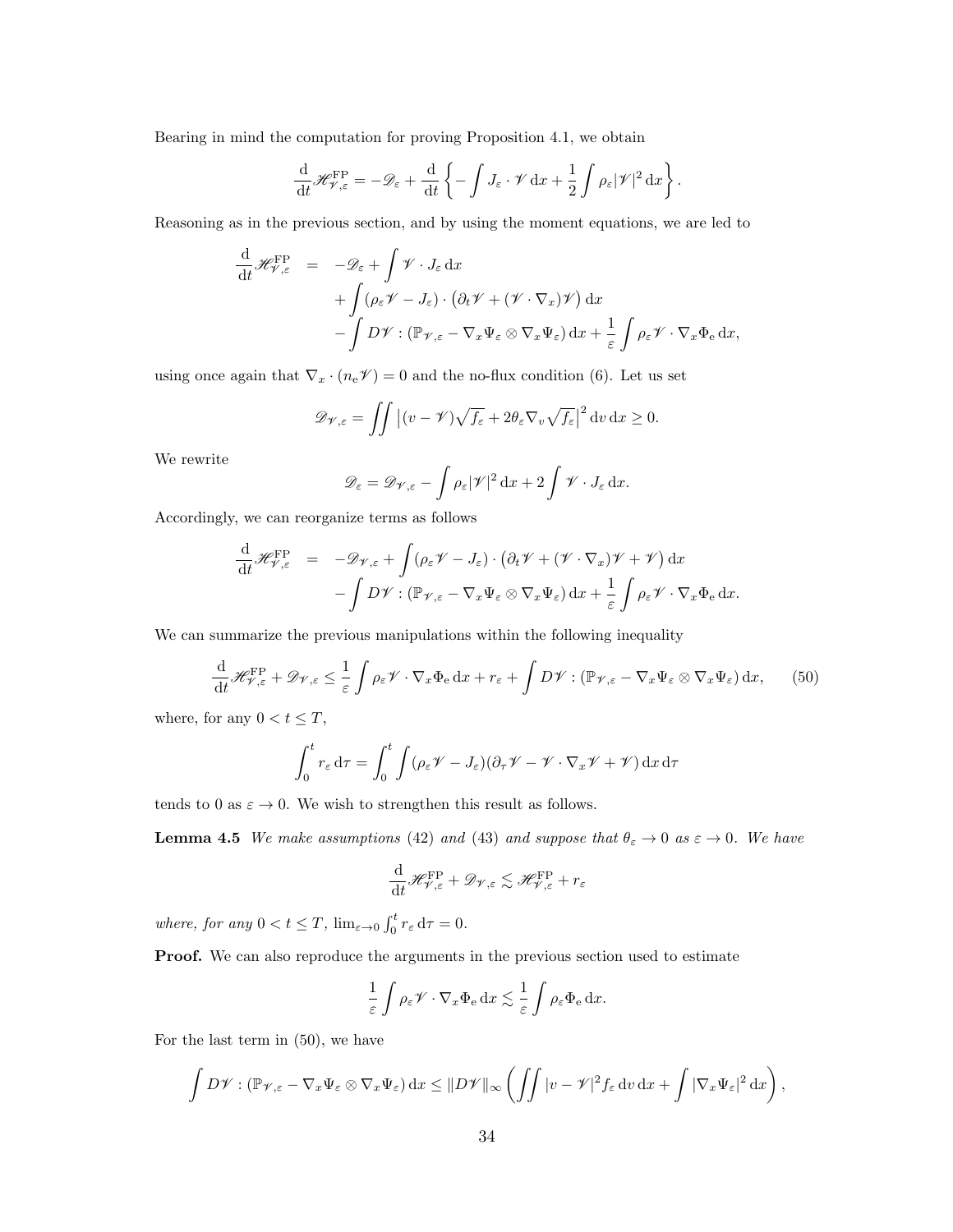Bearing in mind the computation for proving Proposition 4.1, we obtain

$$\frac{\mathrm{d}}{\mathrm{d}t}\mathscr{H}^{\mathrm{FP}}_{\mathscr{V},\varepsilon} = -\mathscr{D}_\varepsilon + \frac{\mathrm{d}}{\mathrm{d}t}\left\{-\int J_\varepsilon \cdot \mathscr{V}\,\mathrm{d}x + \frac{1}{2}\int \rho_\varepsilon |\mathscr{V}|^2\,\mathrm{d}x\right\}.$$

Reasoning as in the previous section, and by using the moment equations, we are led to

$$\begin{aligned}
\frac{\mathrm{d}}{\mathrm{d}t}\mathscr{H}^{\mathrm{FP}}_{\mathscr{V},\varepsilon} \;=\;& -\mathscr{D}_\varepsilon + \int \mathscr{V}\cdot J_\varepsilon\,\mathrm{d}x \\
&+ \int (\rho_\varepsilon \mathscr{V} - J_\varepsilon)\cdot \big(\partial_t \mathscr{V} + (\mathscr{V}\cdot\nabla_x)\mathscr{V}\big)\,\mathrm{d}x \\
&- \int D\mathscr{V} : (\mathbb{P}_{\mathscr{V},\varepsilon} - \nabla_x\Psi_\varepsilon \otimes \nabla_x \Psi_\varepsilon)\,\mathrm{d}x + \frac{1}{\varepsilon}\int \rho_\varepsilon \mathscr{V}\cdot\nabla_x \Phi_{\mathrm{e}}\,\mathrm{d}x,
\end{aligned}$$

using once again that $\nabla_x \cdot (n_{\mathrm{e}}\mathscr{V}) = 0$ and the no-flux condition (6). Let us set

$$\mathscr{D}_{\mathscr{V},\varepsilon} = \iint \big|(v-\mathscr{V})\sqrt{f_\varepsilon} + 2\theta_\varepsilon \nabla_v \sqrt{f_\varepsilon}\big|^2\,\mathrm{d}v\,\mathrm{d}x \geq 0.$$

We rewrite

$$\mathscr{D}_\varepsilon = \mathscr{D}_{\mathscr{V},\varepsilon} - \int \rho_\varepsilon |\mathscr{V}|^2\,\mathrm{d}x + 2\int \mathscr{V}\cdot J_\varepsilon\,\mathrm{d}x.$$

Accordingly, we can reorganize terms as follows

$$\begin{aligned}
\frac{\mathrm{d}}{\mathrm{d}t}\mathscr{H}^{\mathrm{FP}}_{\mathscr{V},\varepsilon} \;=\;& -\mathscr{D}_{\mathscr{V},\varepsilon} + \int (\rho_\varepsilon \mathscr{V} - J_\varepsilon)\cdot\big(\partial_t\mathscr{V} + (\mathscr{V}\cdot\nabla_x)\mathscr{V} + \mathscr{V}\big)\,\mathrm{d}x \\
&- \int D\mathscr{V} : (\mathbb{P}_{\mathscr{V},\varepsilon} - \nabla_x\Psi_\varepsilon\otimes\nabla_x\Psi_\varepsilon)\,\mathrm{d}x + \frac{1}{\varepsilon}\int \rho_\varepsilon\mathscr{V}\cdot\nabla_x\Phi_{\mathrm{e}}\,\mathrm{d}x.
\end{aligned}$$

We can summarize the previous manipulations within the following inequality

$$\frac{\mathrm{d}}{\mathrm{d}t}\mathscr{H}^{\mathrm{FP}}_{\mathscr{V},\varepsilon} + \mathscr{D}_{\mathscr{V},\varepsilon} \leq \frac{1}{\varepsilon}\int \rho_\varepsilon \mathscr{V}\cdot\nabla_x\Phi_{\mathrm{e}}\,\mathrm{d}x + r_\varepsilon + \int D\mathscr{V} : (\mathbb{P}_{\mathscr{V},\varepsilon} - \nabla_x\Psi_\varepsilon\otimes\nabla_x\Psi_\varepsilon)\,\mathrm{d}x, \qquad (50)$$

where, for any $0 < t \leq T$,

$$\int_0^t r_\varepsilon\,\mathrm{d}\tau = \int_0^t \int (\rho_\varepsilon\mathscr{V} - J_\varepsilon)(\partial_\tau\mathscr{V} - \mathscr{V}\cdot\nabla_x\mathscr{V} + \mathscr{V})\,\mathrm{d}x\,\mathrm{d}\tau$$

tends to 0 as $\varepsilon \to 0$. We wish to strengthen this result as follows.

**Lemma 4.5** *We make assumptions* (42) *and* (43) *and suppose that* $\theta_\varepsilon \to 0$ *as* $\varepsilon \to 0$. *We have*

$$\frac{\mathrm{d}}{\mathrm{d}t}\mathscr{H}^{\mathrm{FP}}_{\mathscr{V},\varepsilon} + \mathscr{D}_{\mathscr{V},\varepsilon} \lesssim \mathscr{H}^{\mathrm{FP}}_{\mathscr{V},\varepsilon} + r_\varepsilon$$

*where, for any* $0 < t \leq T$, $\lim_{\varepsilon\to 0}\int_0^t r_\varepsilon\,\mathrm{d}\tau = 0$.

**Proof.** We can also reproduce the arguments in the previous section used to estimate

$$\frac{1}{\varepsilon}\int \rho_\varepsilon\mathscr{V}\cdot\nabla_x\Phi_{\mathrm{e}}\,\mathrm{d}x \lesssim \frac{1}{\varepsilon}\int \rho_\varepsilon\Phi_{\mathrm{e}}\,\mathrm{d}x.$$

For the last term in (50), we have

$$\int D\mathscr{V} : (\mathbb{P}_{\mathscr{V},\varepsilon} - \nabla_x\Psi_\varepsilon\otimes\nabla_x\Psi_\varepsilon)\,\mathrm{d}x \leq \|D\mathscr{V}\|_\infty \left(\iint |v-\mathscr{V}|^2 f_\varepsilon\,\mathrm{d}v\,\mathrm{d}x + \int |\nabla_x\Psi_\varepsilon|^2\,\mathrm{d}x\right),$$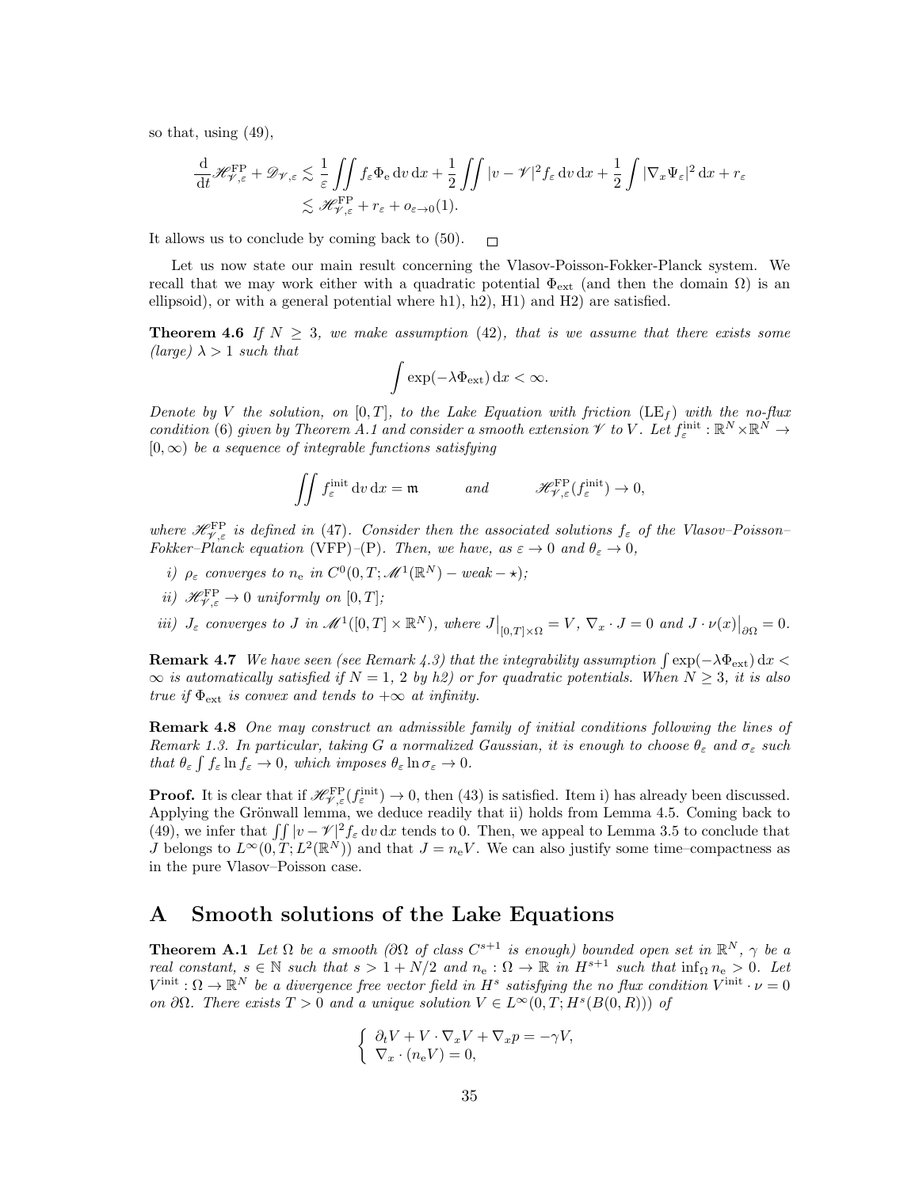so that, using (49),

$$\frac{\mathrm{d}}{\mathrm{d}t}\mathscr{H}^{\mathrm{FP}}_{\mathscr{V},\varepsilon} + \mathscr{D}_{\mathscr{V},\varepsilon} \lesssim \frac{1}{\varepsilon}\iint f_\varepsilon \Phi_{\mathrm{e}}\,\mathrm{d}v\,\mathrm{d}x + \frac{1}{2}\iint |v-\mathscr{V}|^2 f_\varepsilon\,\mathrm{d}v\,\mathrm{d}x + \frac{1}{2}\int |\nabla_x \Psi_\varepsilon|^2\,\mathrm{d}x + r_\varepsilon$$
$$\lesssim \mathscr{H}^{\mathrm{FP}}_{\mathscr{V},\varepsilon} + r_\varepsilon + o_{\varepsilon\to 0}(1).$$

It allows us to conclude by coming back to (50). $\square$

Let us now state our main result concerning the Vlasov-Poisson-Fokker-Planck system. We recall that we may work either with a quadratic potential $\Phi_{\mathrm{ext}}$ (and then the domain $\Omega$) is an ellipsoid), or with a general potential where h1), h2), H1) and H2) are satisfied.

**Theorem 4.6** *If $N \geq 3$, we make assumption (42), that is we assume that there exists some (large) $\lambda > 1$ such that*

$$\int \exp(-\lambda\Phi_{\mathrm{ext}})\,\mathrm{d}x < \infty.$$

*Denote by $V$ the solution, on $[0,T]$, to the Lake Equation with friction $(\mathrm{LE}_f)$ with the no-flux condition (6) given by Theorem A.1 and consider a smooth extension $\mathscr{V}$ to $V$. Let $f^{\mathrm{init}}_\varepsilon : \mathbb{R}^N\times\mathbb{R}^N \to [0,\infty)$ be a sequence of integrable functions satisfying*

$$\iint f^{\mathrm{init}}_\varepsilon\,\mathrm{d}v\,\mathrm{d}x = \mathfrak{m} \qquad \text{and} \qquad \mathscr{H}^{\mathrm{FP}}_{\mathscr{V},\varepsilon}(f^{\mathrm{init}}_\varepsilon) \to 0,$$

*where $\mathscr{H}^{\mathrm{FP}}_{\mathscr{V},\varepsilon}$ is defined in (47). Consider then the associated solutions $f_\varepsilon$ of the Vlasov–Poisson–Fokker–Planck equation (VFP)–(P). Then, we have, as $\varepsilon \to 0$ and $\theta_\varepsilon \to 0$,*

*i) $\rho_\varepsilon$ converges to $n_{\mathrm{e}}$ in $C^0(0,T;\mathscr{M}^1(\mathbb{R}^N) - weak-\star)$;*

*ii) $\mathscr{H}^{\mathrm{FP}}_{\mathscr{V},\varepsilon} \to 0$ uniformly on $[0,T]$;*

*iii) $J_\varepsilon$ converges to $J$ in $\mathscr{M}^1([0,T]\times\mathbb{R}^N)$, where $J\big|_{[0,T]\times\Omega} = V$, $\nabla_x\cdot J = 0$ and $J\cdot\nu(x)\big|_{\partial\Omega} = 0$.*

**Remark 4.7** *We have seen (see Remark 4.3) that the integrability assumption $\int \exp(-\lambda\Phi_{\mathrm{ext}})\,\mathrm{d}x < \infty$ is automatically satisfied if $N = 1$, 2 by h2) or for quadratic potentials. When $N \geq 3$, it is also true if $\Phi_{\mathrm{ext}}$ is convex and tends to $+\infty$ at infinity.*

**Remark 4.8** *One may construct an admissible family of initial conditions following the lines of Remark 1.3. In particular, taking $G$ a normalized Gaussian, it is enough to choose $\theta_\varepsilon$ and $\sigma_\varepsilon$ such that $\theta_\varepsilon \int f_\varepsilon \ln f_\varepsilon \to 0$, which imposes $\theta_\varepsilon \ln\sigma_\varepsilon \to 0$.*

**Proof.** It is clear that if $\mathscr{H}^{\mathrm{FP}}_{\mathscr{V},\varepsilon}(f^{\mathrm{init}}_\varepsilon) \to 0$, then (43) is satisfied. Item i) has already been discussed. Applying the Grönwall lemma, we deduce readily that ii) holds from Lemma 4.5. Coming back to (49), we infer that $\iint |v-\mathscr{V}|^2 f_\varepsilon\,\mathrm{d}v\,\mathrm{d}x$ tends to 0. Then, we appeal to Lemma 3.5 to conclude that $J$ belongs to $L^\infty(0,T;L^2(\mathbb{R}^N))$ and that $J = n_{\mathrm{e}}V$. We can also justify some time–compactness as in the pure Vlasov–Poisson case.

# A Smooth solutions of the Lake Equations

**Theorem A.1** *Let $\Omega$ be a smooth ($\partial\Omega$ of class $C^{s+1}$ is enough) bounded open set in $\mathbb{R}^N$, $\gamma$ be a real constant, $s \in \mathbb{N}$ such that $s > 1 + N/2$ and $n_{\mathrm{e}} : \Omega \to \mathbb{R}$ in $H^{s+1}$ such that $\inf_\Omega n_{\mathrm{e}} > 0$. Let $V^{\mathrm{init}} : \Omega \to \mathbb{R}^N$ be a divergence free vector field in $H^s$ satisfying the no flux condition $V^{\mathrm{init}}\cdot\nu = 0$ on $\partial\Omega$. There exists $T > 0$ and a unique solution $V \in L^\infty(0,T;H^s(B(0,R)))$ of*

$$\begin{cases} \partial_t V + V\cdot\nabla_x V + \nabla_x p = -\gamma V, \\ \nabla_x\cdot(n_{\mathrm{e}}V) = 0, \end{cases}$$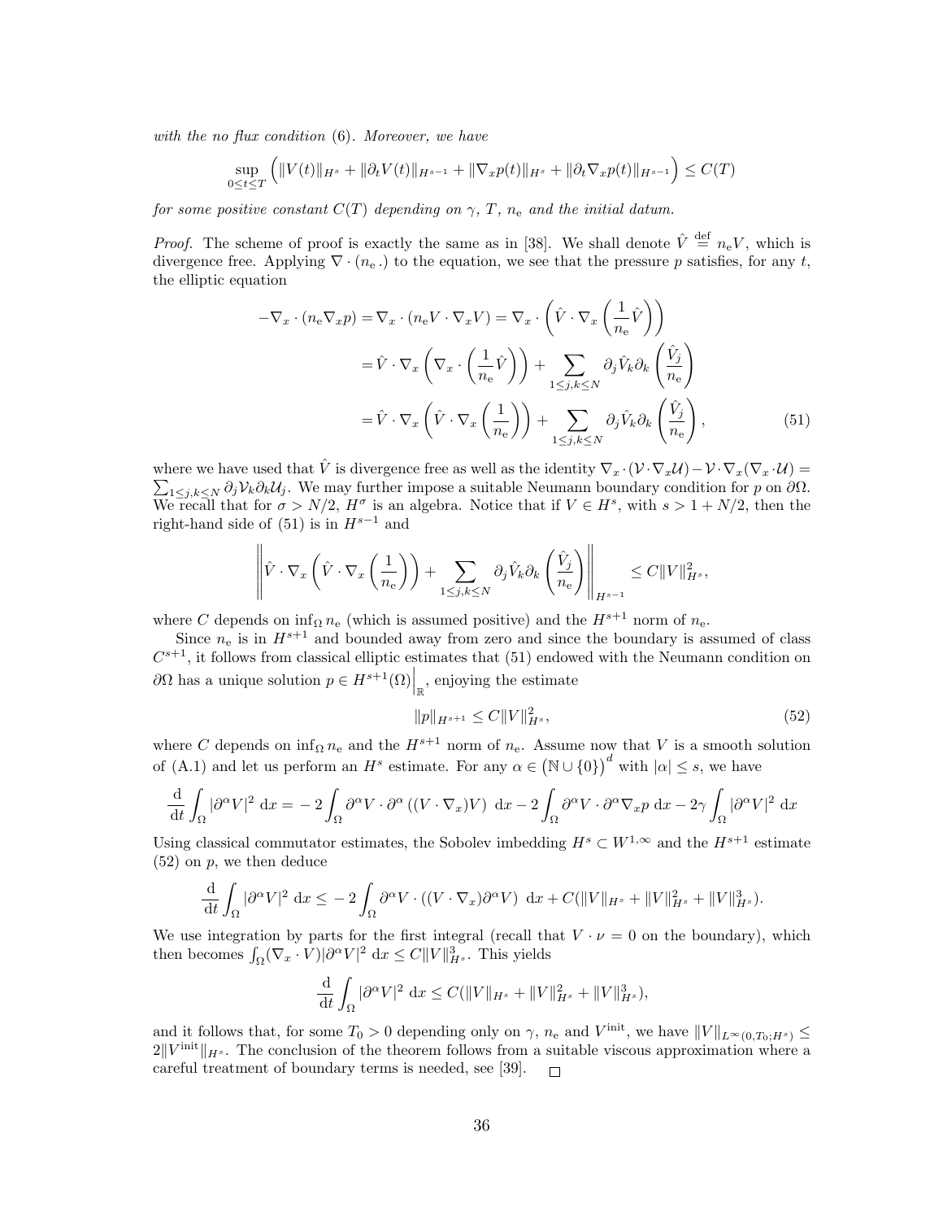*with the no flux condition (6). Moreover, we have*

$$\sup_{0\leq t\leq T}\left(\|V(t)\|_{H^s}+\|\partial_t V(t)\|_{H^{s-1}}+\|\nabla_x p(t)\|_{H^s}+\|\partial_t \nabla_x p(t)\|_{H^{s-1}}\right)\leq C(T)$$

*for some positive constant $C(T)$ depending on $\gamma$, $T$, $n_\mathrm{e}$ and the initial datum.*

*Proof.* The scheme of proof is exactly the same as in [38]. We shall denote $\hat{V} \stackrel{\text{def}}{=} n_\mathrm{e} V$, which is divergence free. Applying $\nabla\cdot(n_\mathrm{e}\,.)$ to the equation, we see that the pressure $p$ satisfies, for any $t$, the elliptic equation

$$\begin{aligned}
-\nabla_x\cdot(n_\mathrm{e}\nabla_x p) &= \nabla_x\cdot(n_\mathrm{e} V\cdot\nabla_x V) = \nabla_x\cdot\left(\hat{V}\cdot\nabla_x\left(\frac{1}{n_\mathrm{e}}\hat{V}\right)\right)\\
&= \hat{V}\cdot\nabla_x\left(\nabla_x\cdot\left(\frac{1}{n_\mathrm{e}}\hat{V}\right)\right)+\sum_{1\leq j,k\leq N}\partial_j\hat{V}_k\partial_k\left(\frac{\hat{V}_j}{n_\mathrm{e}}\right)\\
&= \hat{V}\cdot\nabla_x\left(\hat{V}\cdot\nabla_x\left(\frac{1}{n_\mathrm{e}}\right)\right)+\sum_{1\leq j,k\leq N}\partial_j\hat{V}_k\partial_k\left(\frac{\hat{V}_j}{n_\mathrm{e}}\right),
\end{aligned}\tag{51}$$

where we have used that $\hat{V}$ is divergence free as well as the identity $\nabla_x\cdot(\mathcal{V}\cdot\nabla_x\mathcal{U})-\mathcal{V}\cdot\nabla_x(\nabla_x\cdot\mathcal{U}) = \sum_{1\leq j,k\leq N}\partial_j\mathcal{V}_k\partial_k\mathcal{U}_j$. We may further impose a suitable Neumann boundary condition for $p$ on $\partial\Omega$. We recall that for $\sigma > N/2$, $H^\sigma$ is an algebra. Notice that if $V\in H^s$, with $s>1+N/2$, then the right-hand side of (51) is in $H^{s-1}$ and

$$\left\|\hat{V}\cdot\nabla_x\left(\hat{V}\cdot\nabla_x\left(\frac{1}{n_\mathrm{e}}\right)\right)+\sum_{1\leq j,k\leq N}\partial_j\hat{V}_k\partial_k\left(\frac{\hat{V}_j}{n_\mathrm{e}}\right)\right\|_{H^{s-1}}\leq C\|V\|_{H^s}^2,$$

where $C$ depends on $\inf_\Omega n_\mathrm{e}$ (which is assumed positive) and the $H^{s+1}$ norm of $n_\mathrm{e}$.

Since $n_\mathrm{e}$ is in $H^{s+1}$ and bounded away from zero and since the boundary is assumed of class $C^{s+1}$, it follows from classical elliptic estimates that (51) endowed with the Neumann condition on $\partial\Omega$ has a unique solution $p\in H^{s+1}(\Omega)\Big|_{\mathbb{R}}$, enjoying the estimate

$$\|p\|_{H^{s+1}}\leq C\|V\|_{H^s}^2,\tag{52}$$

where $C$ depends on $\inf_\Omega n_\mathrm{e}$ and the $H^{s+1}$ norm of $n_\mathrm{e}$. Assume now that $V$ is a smooth solution of (A.1) and let us perform an $H^s$ estimate. For any $\alpha\in\left(\mathbb{N}\cup\{0\}\right)^d$ with $|\alpha|\leq s$, we have

$$\frac{\mathrm{d}}{\mathrm{d}t}\int_\Omega|\partial^\alpha V|^2\,\mathrm{d}x = -2\int_\Omega\partial^\alpha V\cdot\partial^\alpha\left((V\cdot\nabla_x)V\right)\,\mathrm{d}x-2\int_\Omega\partial^\alpha V\cdot\partial^\alpha\nabla_x p\,\mathrm{d}x-2\gamma\int_\Omega|\partial^\alpha V|^2\,\mathrm{d}x$$

Using classical commutator estimates, the Sobolev imbedding $H^s\subset W^{1,\infty}$ and the $H^{s+1}$ estimate (52) on $p$, we then deduce

$$\frac{\mathrm{d}}{\mathrm{d}t}\int_\Omega|\partial^\alpha V|^2\,\mathrm{d}x\leq -2\int_\Omega\partial^\alpha V\cdot\left((V\cdot\nabla_x)\partial^\alpha V\right)\,\mathrm{d}x+C(\|V\|_{H^s}+\|V\|_{H^s}^2+\|V\|_{H^s}^3).$$

We use integration by parts for the first integral (recall that $V\cdot\nu=0$ on the boundary), which then becomes $\int_\Omega(\nabla_x\cdot V)|\partial^\alpha V|^2\,\mathrm{d}x\leq C\|V\|_{H^s}^3$. This yields

$$\frac{\mathrm{d}}{\mathrm{d}t}\int_\Omega|\partial^\alpha V|^2\,\mathrm{d}x\leq C(\|V\|_{H^s}+\|V\|_{H^s}^2+\|V\|_{H^s}^3),$$

and it follows that, for some $T_0>0$ depending only on $\gamma$, $n_\mathrm{e}$ and $V^{\mathrm{init}}$, we have $\|V\|_{L^\infty(0,T_0;H^s)}\leq 2\|V^{\mathrm{init}}\|_{H^s}$. The conclusion of the theorem follows from a suitable viscous approximation where a careful treatment of boundary terms is needed, see [39]. $\square$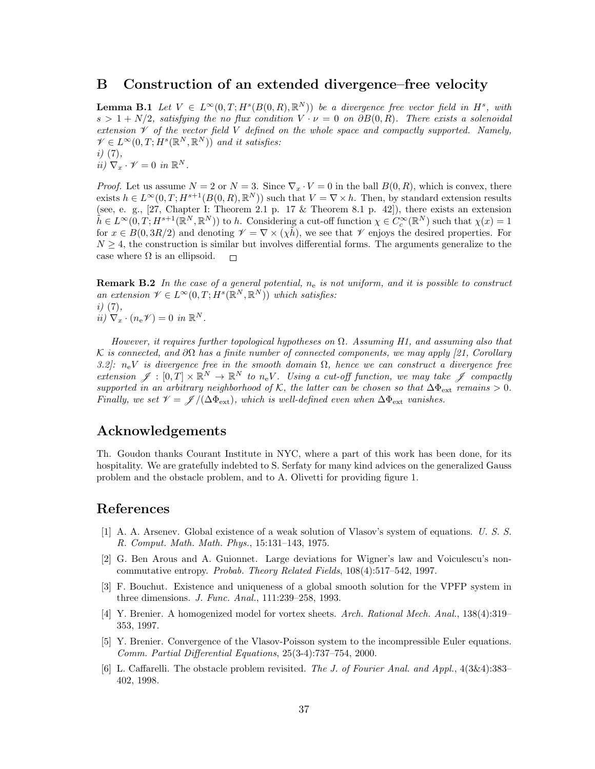# B Construction of an extended divergence–free velocity

**Lemma B.1** *Let $V \in L^\infty(0,T; H^s(B(0,R),\mathbb{R}^N))$ be a divergence free vector field in $H^s$, with $s > 1 + N/2$, satisfying the no flux condition $V \cdot \nu = 0$ on $\partial B(0,R)$. There exists a solenoidal extension $\mathscr{V}$ of the vector field $V$ defined on the whole space and compactly supported. Namely, $\mathscr{V} \in L^\infty(0,T; H^s(\mathbb{R}^N,\mathbb{R}^N))$ and it satisfies:*
*i)* (7),
*ii)* $\nabla_x \cdot \mathscr{V} = 0$ *in* $\mathbb{R}^N$.

*Proof.* Let us assume $N = 2$ or $N = 3$. Since $\nabla_x \cdot V = 0$ in the ball $B(0,R)$, which is convex, there exists $h \in L^\infty(0,T; H^{s+1}(B(0,R),\mathbb{R}^N))$ such that $V = \nabla \times h$. Then, by standard extension results (see, e. g., [27, Chapter I: Theorem 2.1 p. 17 & Theorem 8.1 p. 42]), there exists an extension $\tilde{h} \in L^\infty(0,T; H^{s+1}(\mathbb{R}^N,\mathbb{R}^N))$ to $h$. Considering a cut-off function $\chi \in C_c^\infty(\mathbb{R}^N)$ such that $\chi(x) = 1$ for $x \in B(0, 3R/2)$ and denoting $\mathscr{V} = \nabla \times (\chi\tilde{h})$, we see that $\mathscr{V}$ enjoys the desired properties. For $N \geq 4$, the construction is similar but involves differential forms. The arguments generalize to the case where $\Omega$ is an ellipsoid. $\square$

**Remark B.2** *In the case of a general potential, $n_\mathrm{e}$ is not uniform, and it is possible to construct an extension $\mathscr{V} \in L^\infty(0,T; H^s(\mathbb{R}^N,\mathbb{R}^N))$ which satisfies:*
*i)* (7),
*ii)* $\nabla_x \cdot (n_\mathrm{e}\mathscr{V}) = 0$ *in* $\mathbb{R}^N$.

*However, it requires further topological hypotheses on $\Omega$. Assuming H1, and assuming also that $\mathcal{K}$ is connected, and $\partial\Omega$ has a finite number of connected components, we may apply [21, Corollary 3.2]: $n_\mathrm{e}V$ is divergence free in the smooth domain $\Omega$, hence we can construct a divergence free extension $\mathscr{J} : [0,T] \times \mathbb{R}^N \to \mathbb{R}^N$ to $n_\mathrm{e}V$. Using a cut-off function, we may take $\mathscr{J}$ compactly supported in an arbitrary neighborhood of $\mathcal{K}$, the latter can be chosen so that $\Delta\Phi_{\mathrm{ext}}$ remains $> 0$. Finally, we set $\mathscr{V} = \mathscr{J}/(\Delta\Phi_{\mathrm{ext}})$, which is well-defined even when $\Delta\Phi_{\mathrm{ext}}$ vanishes.*

# Acknowledgements

Th. Goudon thanks Courant Institute in NYC, where a part of this work has been done, for its hospitality. We are gratefully indebted to S. Serfaty for many kind advices on the generalized Gauss problem and the obstacle problem, and to A. Olivetti for providing figure 1.

# References

[1] A. A. Arsenev. Global existence of a weak solution of Vlasov's system of equations. *U. S. S. R. Comput. Math. Math. Phys.*, 15:131–143, 1975.

[2] G. Ben Arous and A. Guionnet. Large deviations for Wigner's law and Voiculescu's non-commutative entropy. *Probab. Theory Related Fields*, 108(4):517–542, 1997.

[3] F. Bouchut. Existence and uniqueness of a global smooth solution for the VPFP system in three dimensions. *J. Func. Anal.*, 111:239–258, 1993.

[4] Y. Brenier. A homogenized model for vortex sheets. *Arch. Rational Mech. Anal.*, 138(4):319–353, 1997.

[5] Y. Brenier. Convergence of the Vlasov-Poisson system to the incompressible Euler equations. *Comm. Partial Differential Equations*, 25(3-4):737–754, 2000.

[6] L. Caffarelli. The obstacle problem revisited. *The J. of Fourier Anal. and Appl.*, 4(3&4):383–402, 1998.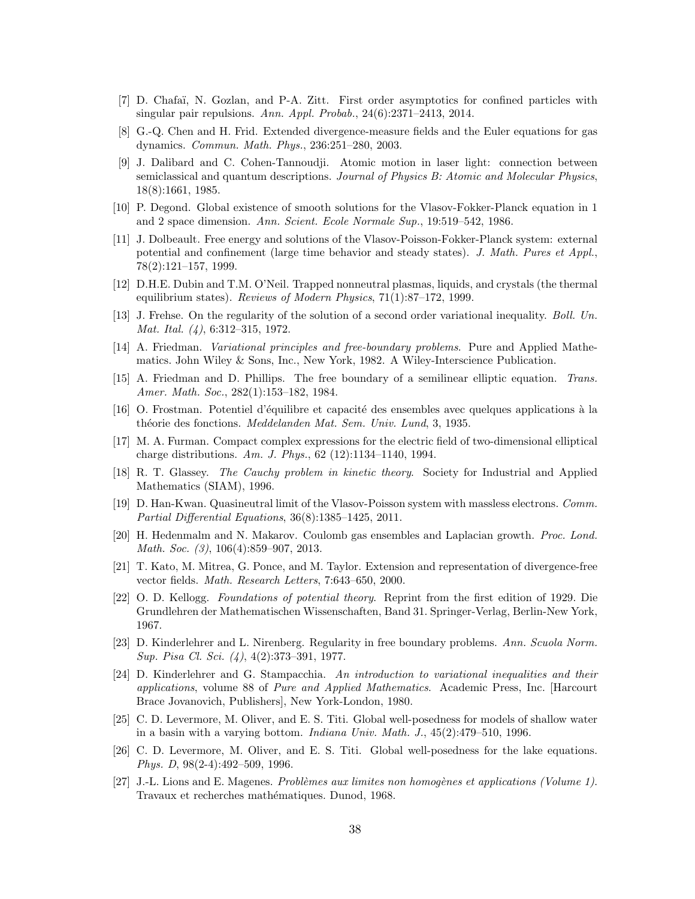[7] D. Chafaï, N. Gozlan, and P-A. Zitt. First order asymptotics for confined particles with singular pair repulsions. *Ann. Appl. Probab.*, 24(6):2371–2413, 2014.

[8] G.-Q. Chen and H. Frid. Extended divergence-measure fields and the Euler equations for gas dynamics. *Commun. Math. Phys.*, 236:251–280, 2003.

[9] J. Dalibard and C. Cohen-Tannoudji. Atomic motion in laser light: connection between semiclassical and quantum descriptions. *Journal of Physics B: Atomic and Molecular Physics*, 18(8):1661, 1985.

[10] P. Degond. Global existence of smooth solutions for the Vlasov-Fokker-Planck equation in 1 and 2 space dimension. *Ann. Scient. Ecole Normale Sup.*, 19:519–542, 1986.

[11] J. Dolbeault. Free energy and solutions of the Vlasov-Poisson-Fokker-Planck system: external potential and confinement (large time behavior and steady states). *J. Math. Pures et Appl.*, 78(2):121–157, 1999.

[12] D.H.E. Dubin and T.M. O'Neil. Trapped nonneutral plasmas, liquids, and crystals (the thermal equilibrium states). *Reviews of Modern Physics*, 71(1):87–172, 1999.

[13] J. Frehse. On the regularity of the solution of a second order variational inequality. *Boll. Un. Mat. Ital. (4)*, 6:312–315, 1972.

[14] A. Friedman. *Variational principles and free-boundary problems*. Pure and Applied Mathematics. John Wiley & Sons, Inc., New York, 1982. A Wiley-Interscience Publication.

[15] A. Friedman and D. Phillips. The free boundary of a semilinear elliptic equation. *Trans. Amer. Math. Soc.*, 282(1):153–182, 1984.

[16] O. Frostman. Potentiel d'équilibre et capacité des ensembles avec quelques applications à la théorie des fonctions. *Meddelanden Mat. Sem. Univ. Lund*, 3, 1935.

[17] M. A. Furman. Compact complex expressions for the electric field of two-dimensional elliptical charge distributions. *Am. J. Phys.*, 62 (12):1134–1140, 1994.

[18] R. T. Glassey. *The Cauchy problem in kinetic theory*. Society for Industrial and Applied Mathematics (SIAM), 1996.

[19] D. Han-Kwan. Quasineutral limit of the Vlasov-Poisson system with massless electrons. *Comm. Partial Differential Equations*, 36(8):1385–1425, 2011.

[20] H. Hedenmalm and N. Makarov. Coulomb gas ensembles and Laplacian growth. *Proc. Lond. Math. Soc. (3)*, 106(4):859–907, 2013.

[21] T. Kato, M. Mitrea, G. Ponce, and M. Taylor. Extension and representation of divergence-free vector fields. *Math. Research Letters*, 7:643–650, 2000.

[22] O. D. Kellogg. *Foundations of potential theory*. Reprint from the first edition of 1929. Die Grundlehren der Mathematischen Wissenschaften, Band 31. Springer-Verlag, Berlin-New York, 1967.

[23] D. Kinderlehrer and L. Nirenberg. Regularity in free boundary problems. *Ann. Scuola Norm. Sup. Pisa Cl. Sci. (4)*, 4(2):373–391, 1977.

[24] D. Kinderlehrer and G. Stampacchia. *An introduction to variational inequalities and their applications*, volume 88 of *Pure and Applied Mathematics*. Academic Press, Inc. [Harcourt Brace Jovanovich, Publishers], New York-London, 1980.

[25] C. D. Levermore, M. Oliver, and E. S. Titi. Global well-posedness for models of shallow water in a basin with a varying bottom. *Indiana Univ. Math. J.*, 45(2):479–510, 1996.

[26] C. D. Levermore, M. Oliver, and E. S. Titi. Global well-posedness for the lake equations. *Phys. D*, 98(2-4):492–509, 1996.

[27] J.-L. Lions and E. Magenes. *Problèmes aux limites non homogènes et applications (Volume 1)*. Travaux et recherches mathématiques. Dunod, 1968.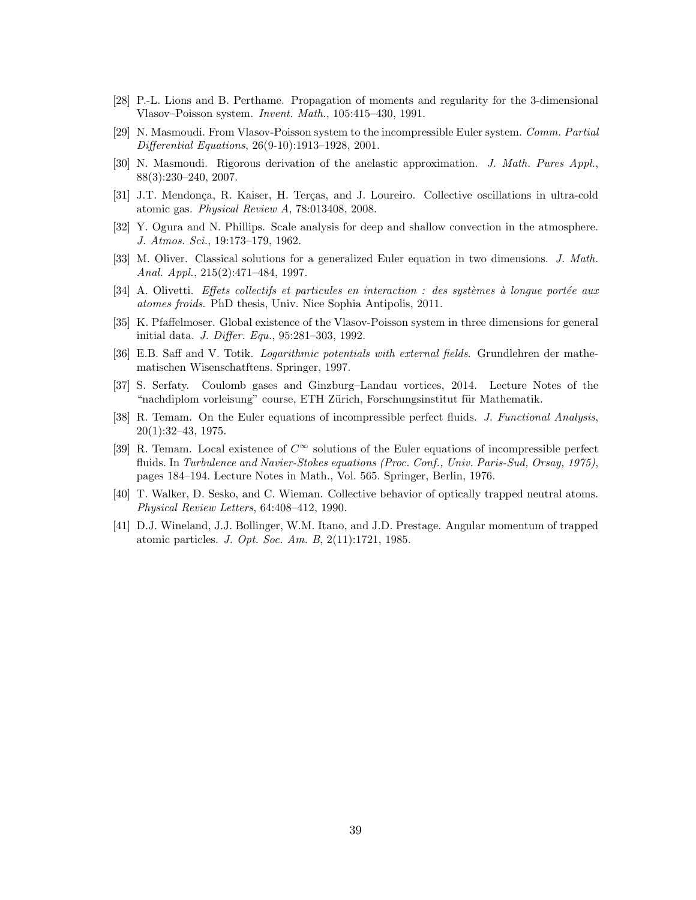[28] P.-L. Lions and B. Perthame. Propagation of moments and regularity for the 3-dimensional Vlasov–Poisson system. *Invent. Math.*, 105:415–430, 1991.

[29] N. Masmoudi. From Vlasov-Poisson system to the incompressible Euler system. *Comm. Partial Differential Equations*, 26(9-10):1913–1928, 2001.

[30] N. Masmoudi. Rigorous derivation of the anelastic approximation. *J. Math. Pures Appl.*, 88(3):230–240, 2007.

[31] J.T. Mendonça, R. Kaiser, H. Terças, and J. Loureiro. Collective oscillations in ultra-cold atomic gas. *Physical Review A*, 78:013408, 2008.

[32] Y. Ogura and N. Phillips. Scale analysis for deep and shallow convection in the atmosphere. *J. Atmos. Sci.*, 19:173–179, 1962.

[33] M. Oliver. Classical solutions for a generalized Euler equation in two dimensions. *J. Math. Anal. Appl.*, 215(2):471–484, 1997.

[34] A. Olivetti. *Effets collectifs et particules en interaction : des systèmes à longue portée aux atomes froids*. PhD thesis, Univ. Nice Sophia Antipolis, 2011.

[35] K. Pfaffelmoser. Global existence of the Vlasov-Poisson system in three dimensions for general initial data. *J. Differ. Equ.*, 95:281–303, 1992.

[36] E.B. Saff and V. Totik. *Logarithmic potentials with external fields*. Grundlehren der mathematischen Wisenschaftens. Springer, 1997.

[37] S. Serfaty. Coulomb gases and Ginzburg–Landau vortices, 2014. Lecture Notes of the "nachdiplom vorleisung" course, ETH Zürich, Forschungsinstitut für Mathematik.

[38] R. Temam. On the Euler equations of incompressible perfect fluids. *J. Functional Analysis*, 20(1):32–43, 1975.

[39] R. Temam. Local existence of $C^\infty$ solutions of the Euler equations of incompressible perfect fluids. In *Turbulence and Navier-Stokes equations (Proc. Conf., Univ. Paris-Sud, Orsay, 1975)*, pages 184–194. Lecture Notes in Math., Vol. 565. Springer, Berlin, 1976.

[40] T. Walker, D. Sesko, and C. Wieman. Collective behavior of optically trapped neutral atoms. *Physical Review Letters*, 64:408–412, 1990.

[41] D.J. Wineland, J.J. Bollinger, W.M. Itano, and J.D. Prestage. Angular momentum of trapped atomic particles. *J. Opt. Soc. Am. B*, 2(11):1721, 1985.